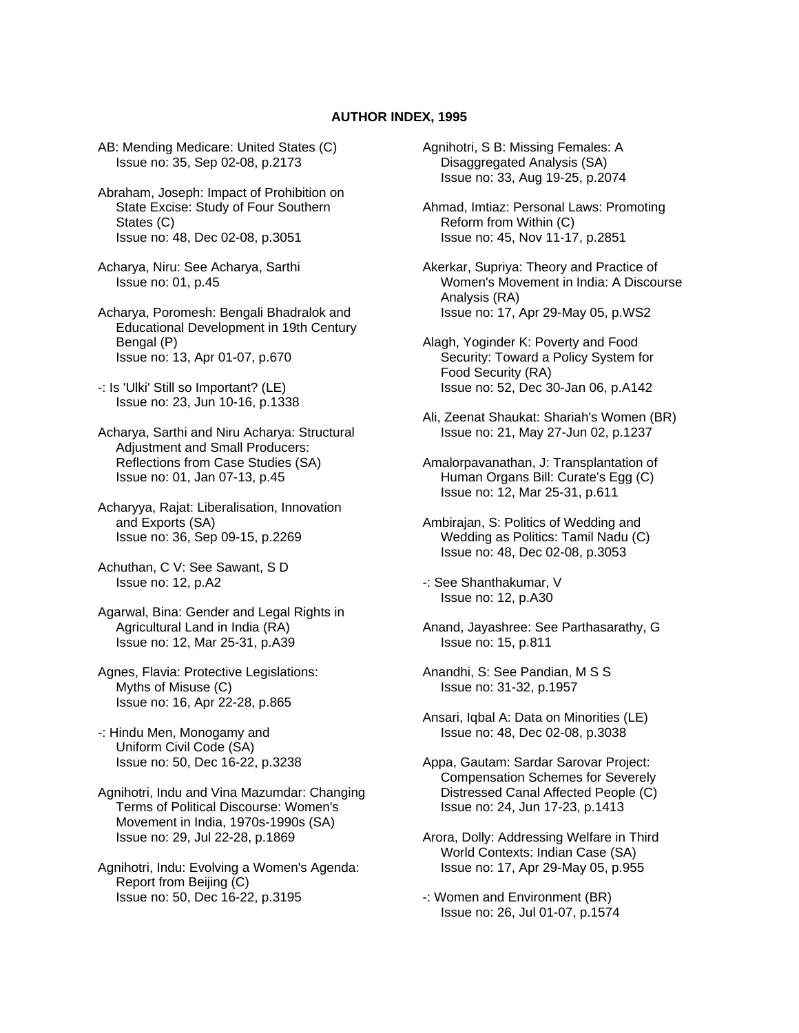# AUTHOR INDEX, 1995

AB: Mending Medicare: United States (C)
Issue no: 35, Sep 02-08, p.2173

Abraham, Joseph: Impact of Prohibition on State Excise: Study of Four Southern States (C)
Issue no: 48, Dec 02-08, p.3051

Acharya, Niru: See Acharya, Sarthi
Issue no: 01, p.45

Acharya, Poromesh: Bengali Bhadralok and Educational Development in 19th Century Bengal (P)
Issue no: 13, Apr 01-07, p.670

-: Is 'Ulki' Still so Important? (LE)
Issue no: 23, Jun 10-16, p.1338

Acharya, Sarthi and Niru Acharya: Structural Adjustment and Small Producers: Reflections from Case Studies (SA)
Issue no: 01, Jan 07-13, p.45

Acharyya, Rajat: Liberalisation, Innovation and Exports (SA)
Issue no: 36, Sep 09-15, p.2269

Achuthan, C V: See Sawant, S D
Issue no: 12, p.A2

Agarwal, Bina: Gender and Legal Rights in Agricultural Land in India (RA)
Issue no: 12, Mar 25-31, p.A39

Agnes, Flavia: Protective Legislations: Myths of Misuse (C)
Issue no: 16, Apr 22-28, p.865

-: Hindu Men, Monogamy and Uniform Civil Code (SA)
Issue no: 50, Dec 16-22, p.3238

Agnihotri, Indu and Vina Mazumdar: Changing Terms of Political Discourse: Women's Movement in India, 1970s-1990s (SA)
Issue no: 29, Jul 22-28, p.1869

Agnihotri, Indu: Evolving a Women's Agenda: Report from Beijing (C)
Issue no: 50, Dec 16-22, p.3195

Agnihotri, S B: Missing Females: A Disaggregated Analysis (SA)
Issue no: 33, Aug 19-25, p.2074

Ahmad, Imtiaz: Personal Laws: Promoting Reform from Within (C)
Issue no: 45, Nov 11-17, p.2851

Akerkar, Supriya: Theory and Practice of Women's Movement in India: A Discourse Analysis (RA)
Issue no: 17, Apr 29-May 05, p.WS2

Alagh, Yoginder K: Poverty and Food Security: Toward a Policy System for Food Security (RA)
Issue no: 52, Dec 30-Jan 06, p.A142

Ali, Zeenat Shaukat: Shariah's Women (BR)
Issue no: 21, May 27-Jun 02, p.1237

Amalorpavanathan, J: Transplantation of Human Organs Bill: Curate's Egg (C)
Issue no: 12, Mar 25-31, p.611

Ambirajan, S: Politics of Wedding and Wedding as Politics: Tamil Nadu (C)
Issue no: 48, Dec 02-08, p.3053

-: See Shanthakumar, V
Issue no: 12, p.A30

Anand, Jayashree: See Parthasarathy, G
Issue no: 15, p.811

Anandhi, S: See Pandian, M S S
Issue no: 31-32, p.1957

Ansari, Iqbal A: Data on Minorities (LE)
Issue no: 48, Dec 02-08, p.3038

Appa, Gautam: Sardar Sarovar Project: Compensation Schemes for Severely Distressed Canal Affected People (C)
Issue no: 24, Jun 17-23, p.1413

Arora, Dolly: Addressing Welfare in Third World Contexts: Indian Case (SA)
Issue no: 17, Apr 29-May 05, p.955

-: Women and Environment (BR)
Issue no: 26, Jul 01-07, p.1574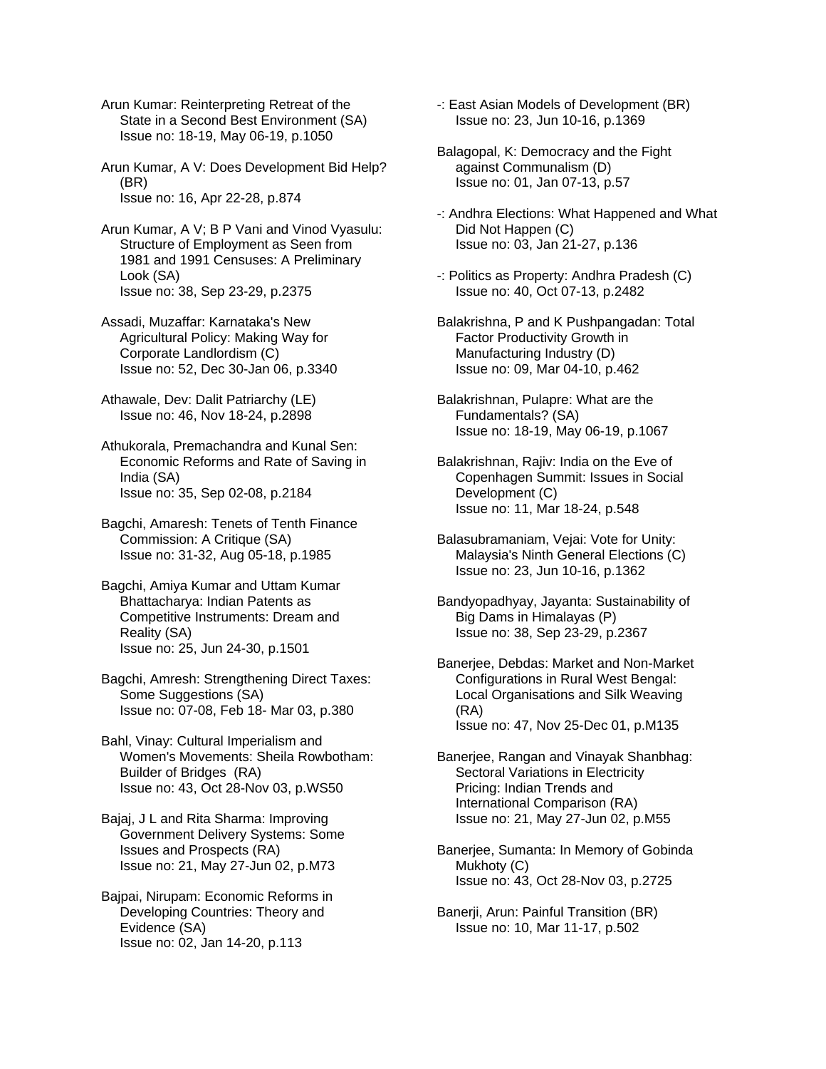Arun Kumar: Reinterpreting Retreat of the State in a Second Best Environment (SA)
Issue no: 18-19, May 06-19, p.1050

Arun Kumar, A V: Does Development Bid Help? (BR)
Issue no: 16, Apr 22-28, p.874

Arun Kumar, A V; B P Vani and Vinod Vyasulu: Structure of Employment as Seen from 1981 and 1991 Censuses: A Preliminary Look (SA)
Issue no: 38, Sep 23-29, p.2375

Assadi, Muzaffar: Karnataka's New Agricultural Policy: Making Way for Corporate Landlordism (C)
Issue no: 52, Dec 30-Jan 06, p.3340

Athawale, Dev: Dalit Patriarchy (LE)
Issue no: 46, Nov 18-24, p.2898

Athukorala, Premachandra and Kunal Sen: Economic Reforms and Rate of Saving in India (SA)
Issue no: 35, Sep 02-08, p.2184

Bagchi, Amaresh: Tenets of Tenth Finance Commission: A Critique (SA)
Issue no: 31-32, Aug 05-18, p.1985

Bagchi, Amiya Kumar and Uttam Kumar Bhattacharya: Indian Patents as Competitive Instruments: Dream and Reality (SA)
Issue no: 25, Jun 24-30, p.1501

Bagchi, Amresh: Strengthening Direct Taxes: Some Suggestions (SA)
Issue no: 07-08, Feb 18- Mar 03, p.380

Bahl, Vinay: Cultural Imperialism and Women's Movements: Sheila Rowbotham: Builder of Bridges (RA)
Issue no: 43, Oct 28-Nov 03, p.WS50

Bajaj, J L and Rita Sharma: Improving Government Delivery Systems: Some Issues and Prospects (RA)
Issue no: 21, May 27-Jun 02, p.M73

Bajpai, Nirupam: Economic Reforms in Developing Countries: Theory and Evidence (SA)
Issue no: 02, Jan 14-20, p.113

-: East Asian Models of Development (BR)
Issue no: 23, Jun 10-16, p.1369

Balagopal, K: Democracy and the Fight against Communalism (D)
Issue no: 01, Jan 07-13, p.57

-: Andhra Elections: What Happened and What Did Not Happen (C)
Issue no: 03, Jan 21-27, p.136

-: Politics as Property: Andhra Pradesh (C)
Issue no: 40, Oct 07-13, p.2482

Balakrishna, P and K Pushpangadan: Total Factor Productivity Growth in Manufacturing Industry (D)
Issue no: 09, Mar 04-10, p.462

Balakrishnan, Pulapre: What are the Fundamentals? (SA)
Issue no: 18-19, May 06-19, p.1067

Balakrishnan, Rajiv: India on the Eve of Copenhagen Summit: Issues in Social Development (C)
Issue no: 11, Mar 18-24, p.548

Balasubramaniam, Vejai: Vote for Unity: Malaysia's Ninth General Elections (C)
Issue no: 23, Jun 10-16, p.1362

Bandyopadhyay, Jayanta: Sustainability of Big Dams in Himalayas (P)
Issue no: 38, Sep 23-29, p.2367

Banerjee, Debdas: Market and Non-Market Configurations in Rural West Bengal: Local Organisations and Silk Weaving (RA)
Issue no: 47, Nov 25-Dec 01, p.M135

Banerjee, Rangan and Vinayak Shanbhag: Sectoral Variations in Electricity Pricing: Indian Trends and International Comparison (RA)
Issue no: 21, May 27-Jun 02, p.M55

Banerjee, Sumanta: In Memory of Gobinda Mukhoty (C)
Issue no: 43, Oct 28-Nov 03, p.2725

Banerji, Arun: Painful Transition (BR)
Issue no: 10, Mar 11-17, p.502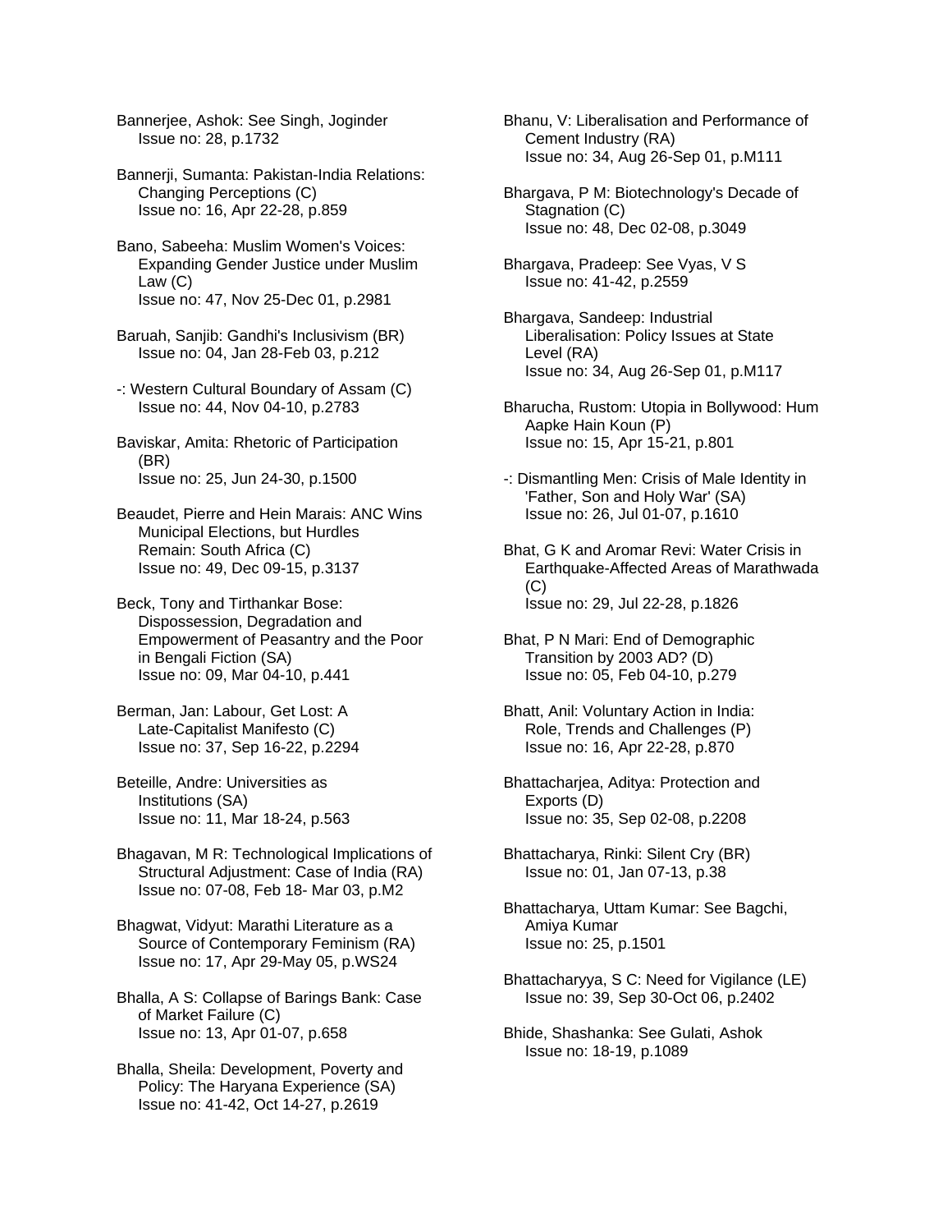Bannerjee, Ashok: See Singh, Joginder
Issue no: 28, p.1732

Bannerji, Sumanta: Pakistan-India Relations: Changing Perceptions (C)
Issue no: 16, Apr 22-28, p.859

Bano, Sabeeha: Muslim Women's Voices: Expanding Gender Justice under Muslim Law (C)
Issue no: 47, Nov 25-Dec 01, p.2981

Baruah, Sanjib: Gandhi's Inclusivism (BR)
Issue no: 04, Jan 28-Feb 03, p.212

-: Western Cultural Boundary of Assam (C)
Issue no: 44, Nov 04-10, p.2783

Baviskar, Amita: Rhetoric of Participation (BR)
Issue no: 25, Jun 24-30, p.1500

Beaudet, Pierre and Hein Marais: ANC Wins Municipal Elections, but Hurdles Remain: South Africa (C)
Issue no: 49, Dec 09-15, p.3137

Beck, Tony and Tirthankar Bose: Dispossession, Degradation and Empowerment of Peasantry and the Poor in Bengali Fiction (SA)
Issue no: 09, Mar 04-10, p.441

Berman, Jan: Labour, Get Lost: A Late-Capitalist Manifesto (C)
Issue no: 37, Sep 16-22, p.2294

Beteille, Andre: Universities as Institutions (SA)
Issue no: 11, Mar 18-24, p.563

Bhagavan, M R: Technological Implications of Structural Adjustment: Case of India (RA)
Issue no: 07-08, Feb 18- Mar 03, p.M2

Bhagwat, Vidyut: Marathi Literature as a Source of Contemporary Feminism (RA)
Issue no: 17, Apr 29-May 05, p.WS24

Bhalla, A S: Collapse of Barings Bank: Case of Market Failure (C)
Issue no: 13, Apr 01-07, p.658

Bhalla, Sheila: Development, Poverty and Policy: The Haryana Experience (SA)
Issue no: 41-42, Oct 14-27, p.2619

Bhanu, V: Liberalisation and Performance of Cement Industry (RA)
Issue no: 34, Aug 26-Sep 01, p.M111

Bhargava, P M: Biotechnology's Decade of Stagnation (C)
Issue no: 48, Dec 02-08, p.3049

Bhargava, Pradeep: See Vyas, V S
Issue no: 41-42, p.2559

Bhargava, Sandeep: Industrial Liberalisation: Policy Issues at State Level (RA)
Issue no: 34, Aug 26-Sep 01, p.M117

Bharucha, Rustom: Utopia in Bollywood: Hum Aapke Hain Koun (P)
Issue no: 15, Apr 15-21, p.801

-: Dismantling Men: Crisis of Male Identity in 'Father, Son and Holy War' (SA)
Issue no: 26, Jul 01-07, p.1610

Bhat, G K and Aromar Revi: Water Crisis in Earthquake-Affected Areas of Marathwada (C)
Issue no: 29, Jul 22-28, p.1826

Bhat, P N Mari: End of Demographic Transition by 2003 AD? (D)
Issue no: 05, Feb 04-10, p.279

Bhatt, Anil: Voluntary Action in India: Role, Trends and Challenges (P)
Issue no: 16, Apr 22-28, p.870

Bhattacharjea, Aditya: Protection and Exports (D)
Issue no: 35, Sep 02-08, p.2208

Bhattacharya, Rinki: Silent Cry (BR)
Issue no: 01, Jan 07-13, p.38

Bhattacharya, Uttam Kumar: See Bagchi, Amiya Kumar
Issue no: 25, p.1501

Bhattacharyya, S C: Need for Vigilance (LE)
Issue no: 39, Sep 30-Oct 06, p.2402

Bhide, Shashanka: See Gulati, Ashok
Issue no: 18-19, p.1089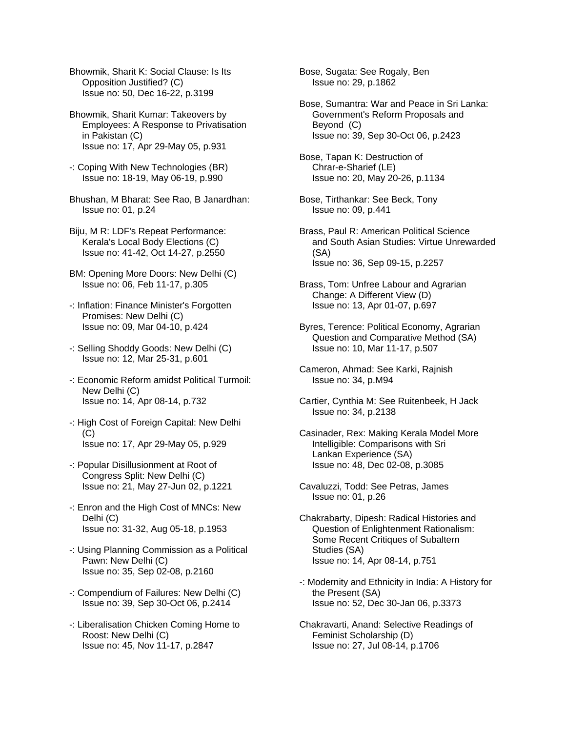Bhowmik, Sharit K: Social Clause: Is Its Opposition Justified? (C)
Issue no: 50, Dec 16-22, p.3199

Bhowmik, Sharit Kumar: Takeovers by Employees: A Response to Privatisation in Pakistan (C)
Issue no: 17, Apr 29-May 05, p.931

-: Coping With New Technologies (BR)
Issue no: 18-19, May 06-19, p.990

Bhushan, M Bharat: See Rao, B Janardhan:
Issue no: 01, p.24

Biju, M R: LDF's Repeat Performance: Kerala's Local Body Elections (C)
Issue no: 41-42, Oct 14-27, p.2550

BM: Opening More Doors: New Delhi (C)
Issue no: 06, Feb 11-17, p.305

-: Inflation: Finance Minister's Forgotten Promises: New Delhi (C)
Issue no: 09, Mar 04-10, p.424

-: Selling Shoddy Goods: New Delhi (C)
Issue no: 12, Mar 25-31, p.601

-: Economic Reform amidst Political Turmoil: New Delhi (C)
Issue no: 14, Apr 08-14, p.732

-: High Cost of Foreign Capital: New Delhi (C)
Issue no: 17, Apr 29-May 05, p.929

-: Popular Disillusionment at Root of Congress Split: New Delhi (C)
Issue no: 21, May 27-Jun 02, p.1221

-: Enron and the High Cost of MNCs: New Delhi (C)
Issue no: 31-32, Aug 05-18, p.1953

-: Using Planning Commission as a Political Pawn: New Delhi (C)
Issue no: 35, Sep 02-08, p.2160

-: Compendium of Failures: New Delhi (C)
Issue no: 39, Sep 30-Oct 06, p.2414

-: Liberalisation Chicken Coming Home to Roost: New Delhi (C)
Issue no: 45, Nov 11-17, p.2847

Bose, Sugata: See Rogaly, Ben
Issue no: 29, p.1862

Bose, Sumantra: War and Peace in Sri Lanka: Government's Reform Proposals and Beyond (C)
Issue no: 39, Sep 30-Oct 06, p.2423

Bose, Tapan K: Destruction of Chrar-e-Sharief (LE)
Issue no: 20, May 20-26, p.1134

Bose, Tirthankar: See Beck, Tony
Issue no: 09, p.441

Brass, Paul R: American Political Science and South Asian Studies: Virtue Unrewarded (SA)
Issue no: 36, Sep 09-15, p.2257

Brass, Tom: Unfree Labour and Agrarian Change: A Different View (D)
Issue no: 13, Apr 01-07, p.697

Byres, Terence: Political Economy, Agrarian Question and Comparative Method (SA)
Issue no: 10, Mar 11-17, p.507

Cameron, Ahmad: See Karki, Rajnish
Issue no: 34, p.M94

Cartier, Cynthia M: See Ruitenbeek, H Jack
Issue no: 34, p.2138

Casinader, Rex: Making Kerala Model More Intelligible: Comparisons with Sri Lankan Experience (SA)
Issue no: 48, Dec 02-08, p.3085

Cavaluzzi, Todd: See Petras, James
Issue no: 01, p.26

Chakrabarty, Dipesh: Radical Histories and Question of Enlightenment Rationalism: Some Recent Critiques of Subaltern Studies (SA)
Issue no: 14, Apr 08-14, p.751

-: Modernity and Ethnicity in India: A History for the Present (SA)
Issue no: 52, Dec 30-Jan 06, p.3373

Chakravarti, Anand: Selective Readings of Feminist Scholarship (D)
Issue no: 27, Jul 08-14, p.1706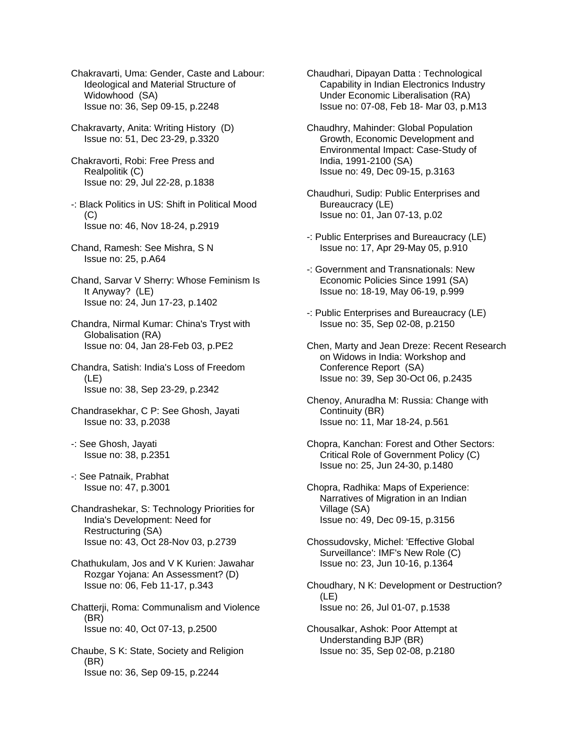Chakravarti, Uma: Gender, Caste and Labour: Ideological and Material Structure of Widowhood (SA)
Issue no: 36, Sep 09-15, p.2248

Chakravarty, Anita: Writing History (D)
Issue no: 51, Dec 23-29, p.3320

Chakravorti, Robi: Free Press and Realpolitik (C)
Issue no: 29, Jul 22-28, p.1838

-: Black Politics in US: Shift in Political Mood (C)
Issue no: 46, Nov 18-24, p.2919

Chand, Ramesh: See Mishra, S N
Issue no: 25, p.A64

Chand, Sarvar V Sherry: Whose Feminism Is It Anyway? (LE)
Issue no: 24, Jun 17-23, p.1402

Chandra, Nirmal Kumar: China's Tryst with Globalisation (RA)
Issue no: 04, Jan 28-Feb 03, p.PE2

Chandra, Satish: India's Loss of Freedom (LE)
Issue no: 38, Sep 23-29, p.2342

Chandrasekhar, C P: See Ghosh, Jayati
Issue no: 33, p.2038

-: See Ghosh, Jayati
Issue no: 38, p.2351

-: See Patnaik, Prabhat
Issue no: 47, p.3001

Chandrashekar, S: Technology Priorities for India's Development: Need for Restructuring (SA)
Issue no: 43, Oct 28-Nov 03, p.2739

Chathukulam, Jos and V K Kurien: Jawahar Rozgar Yojana: An Assessment? (D)
Issue no: 06, Feb 11-17, p.343

Chatterji, Roma: Communalism and Violence (BR)
Issue no: 40, Oct 07-13, p.2500

Chaube, S K: State, Society and Religion (BR)
Issue no: 36, Sep 09-15, p.2244

Chaudhari, Dipayan Datta : Technological Capability in Indian Electronics Industry Under Economic Liberalisation (RA)
Issue no: 07-08, Feb 18- Mar 03, p.M13

Chaudhry, Mahinder: Global Population Growth, Economic Development and Environmental Impact: Case-Study of India, 1991-2100 (SA)
Issue no: 49, Dec 09-15, p.3163

Chaudhuri, Sudip: Public Enterprises and Bureaucracy (LE)
Issue no: 01, Jan 07-13, p.02

-: Public Enterprises and Bureaucracy (LE)
Issue no: 17, Apr 29-May 05, p.910

-: Government and Transnationals: New Economic Policies Since 1991 (SA)
Issue no: 18-19, May 06-19, p.999

-: Public Enterprises and Bureaucracy (LE)
Issue no: 35, Sep 02-08, p.2150

Chen, Marty and Jean Dreze: Recent Research on Widows in India: Workshop and Conference Report (SA)
Issue no: 39, Sep 30-Oct 06, p.2435

Chenoy, Anuradha M: Russia: Change with Continuity (BR)
Issue no: 11, Mar 18-24, p.561

Chopra, Kanchan: Forest and Other Sectors: Critical Role of Government Policy (C)
Issue no: 25, Jun 24-30, p.1480

Chopra, Radhika: Maps of Experience: Narratives of Migration in an Indian Village (SA)
Issue no: 49, Dec 09-15, p.3156

Chossudovsky, Michel: 'Effective Global Surveillance': IMF's New Role (C)
Issue no: 23, Jun 10-16, p.1364

Choudhary, N K: Development or Destruction? (LE)
Issue no: 26, Jul 01-07, p.1538

Chousalkar, Ashok: Poor Attempt at Understanding BJP (BR)
Issue no: 35, Sep 02-08, p.2180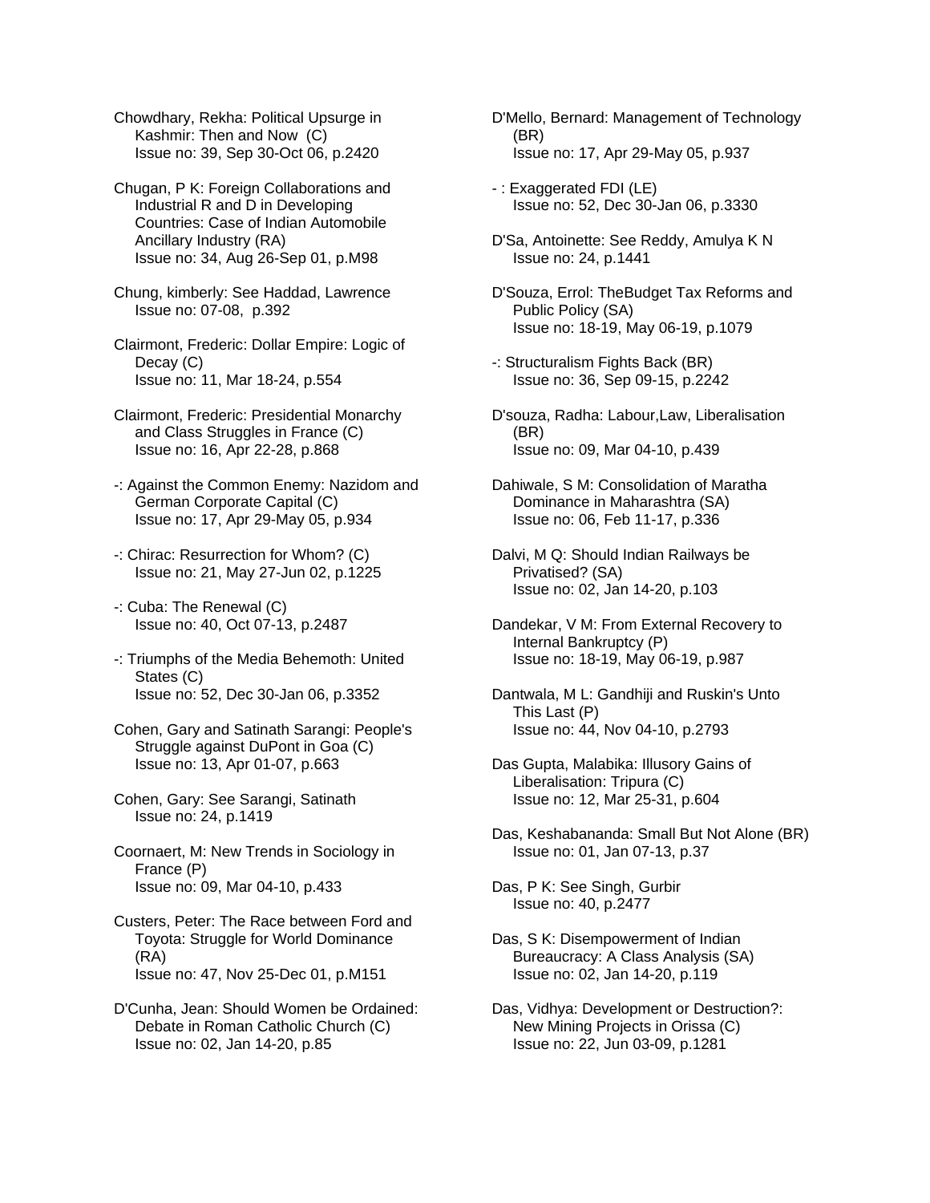Chowdhary, Rekha: Political Upsurge in Kashmir: Then and Now (C)
Issue no: 39, Sep 30-Oct 06, p.2420

Chugan, P K: Foreign Collaborations and Industrial R and D in Developing Countries: Case of Indian Automobile Ancillary Industry (RA)
Issue no: 34, Aug 26-Sep 01, p.M98

Chung, kimberly: See Haddad, Lawrence
Issue no: 07-08, p.392

Clairmont, Frederic: Dollar Empire: Logic of Decay (C)
Issue no: 11, Mar 18-24, p.554

Clairmont, Frederic: Presidential Monarchy and Class Struggles in France (C)
Issue no: 16, Apr 22-28, p.868

-: Against the Common Enemy: Nazidom and German Corporate Capital (C)
Issue no: 17, Apr 29-May 05, p.934

-: Chirac: Resurrection for Whom? (C)
Issue no: 21, May 27-Jun 02, p.1225

-: Cuba: The Renewal (C)
Issue no: 40, Oct 07-13, p.2487

-: Triumphs of the Media Behemoth: United States (C)
Issue no: 52, Dec 30-Jan 06, p.3352

Cohen, Gary and Satinath Sarangi: People's Struggle against DuPont in Goa (C)
Issue no: 13, Apr 01-07, p.663

Cohen, Gary: See Sarangi, Satinath
Issue no: 24, p.1419

Coornaert, M: New Trends in Sociology in France (P)
Issue no: 09, Mar 04-10, p.433

Custers, Peter: The Race between Ford and Toyota: Struggle for World Dominance (RA)
Issue no: 47, Nov 25-Dec 01, p.M151

D'Cunha, Jean: Should Women be Ordained: Debate in Roman Catholic Church (C)
Issue no: 02, Jan 14-20, p.85

D'Mello, Bernard: Management of Technology (BR)
Issue no: 17, Apr 29-May 05, p.937

- : Exaggerated FDI (LE)
Issue no: 52, Dec 30-Jan 06, p.3330

D'Sa, Antoinette: See Reddy, Amulya K N
Issue no: 24, p.1441

D'Souza, Errol: TheBudget Tax Reforms and Public Policy (SA)
Issue no: 18-19, May 06-19, p.1079

-: Structuralism Fights Back (BR)
Issue no: 36, Sep 09-15, p.2242

D'souza, Radha: Labour,Law, Liberalisation (BR)
Issue no: 09, Mar 04-10, p.439

Dahiwale, S M: Consolidation of Maratha Dominance in Maharashtra (SA)
Issue no: 06, Feb 11-17, p.336

Dalvi, M Q: Should Indian Railways be Privatised? (SA)
Issue no: 02, Jan 14-20, p.103

Dandekar, V M: From External Recovery to Internal Bankruptcy (P)
Issue no: 18-19, May 06-19, p.987

Dantwala, M L: Gandhiji and Ruskin's Unto This Last (P)
Issue no: 44, Nov 04-10, p.2793

Das Gupta, Malabika: Illusory Gains of Liberalisation: Tripura (C)
Issue no: 12, Mar 25-31, p.604

Das, Keshabananda: Small But Not Alone (BR)
Issue no: 01, Jan 07-13, p.37

Das, P K: See Singh, Gurbir
Issue no: 40, p.2477

Das, S K: Disempowerment of Indian Bureaucracy: A Class Analysis (SA)
Issue no: 02, Jan 14-20, p.119

Das, Vidhya: Development or Destruction?: New Mining Projects in Orissa (C)
Issue no: 22, Jun 03-09, p.1281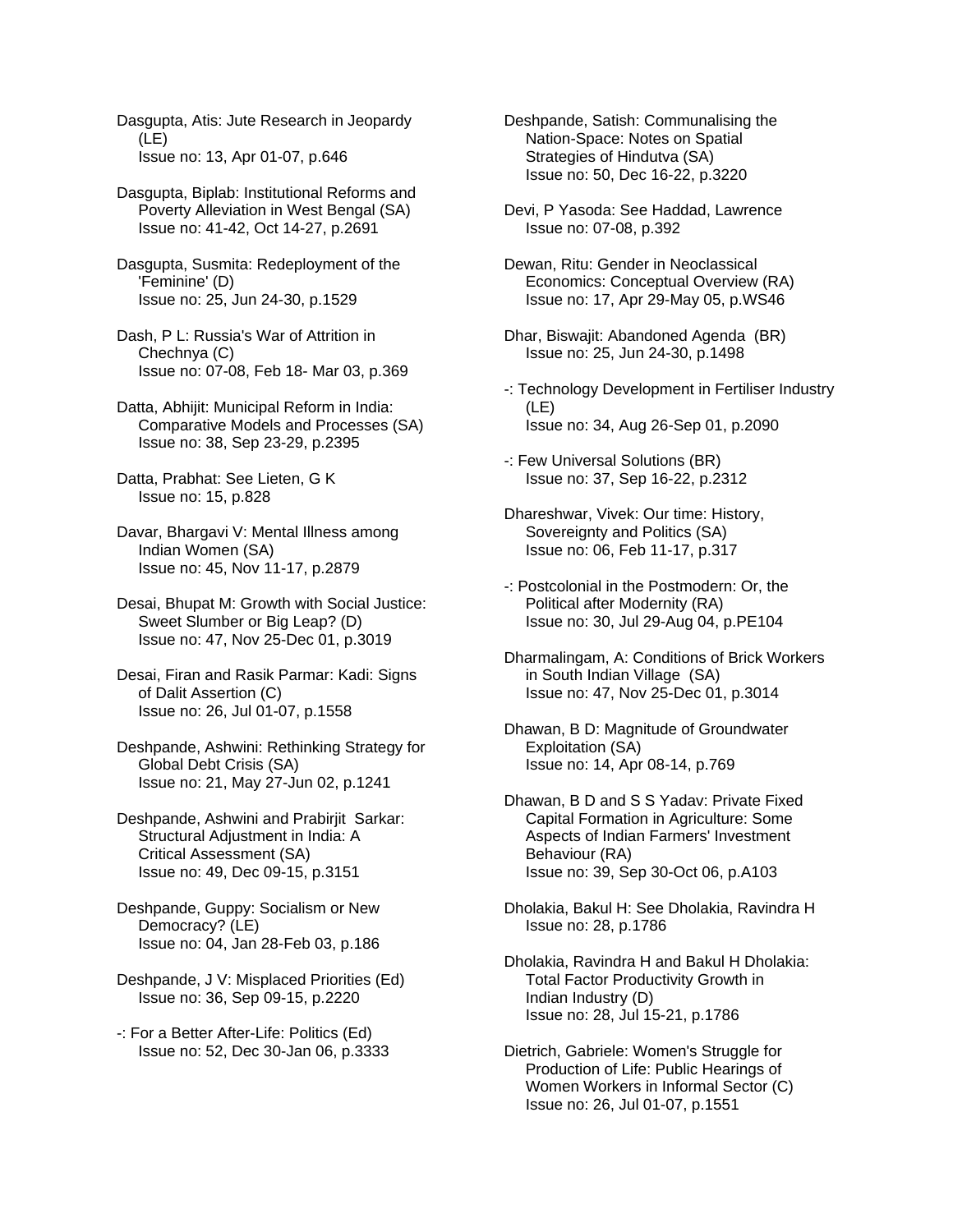Dasgupta, Atis: Jute Research in Jeopardy (LE)
Issue no: 13, Apr 01-07, p.646

Dasgupta, Biplab: Institutional Reforms and Poverty Alleviation in West Bengal (SA)
Issue no: 41-42, Oct 14-27, p.2691

Dasgupta, Susmita: Redeployment of the 'Feminine' (D)
Issue no: 25, Jun 24-30, p.1529

Dash, P L: Russia's War of Attrition in Chechnya (C)
Issue no: 07-08, Feb 18- Mar 03, p.369

Datta, Abhijit: Municipal Reform in India: Comparative Models and Processes (SA)
Issue no: 38, Sep 23-29, p.2395

Datta, Prabhat: See Lieten, G K
Issue no: 15, p.828

Davar, Bhargavi V: Mental Illness among Indian Women (SA)
Issue no: 45, Nov 11-17, p.2879

Desai, Bhupat M: Growth with Social Justice: Sweet Slumber or Big Leap? (D)
Issue no: 47, Nov 25-Dec 01, p.3019

Desai, Firan and Rasik Parmar: Kadi: Signs of Dalit Assertion (C)
Issue no: 26, Jul 01-07, p.1558

Deshpande, Ashwini: Rethinking Strategy for Global Debt Crisis (SA)
Issue no: 21, May 27-Jun 02, p.1241

Deshpande, Ashwini and Prabirjit Sarkar: Structural Adjustment in India: A Critical Assessment (SA)
Issue no: 49, Dec 09-15, p.3151

Deshpande, Guppy: Socialism or New Democracy? (LE)
Issue no: 04, Jan 28-Feb 03, p.186

Deshpande, J V: Misplaced Priorities (Ed)
Issue no: 36, Sep 09-15, p.2220

-: For a Better After-Life: Politics (Ed)
Issue no: 52, Dec 30-Jan 06, p.3333

Deshpande, Satish: Communalising the Nation-Space: Notes on Spatial Strategies of Hindutva (SA)
Issue no: 50, Dec 16-22, p.3220

Devi, P Yasoda: See Haddad, Lawrence
Issue no: 07-08, p.392

Dewan, Ritu: Gender in Neoclassical Economics: Conceptual Overview (RA)
Issue no: 17, Apr 29-May 05, p.WS46

Dhar, Biswajit: Abandoned Agenda (BR)
Issue no: 25, Jun 24-30, p.1498

-: Technology Development in Fertiliser Industry (LE)
Issue no: 34, Aug 26-Sep 01, p.2090

-: Few Universal Solutions (BR)
Issue no: 37, Sep 16-22, p.2312

Dhareshwar, Vivek: Our time: History, Sovereignty and Politics (SA)
Issue no: 06, Feb 11-17, p.317

-: Postcolonial in the Postmodern: Or, the Political after Modernity (RA)
Issue no: 30, Jul 29-Aug 04, p.PE104

Dharmalingam, A: Conditions of Brick Workers in South Indian Village (SA)
Issue no: 47, Nov 25-Dec 01, p.3014

Dhawan, B D: Magnitude of Groundwater Exploitation (SA)
Issue no: 14, Apr 08-14, p.769

Dhawan, B D and S S Yadav: Private Fixed Capital Formation in Agriculture: Some Aspects of Indian Farmers' Investment Behaviour (RA)
Issue no: 39, Sep 30-Oct 06, p.A103

Dholakia, Bakul H: See Dholakia, Ravindra H
Issue no: 28, p.1786

Dholakia, Ravindra H and Bakul H Dholakia: Total Factor Productivity Growth in Indian Industry (D)
Issue no: 28, Jul 15-21, p.1786

Dietrich, Gabriele: Women's Struggle for Production of Life: Public Hearings of Women Workers in Informal Sector (C)
Issue no: 26, Jul 01-07, p.1551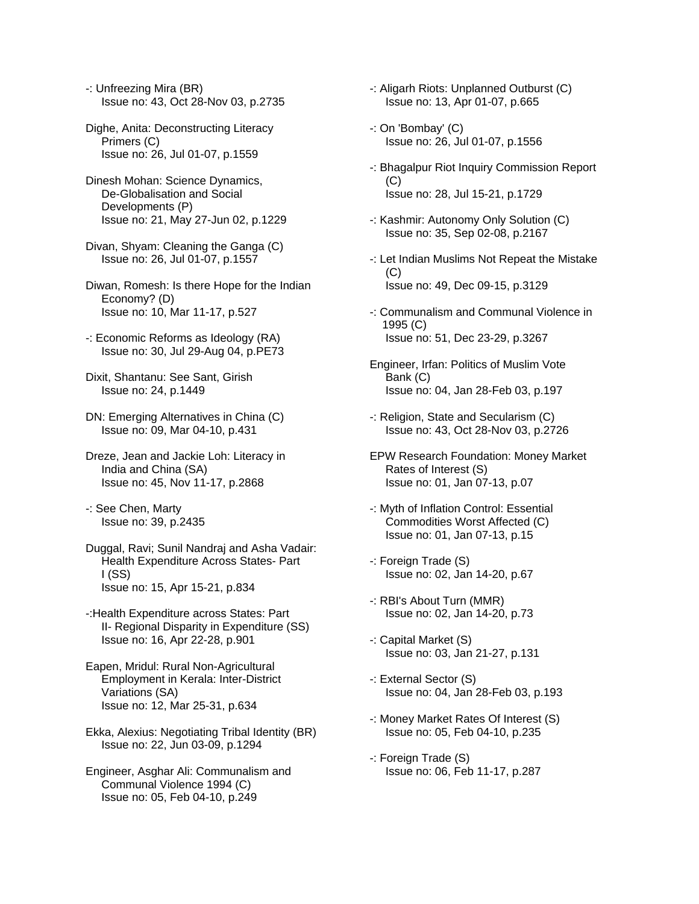-: Unfreezing Mira (BR)
Issue no: 43, Oct 28-Nov 03, p.2735

Dighe, Anita: Deconstructing Literacy Primers (C)
Issue no: 26, Jul 01-07, p.1559

Dinesh Mohan: Science Dynamics, De-Globalisation and Social Developments (P)
Issue no: 21, May 27-Jun 02, p.1229

Divan, Shyam: Cleaning the Ganga (C)
Issue no: 26, Jul 01-07, p.1557

Diwan, Romesh: Is there Hope for the Indian Economy? (D)
Issue no: 10, Mar 11-17, p.527

-: Economic Reforms as Ideology (RA)
Issue no: 30, Jul 29-Aug 04, p.PE73

Dixit, Shantanu: See Sant, Girish
Issue no: 24, p.1449

DN: Emerging Alternatives in China (C)
Issue no: 09, Mar 04-10, p.431

Dreze, Jean and Jackie Loh: Literacy in India and China (SA)
Issue no: 45, Nov 11-17, p.2868

-: See Chen, Marty
Issue no: 39, p.2435

Duggal, Ravi; Sunil Nandraj and Asha Vadair: Health Expenditure Across States- Part I (SS)
Issue no: 15, Apr 15-21, p.834

-:Health Expenditure across States: Part II- Regional Disparity in Expenditure (SS)
Issue no: 16, Apr 22-28, p.901

Eapen, Mridul: Rural Non-Agricultural Employment in Kerala: Inter-District Variations (SA)
Issue no: 12, Mar 25-31, p.634

Ekka, Alexius: Negotiating Tribal Identity (BR)
Issue no: 22, Jun 03-09, p.1294

Engineer, Asghar Ali: Communalism and Communal Violence 1994 (C)
Issue no: 05, Feb 04-10, p.249

-: Aligarh Riots: Unplanned Outburst (C)
Issue no: 13, Apr 01-07, p.665

-: On 'Bombay' (C)
Issue no: 26, Jul 01-07, p.1556

-: Bhagalpur Riot Inquiry Commission Report (C)
Issue no: 28, Jul 15-21, p.1729

-: Kashmir: Autonomy Only Solution (C)
Issue no: 35, Sep 02-08, p.2167

-: Let Indian Muslims Not Repeat the Mistake (C)
Issue no: 49, Dec 09-15, p.3129

-: Communalism and Communal Violence in 1995 (C)
Issue no: 51, Dec 23-29, p.3267

Engineer, Irfan: Politics of Muslim Vote Bank (C)
Issue no: 04, Jan 28-Feb 03, p.197

-: Religion, State and Secularism (C)
Issue no: 43, Oct 28-Nov 03, p.2726

EPW Research Foundation: Money Market Rates of Interest (S)
Issue no: 01, Jan 07-13, p.07

-: Myth of Inflation Control: Essential Commodities Worst Affected (C)
Issue no: 01, Jan 07-13, p.15

-: Foreign Trade (S)
Issue no: 02, Jan 14-20, p.67

-: RBI's About Turn (MMR)
Issue no: 02, Jan 14-20, p.73

-: Capital Market (S)
Issue no: 03, Jan 21-27, p.131

-: External Sector (S)
Issue no: 04, Jan 28-Feb 03, p.193

-: Money Market Rates Of Interest (S)
Issue no: 05, Feb 04-10, p.235

-: Foreign Trade (S)
Issue no: 06, Feb 11-17, p.287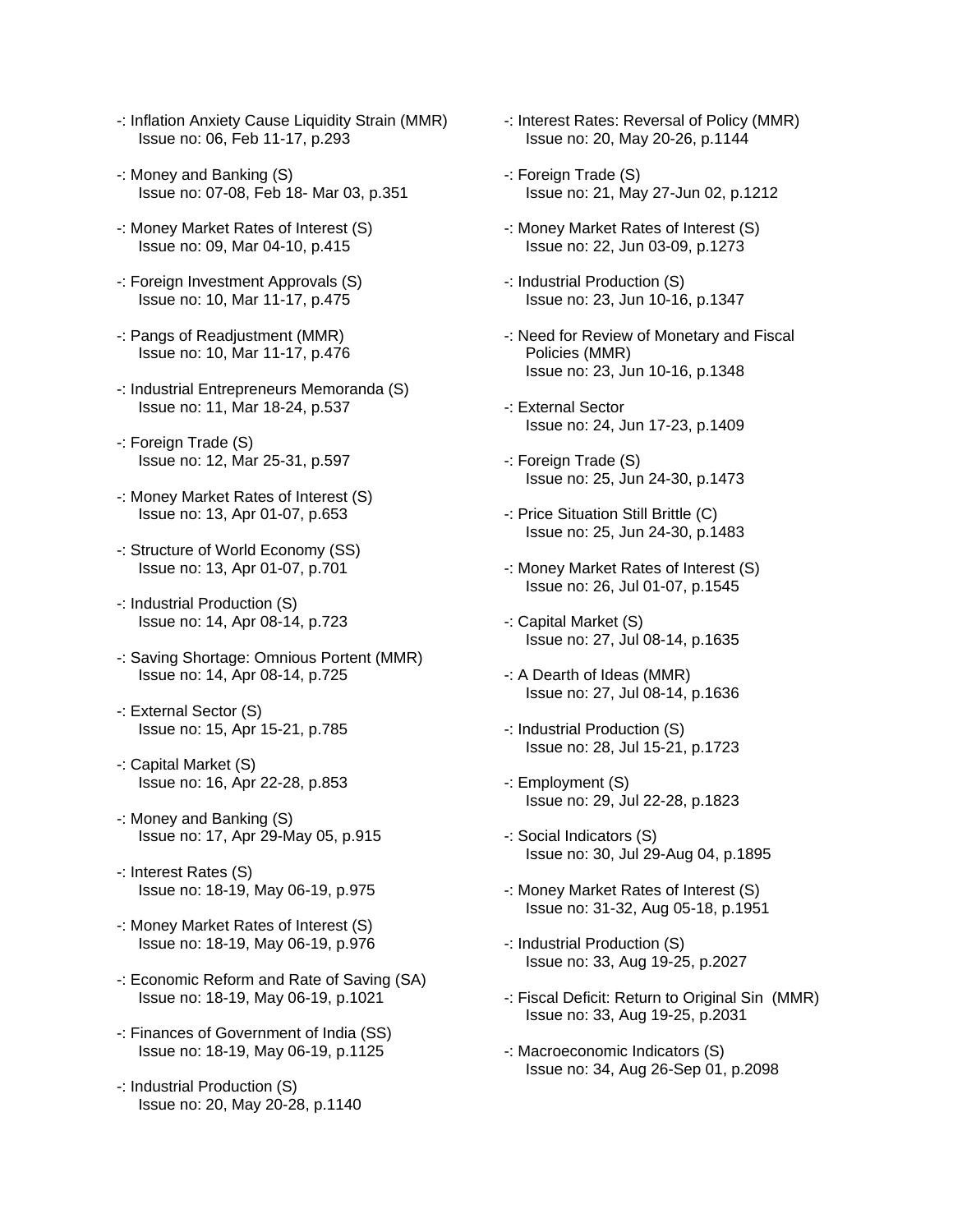-: Inflation Anxiety Cause Liquidity Strain (MMR)
Issue no: 06, Feb 11-17, p.293

-: Money and Banking (S)
Issue no: 07-08, Feb 18- Mar 03, p.351

-: Money Market Rates of Interest (S)
Issue no: 09, Mar 04-10, p.415

-: Foreign Investment Approvals (S)
Issue no: 10, Mar 11-17, p.475

-: Pangs of Readjustment (MMR)
Issue no: 10, Mar 11-17, p.476

-: Industrial Entrepreneurs Memoranda (S)
Issue no: 11, Mar 18-24, p.537

-: Foreign Trade (S)
Issue no: 12, Mar 25-31, p.597

-: Money Market Rates of Interest (S)
Issue no: 13, Apr 01-07, p.653

-: Structure of World Economy (SS)
Issue no: 13, Apr 01-07, p.701

-: Industrial Production (S)
Issue no: 14, Apr 08-14, p.723

-: Saving Shortage: Omnious Portent (MMR)
Issue no: 14, Apr 08-14, p.725

-: External Sector (S)
Issue no: 15, Apr 15-21, p.785

-: Capital Market (S)
Issue no: 16, Apr 22-28, p.853

-: Money and Banking (S)
Issue no: 17, Apr 29-May 05, p.915

-: Interest Rates (S)
Issue no: 18-19, May 06-19, p.975

-: Money Market Rates of Interest (S)
Issue no: 18-19, May 06-19, p.976

-: Economic Reform and Rate of Saving (SA)
Issue no: 18-19, May 06-19, p.1021

-: Finances of Government of India (SS)
Issue no: 18-19, May 06-19, p.1125

-: Industrial Production (S)
Issue no: 20, May 20-28, p.1140

-: Interest Rates: Reversal of Policy (MMR)
Issue no: 20, May 20-26, p.1144

-: Foreign Trade (S)
Issue no: 21, May 27-Jun 02, p.1212

-: Money Market Rates of Interest (S)
Issue no: 22, Jun 03-09, p.1273

-: Industrial Production (S)
Issue no: 23, Jun 10-16, p.1347

-: Need for Review of Monetary and Fiscal Policies (MMR)
Issue no: 23, Jun 10-16, p.1348

-: External Sector
Issue no: 24, Jun 17-23, p.1409

-: Foreign Trade (S)
Issue no: 25, Jun 24-30, p.1473

-: Price Situation Still Brittle (C)
Issue no: 25, Jun 24-30, p.1483

-: Money Market Rates of Interest (S)
Issue no: 26, Jul 01-07, p.1545

-: Capital Market (S)
Issue no: 27, Jul 08-14, p.1635

-: A Dearth of Ideas (MMR)
Issue no: 27, Jul 08-14, p.1636

-: Industrial Production (S)
Issue no: 28, Jul 15-21, p.1723

-: Employment (S)
Issue no: 29, Jul 22-28, p.1823

-: Social Indicators (S)
Issue no: 30, Jul 29-Aug 04, p.1895

-: Money Market Rates of Interest (S)
Issue no: 31-32, Aug 05-18, p.1951

-: Industrial Production (S)
Issue no: 33, Aug 19-25, p.2027

-: Fiscal Deficit: Return to Original Sin (MMR)
Issue no: 33, Aug 19-25, p.2031

-: Macroeconomic Indicators (S)
Issue no: 34, Aug 26-Sep 01, p.2098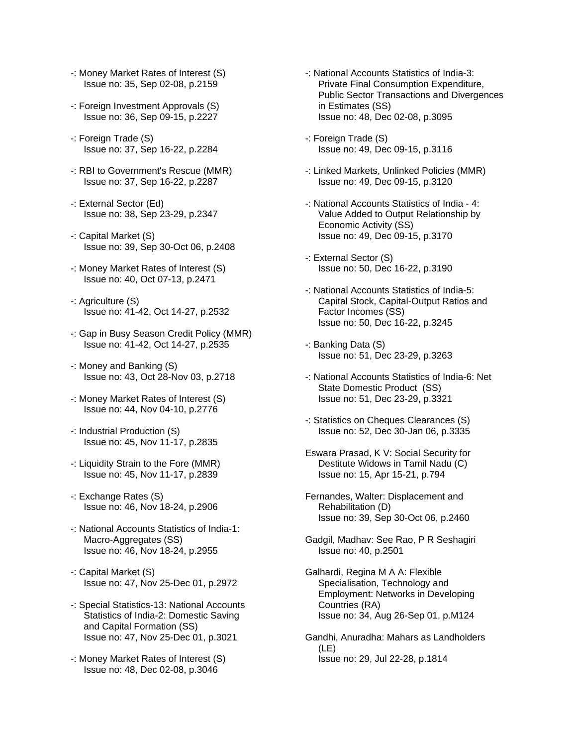-: Money Market Rates of Interest (S)
Issue no: 35, Sep 02-08, p.2159

-: Foreign Investment Approvals (S)
Issue no: 36, Sep 09-15, p.2227

-: Foreign Trade (S)
Issue no: 37, Sep 16-22, p.2284

-: RBI to Government's Rescue (MMR)
Issue no: 37, Sep 16-22, p.2287

-: External Sector (Ed)
Issue no: 38, Sep 23-29, p.2347

-: Capital Market (S)
Issue no: 39, Sep 30-Oct 06, p.2408

-: Money Market Rates of Interest (S)
Issue no: 40, Oct 07-13, p.2471

-: Agriculture (S)
Issue no: 41-42, Oct 14-27, p.2532

-: Gap in Busy Season Credit Policy (MMR)
Issue no: 41-42, Oct 14-27, p.2535

-: Money and Banking (S)
Issue no: 43, Oct 28-Nov 03, p.2718

-: Money Market Rates of Interest (S)
Issue no: 44, Nov 04-10, p.2776

-: Industrial Production (S)
Issue no: 45, Nov 11-17, p.2835

-: Liquidity Strain to the Fore (MMR)
Issue no: 45, Nov 11-17, p.2839

-: Exchange Rates (S)
Issue no: 46, Nov 18-24, p.2906

-: National Accounts Statistics of India-1: Macro-Aggregates (SS)
Issue no: 46, Nov 18-24, p.2955

-: Capital Market (S)
Issue no: 47, Nov 25-Dec 01, p.2972

-: Special Statistics-13: National Accounts Statistics of India-2: Domestic Saving and Capital Formation (SS)
Issue no: 47, Nov 25-Dec 01, p.3021

-: Money Market Rates of Interest (S)
Issue no: 48, Dec 02-08, p.3046

-: National Accounts Statistics of India-3: Private Final Consumption Expenditure, Public Sector Transactions and Divergences in Estimates (SS)
Issue no: 48, Dec 02-08, p.3095

-: Foreign Trade (S)
Issue no: 49, Dec 09-15, p.3116

-: Linked Markets, Unlinked Policies (MMR)
Issue no: 49, Dec 09-15, p.3120

-: National Accounts Statistics of India - 4: Value Added to Output Relationship by Economic Activity (SS)
Issue no: 49, Dec 09-15, p.3170

-: External Sector (S)
Issue no: 50, Dec 16-22, p.3190

-: National Accounts Statistics of India-5: Capital Stock, Capital-Output Ratios and Factor Incomes (SS)
Issue no: 50, Dec 16-22, p.3245

-: Banking Data (S)
Issue no: 51, Dec 23-29, p.3263

-: National Accounts Statistics of India-6: Net State Domestic Product (SS)
Issue no: 51, Dec 23-29, p.3321

-: Statistics on Cheques Clearances (S)
Issue no: 52, Dec 30-Jan 06, p.3335

Eswara Prasad, K V: Social Security for Destitute Widows in Tamil Nadu (C)
Issue no: 15, Apr 15-21, p.794

Fernandes, Walter: Displacement and Rehabilitation (D)
Issue no: 39, Sep 30-Oct 06, p.2460

Gadgil, Madhav: See Rao, P R Seshagiri
Issue no: 40, p.2501

Galhardi, Regina M A A: Flexible Specialisation, Technology and Employment: Networks in Developing Countries (RA)
Issue no: 34, Aug 26-Sep 01, p.M124

Gandhi, Anuradha: Mahars as Landholders (LE)
Issue no: 29, Jul 22-28, p.1814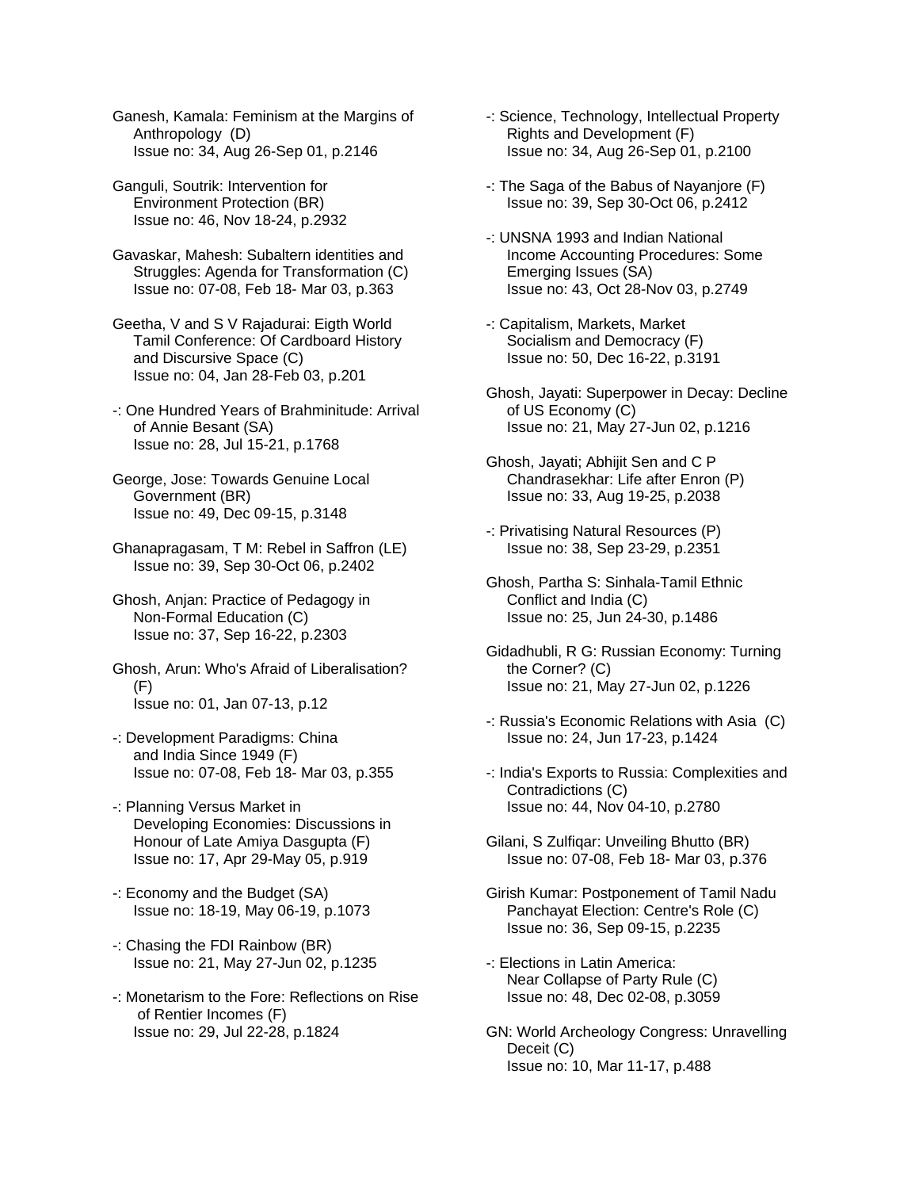Ganesh, Kamala: Feminism at the Margins of Anthropology (D)
Issue no: 34, Aug 26-Sep 01, p.2146

Ganguli, Soutrik: Intervention for Environment Protection (BR)
Issue no: 46, Nov 18-24, p.2932

Gavaskar, Mahesh: Subaltern identities and Struggles: Agenda for Transformation (C)
Issue no: 07-08, Feb 18- Mar 03, p.363

Geetha, V and S V Rajadurai: Eigth World Tamil Conference: Of Cardboard History and Discursive Space (C)
Issue no: 04, Jan 28-Feb 03, p.201

-: One Hundred Years of Brahminitude: Arrival of Annie Besant (SA)
Issue no: 28, Jul 15-21, p.1768

George, Jose: Towards Genuine Local Government (BR)
Issue no: 49, Dec 09-15, p.3148

Ghanapragasam, T M: Rebel in Saffron (LE)
Issue no: 39, Sep 30-Oct 06, p.2402

Ghosh, Anjan: Practice of Pedagogy in Non-Formal Education (C)
Issue no: 37, Sep 16-22, p.2303

Ghosh, Arun: Who's Afraid of Liberalisation? (F)
Issue no: 01, Jan 07-13, p.12

-: Development Paradigms: China and India Since 1949 (F)
Issue no: 07-08, Feb 18- Mar 03, p.355

-: Planning Versus Market in Developing Economies: Discussions in Honour of Late Amiya Dasgupta (F)
Issue no: 17, Apr 29-May 05, p.919

-: Economy and the Budget (SA)
Issue no: 18-19, May 06-19, p.1073

-: Chasing the FDI Rainbow (BR)
Issue no: 21, May 27-Jun 02, p.1235

-: Monetarism to the Fore: Reflections on Rise of Rentier Incomes (F)
Issue no: 29, Jul 22-28, p.1824

-: Science, Technology, Intellectual Property Rights and Development (F)
Issue no: 34, Aug 26-Sep 01, p.2100

-: The Saga of the Babus of Nayanjore (F)
Issue no: 39, Sep 30-Oct 06, p.2412

-: UNSNA 1993 and Indian National Income Accounting Procedures: Some Emerging Issues (SA)
Issue no: 43, Oct 28-Nov 03, p.2749

-: Capitalism, Markets, Market Socialism and Democracy (F)
Issue no: 50, Dec 16-22, p.3191

Ghosh, Jayati: Superpower in Decay: Decline of US Economy (C)
Issue no: 21, May 27-Jun 02, p.1216

Ghosh, Jayati; Abhijit Sen and C P Chandrasekhar: Life after Enron (P)
Issue no: 33, Aug 19-25, p.2038

-: Privatising Natural Resources (P)
Issue no: 38, Sep 23-29, p.2351

Ghosh, Partha S: Sinhala-Tamil Ethnic Conflict and India (C)
Issue no: 25, Jun 24-30, p.1486

Gidadhubli, R G: Russian Economy: Turning the Corner? (C)
Issue no: 21, May 27-Jun 02, p.1226

-: Russia's Economic Relations with Asia (C)
Issue no: 24, Jun 17-23, p.1424

-: India's Exports to Russia: Complexities and Contradictions (C)
Issue no: 44, Nov 04-10, p.2780

Gilani, S Zulfiqar: Unveiling Bhutto (BR)
Issue no: 07-08, Feb 18- Mar 03, p.376

Girish Kumar: Postponement of Tamil Nadu Panchayat Election: Centre's Role (C)
Issue no: 36, Sep 09-15, p.2235

-: Elections in Latin America: Near Collapse of Party Rule (C)
Issue no: 48, Dec 02-08, p.3059

GN: World Archeology Congress: Unravelling Deceit (C)
Issue no: 10, Mar 11-17, p.488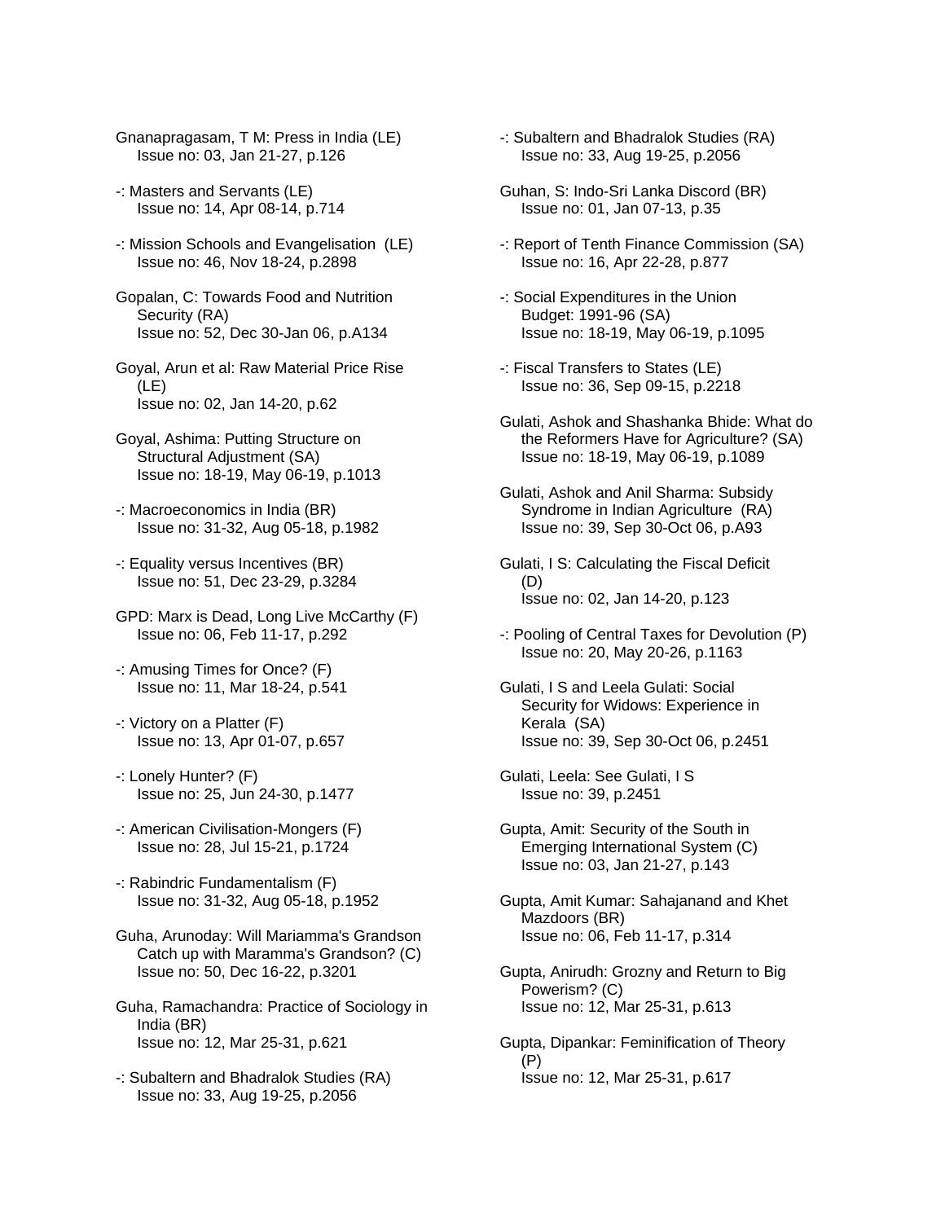Gnanapragasam, T M: Press in India (LE)
Issue no: 03, Jan 21-27, p.126

-: Masters and Servants (LE)
Issue no: 14, Apr 08-14, p.714

-: Mission Schools and Evangelisation (LE)
Issue no: 46, Nov 18-24, p.2898

Gopalan, C: Towards Food and Nutrition Security (RA)
Issue no: 52, Dec 30-Jan 06, p.A134

Goyal, Arun et al: Raw Material Price Rise (LE)
Issue no: 02, Jan 14-20, p.62

Goyal, Ashima: Putting Structure on Structural Adjustment (SA)
Issue no: 18-19, May 06-19, p.1013

-: Macroeconomics in India (BR)
Issue no: 31-32, Aug 05-18, p.1982

-: Equality versus Incentives (BR)
Issue no: 51, Dec 23-29, p.3284

GPD: Marx is Dead, Long Live McCarthy (F)
Issue no: 06, Feb 11-17, p.292

-: Amusing Times for Once? (F)
Issue no: 11, Mar 18-24, p.541

-: Victory on a Platter (F)
Issue no: 13, Apr 01-07, p.657

-: Lonely Hunter? (F)
Issue no: 25, Jun 24-30, p.1477

-: American Civilisation-Mongers (F)
Issue no: 28, Jul 15-21, p.1724

-: Rabindric Fundamentalism (F)
Issue no: 31-32, Aug 05-18, p.1952

Guha, Arunoday: Will Mariamma's Grandson Catch up with Maramma's Grandson? (C)
Issue no: 50, Dec 16-22, p.3201

Guha, Ramachandra: Practice of Sociology in India (BR)
Issue no: 12, Mar 25-31, p.621

-: Subaltern and Bhadralok Studies (RA)
Issue no: 33, Aug 19-25, p.2056

-: Subaltern and Bhadralok Studies (RA)
Issue no: 33, Aug 19-25, p.2056

Guhan, S: Indo-Sri Lanka Discord (BR)
Issue no: 01, Jan 07-13, p.35

-: Report of Tenth Finance Commission (SA)
Issue no: 16, Apr 22-28, p.877

-: Social Expenditures in the Union Budget: 1991-96 (SA)
Issue no: 18-19, May 06-19, p.1095

-: Fiscal Transfers to States (LE)
Issue no: 36, Sep 09-15, p.2218

Gulati, Ashok and Shashanka Bhide: What do the Reformers Have for Agriculture? (SA)
Issue no: 18-19, May 06-19, p.1089

Gulati, Ashok and Anil Sharma: Subsidy Syndrome in Indian Agriculture (RA)
Issue no: 39, Sep 30-Oct 06, p.A93

Gulati, I S: Calculating the Fiscal Deficit (D)
Issue no: 02, Jan 14-20, p.123

-: Pooling of Central Taxes for Devolution (P)
Issue no: 20, May 20-26, p.1163

Gulati, I S and Leela Gulati: Social Security for Widows: Experience in Kerala (SA)
Issue no: 39, Sep 30-Oct 06, p.2451

Gulati, Leela: See Gulati, I S
Issue no: 39, p.2451

Gupta, Amit: Security of the South in Emerging International System (C)
Issue no: 03, Jan 21-27, p.143

Gupta, Amit Kumar: Sahajanand and Khet Mazdoors (BR)
Issue no: 06, Feb 11-17, p.314

Gupta, Anirudh: Grozny and Return to Big Powerism? (C)
Issue no: 12, Mar 25-31, p.613

Gupta, Dipankar: Feminification of Theory (P)
Issue no: 12, Mar 25-31, p.617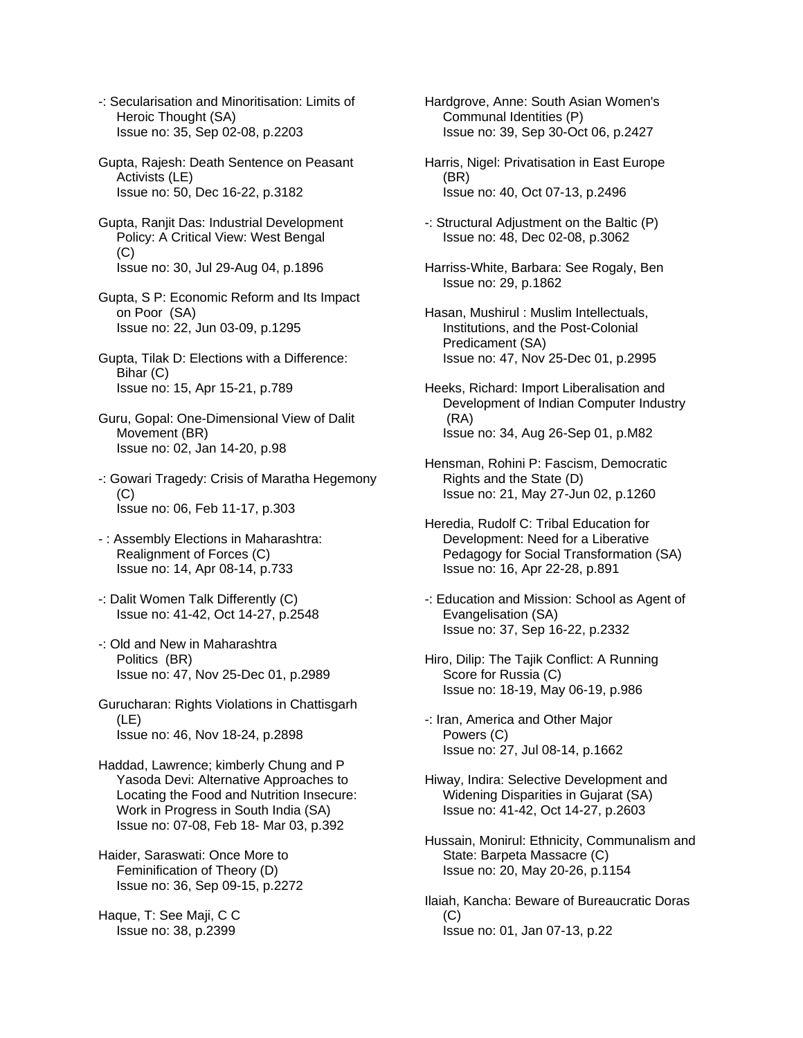-: Secularisation and Minoritisation: Limits of Heroic Thought (SA)
Issue no: 35, Sep 02-08, p.2203

Gupta, Rajesh: Death Sentence on Peasant Activists (LE)
Issue no: 50, Dec 16-22, p.3182

Gupta, Ranjit Das: Industrial Development Policy: A Critical View: West Bengal (C)
Issue no: 30, Jul 29-Aug 04, p.1896

Gupta, S P: Economic Reform and Its Impact on Poor (SA)
Issue no: 22, Jun 03-09, p.1295

Gupta, Tilak D: Elections with a Difference: Bihar (C)
Issue no: 15, Apr 15-21, p.789

Guru, Gopal: One-Dimensional View of Dalit Movement (BR)
Issue no: 02, Jan 14-20, p.98

-: Gowari Tragedy: Crisis of Maratha Hegemony (C)
Issue no: 06, Feb 11-17, p.303

- : Assembly Elections in Maharashtra: Realignment of Forces (C)
Issue no: 14, Apr 08-14, p.733

-: Dalit Women Talk Differently (C)
Issue no: 41-42, Oct 14-27, p.2548

-: Old and New in Maharashtra Politics (BR)
Issue no: 47, Nov 25-Dec 01, p.2989

Gurucharan: Rights Violations in Chattisgarh (LE)
Issue no: 46, Nov 18-24, p.2898

Haddad, Lawrence; kimberly Chung and P Yasoda Devi: Alternative Approaches to Locating the Food and Nutrition Insecure: Work in Progress in South India (SA)
Issue no: 07-08, Feb 18- Mar 03, p.392

Haider, Saraswati: Once More to Feminification of Theory (D)
Issue no: 36, Sep 09-15, p.2272

Haque, T: See Maji, C C
Issue no: 38, p.2399

Hardgrove, Anne: South Asian Women's Communal Identities (P)
Issue no: 39, Sep 30-Oct 06, p.2427

Harris, Nigel: Privatisation in East Europe (BR)
Issue no: 40, Oct 07-13, p.2496

-: Structural Adjustment on the Baltic (P)
Issue no: 48, Dec 02-08, p.3062

Harriss-White, Barbara: See Rogaly, Ben
Issue no: 29, p.1862

Hasan, Mushirul : Muslim Intellectuals, Institutions, and the Post-Colonial Predicament (SA)
Issue no: 47, Nov 25-Dec 01, p.2995

Heeks, Richard: Import Liberalisation and Development of Indian Computer Industry (RA)
Issue no: 34, Aug 26-Sep 01, p.M82

Hensman, Rohini P: Fascism, Democratic Rights and the State (D)
Issue no: 21, May 27-Jun 02, p.1260

Heredia, Rudolf C: Tribal Education for Development: Need for a Liberative Pedagogy for Social Transformation (SA)
Issue no: 16, Apr 22-28, p.891

-: Education and Mission: School as Agent of Evangelisation (SA)
Issue no: 37, Sep 16-22, p.2332

Hiro, Dilip: The Tajik Conflict: A Running Score for Russia (C)
Issue no: 18-19, May 06-19, p.986

-: Iran, America and Other Major Powers (C)
Issue no: 27, Jul 08-14, p.1662

Hiway, Indira: Selective Development and Widening Disparities in Gujarat (SA)
Issue no: 41-42, Oct 14-27, p.2603

Hussain, Monirul: Ethnicity, Communalism and State: Barpeta Massacre (C)
Issue no: 20, May 20-26, p.1154

Ilaiah, Kancha: Beware of Bureaucratic Doras (C)
Issue no: 01, Jan 07-13, p.22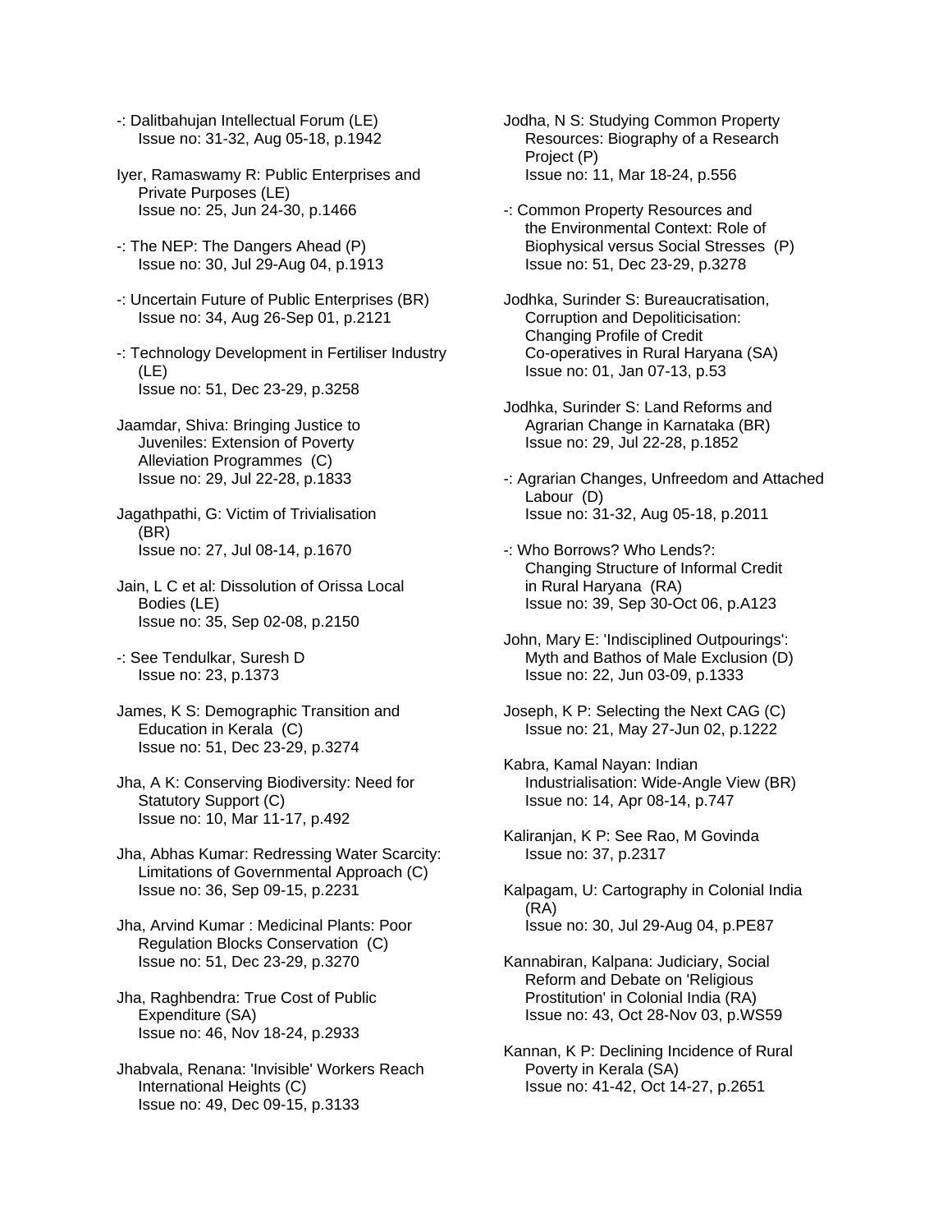-: Dalitbahujan Intellectual Forum (LE)
Issue no: 31-32, Aug 05-18, p.1942

Iyer, Ramaswamy R: Public Enterprises and Private Purposes (LE)
Issue no: 25, Jun 24-30, p.1466

-: The NEP: The Dangers Ahead (P)
Issue no: 30, Jul 29-Aug 04, p.1913

-: Uncertain Future of Public Enterprises (BR)
Issue no: 34, Aug 26-Sep 01, p.2121

-: Technology Development in Fertiliser Industry (LE)
Issue no: 51, Dec 23-29, p.3258

Jaamdar, Shiva: Bringing Justice to Juveniles: Extension of Poverty Alleviation Programmes (C)
Issue no: 29, Jul 22-28, p.1833

Jagathpathi, G: Victim of Trivialisation (BR)
Issue no: 27, Jul 08-14, p.1670

Jain, L C et al: Dissolution of Orissa Local Bodies (LE)
Issue no: 35, Sep 02-08, p.2150

-: See Tendulkar, Suresh D
Issue no: 23, p.1373

James, K S: Demographic Transition and Education in Kerala (C)
Issue no: 51, Dec 23-29, p.3274

Jha, A K: Conserving Biodiversity: Need for Statutory Support (C)
Issue no: 10, Mar 11-17, p.492

Jha, Abhas Kumar: Redressing Water Scarcity: Limitations of Governmental Approach (C)
Issue no: 36, Sep 09-15, p.2231

Jha, Arvind Kumar : Medicinal Plants: Poor Regulation Blocks Conservation (C)
Issue no: 51, Dec 23-29, p.3270

Jha, Raghbendra: True Cost of Public Expenditure (SA)
Issue no: 46, Nov 18-24, p.2933

Jhabvala, Renana: 'Invisible' Workers Reach International Heights (C)
Issue no: 49, Dec 09-15, p.3133

Jodha, N S: Studying Common Property Resources: Biography of a Research Project (P)
Issue no: 11, Mar 18-24, p.556

-: Common Property Resources and the Environmental Context: Role of Biophysical versus Social Stresses (P)
Issue no: 51, Dec 23-29, p.3278

Jodhka, Surinder S: Bureaucratisation, Corruption and Depoliticisation: Changing Profile of Credit Co-operatives in Rural Haryana (SA)
Issue no: 01, Jan 07-13, p.53

Jodhka, Surinder S: Land Reforms and Agrarian Change in Karnataka (BR)
Issue no: 29, Jul 22-28, p.1852

-: Agrarian Changes, Unfreedom and Attached Labour (D)
Issue no: 31-32, Aug 05-18, p.2011

-: Who Borrows? Who Lends?: Changing Structure of Informal Credit in Rural Haryana (RA)
Issue no: 39, Sep 30-Oct 06, p.A123

John, Mary E: 'Indisciplined Outpourings': Myth and Bathos of Male Exclusion (D)
Issue no: 22, Jun 03-09, p.1333

Joseph, K P: Selecting the Next CAG (C)
Issue no: 21, May 27-Jun 02, p.1222

Kabra, Kamal Nayan: Indian Industrialisation: Wide-Angle View (BR)
Issue no: 14, Apr 08-14, p.747

Kaliranjan, K P: See Rao, M Govinda
Issue no: 37, p.2317

Kalpagam, U: Cartography in Colonial India (RA)
Issue no: 30, Jul 29-Aug 04, p.PE87

Kannabiran, Kalpana: Judiciary, Social Reform and Debate on 'Religious Prostitution' in Colonial India (RA)
Issue no: 43, Oct 28-Nov 03, p.WS59

Kannan, K P: Declining Incidence of Rural Poverty in Kerala (SA)
Issue no: 41-42, Oct 14-27, p.2651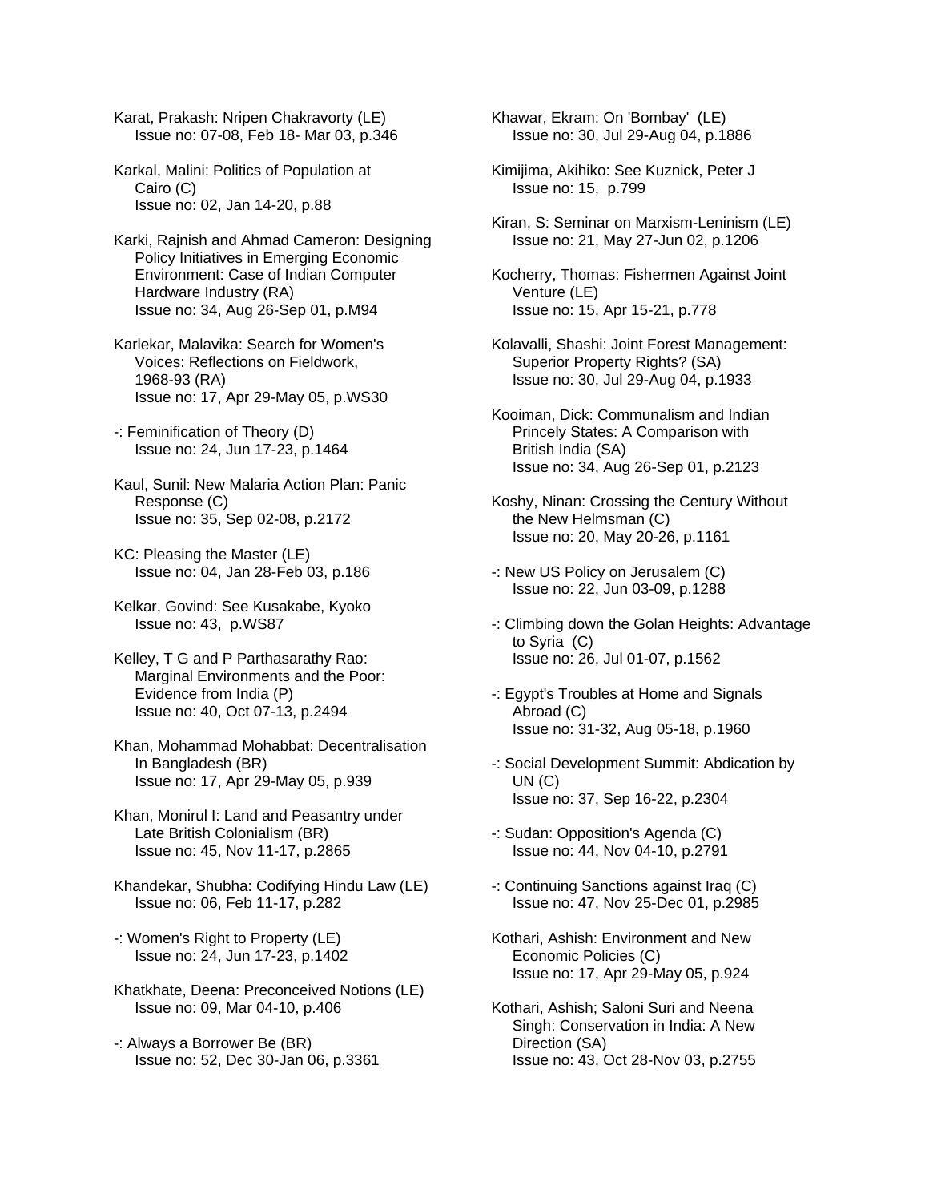Karat, Prakash: Nripen Chakravorty (LE)
Issue no: 07-08, Feb 18- Mar 03, p.346

Karkal, Malini: Politics of Population at Cairo (C)
Issue no: 02, Jan 14-20, p.88

Karki, Rajnish and Ahmad Cameron: Designing Policy Initiatives in Emerging Economic Environment: Case of Indian Computer Hardware Industry (RA)
Issue no: 34, Aug 26-Sep 01, p.M94

Karlekar, Malavika: Search for Women's Voices: Reflections on Fieldwork, 1968-93 (RA)
Issue no: 17, Apr 29-May 05, p.WS30

-: Feminification of Theory (D)
Issue no: 24, Jun 17-23, p.1464

Kaul, Sunil: New Malaria Action Plan: Panic Response (C)
Issue no: 35, Sep 02-08, p.2172

KC: Pleasing the Master (LE)
Issue no: 04, Jan 28-Feb 03, p.186

Kelkar, Govind: See Kusakabe, Kyoko
Issue no: 43, p.WS87

Kelley, T G and P Parthasarathy Rao: Marginal Environments and the Poor: Evidence from India (P)
Issue no: 40, Oct 07-13, p.2494

Khan, Mohammad Mohabbat: Decentralisation In Bangladesh (BR)
Issue no: 17, Apr 29-May 05, p.939

Khan, Monirul I: Land and Peasantry under Late British Colonialism (BR)
Issue no: 45, Nov 11-17, p.2865

Khandekar, Shubha: Codifying Hindu Law (LE)
Issue no: 06, Feb 11-17, p.282

-: Women's Right to Property (LE)
Issue no: 24, Jun 17-23, p.1402

Khatkhate, Deena: Preconceived Notions (LE)
Issue no: 09, Mar 04-10, p.406

-: Always a Borrower Be (BR)
Issue no: 52, Dec 30-Jan 06, p.3361

Khawar, Ekram: On 'Bombay' (LE)
Issue no: 30, Jul 29-Aug 04, p.1886

Kimijima, Akihiko: See Kuznick, Peter J
Issue no: 15, p.799

Kiran, S: Seminar on Marxism-Leninism (LE)
Issue no: 21, May 27-Jun 02, p.1206

Kocherry, Thomas: Fishermen Against Joint Venture (LE)
Issue no: 15, Apr 15-21, p.778

Kolavalli, Shashi: Joint Forest Management: Superior Property Rights? (SA)
Issue no: 30, Jul 29-Aug 04, p.1933

Kooiman, Dick: Communalism and Indian Princely States: A Comparison with British India (SA)
Issue no: 34, Aug 26-Sep 01, p.2123

Koshy, Ninan: Crossing the Century Without the New Helmsman (C)
Issue no: 20, May 20-26, p.1161

-: New US Policy on Jerusalem (C)
Issue no: 22, Jun 03-09, p.1288

-: Climbing down the Golan Heights: Advantage to Syria (C)
Issue no: 26, Jul 01-07, p.1562

-: Egypt's Troubles at Home and Signals Abroad (C)
Issue no: 31-32, Aug 05-18, p.1960

-: Social Development Summit: Abdication by UN (C)
Issue no: 37, Sep 16-22, p.2304

-: Sudan: Opposition's Agenda (C)
Issue no: 44, Nov 04-10, p.2791

-: Continuing Sanctions against Iraq (C)
Issue no: 47, Nov 25-Dec 01, p.2985

Kothari, Ashish: Environment and New Economic Policies (C)
Issue no: 17, Apr 29-May 05, p.924

Kothari, Ashish; Saloni Suri and Neena Singh: Conservation in India: A New Direction (SA)
Issue no: 43, Oct 28-Nov 03, p.2755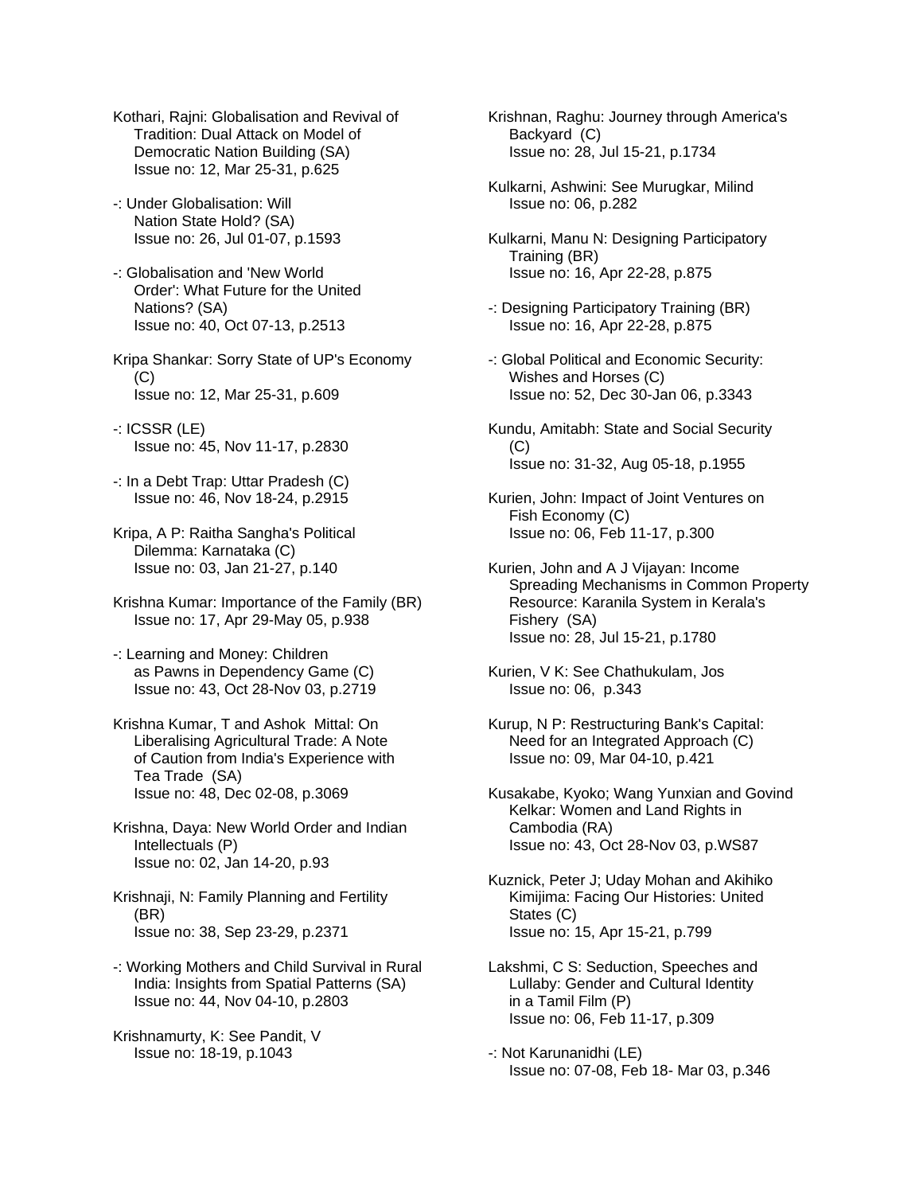Kothari, Rajni: Globalisation and Revival of Tradition: Dual Attack on Model of Democratic Nation Building (SA)
Issue no: 12, Mar 25-31, p.625

-: Under Globalisation: Will Nation State Hold? (SA)
Issue no: 26, Jul 01-07, p.1593

-: Globalisation and 'New World Order': What Future for the United Nations? (SA)
Issue no: 40, Oct 07-13, p.2513

Kripa Shankar: Sorry State of UP's Economy (C)
Issue no: 12, Mar 25-31, p.609

-: ICSSR (LE)
Issue no: 45, Nov 11-17, p.2830

-: In a Debt Trap: Uttar Pradesh (C)
Issue no: 46, Nov 18-24, p.2915

Kripa, A P: Raitha Sangha's Political Dilemma: Karnataka (C)
Issue no: 03, Jan 21-27, p.140

Krishna Kumar: Importance of the Family (BR)
Issue no: 17, Apr 29-May 05, p.938

-: Learning and Money: Children as Pawns in Dependency Game (C)
Issue no: 43, Oct 28-Nov 03, p.2719

Krishna Kumar, T and Ashok Mittal: On Liberalising Agricultural Trade: A Note of Caution from India's Experience with Tea Trade (SA)
Issue no: 48, Dec 02-08, p.3069

Krishna, Daya: New World Order and Indian Intellectuals (P)
Issue no: 02, Jan 14-20, p.93

Krishnaji, N: Family Planning and Fertility (BR)
Issue no: 38, Sep 23-29, p.2371

-: Working Mothers and Child Survival in Rural India: Insights from Spatial Patterns (SA)
Issue no: 44, Nov 04-10, p.2803

Krishnamurty, K: See Pandit, V
Issue no: 18-19, p.1043

Krishnan, Raghu: Journey through America's Backyard (C)
Issue no: 28, Jul 15-21, p.1734

Kulkarni, Ashwini: See Murugkar, Milind
Issue no: 06, p.282

Kulkarni, Manu N: Designing Participatory Training (BR)
Issue no: 16, Apr 22-28, p.875

-: Designing Participatory Training (BR)
Issue no: 16, Apr 22-28, p.875

-: Global Political and Economic Security: Wishes and Horses (C)
Issue no: 52, Dec 30-Jan 06, p.3343

Kundu, Amitabh: State and Social Security (C)
Issue no: 31-32, Aug 05-18, p.1955

Kurien, John: Impact of Joint Ventures on Fish Economy (C)
Issue no: 06, Feb 11-17, p.300

Kurien, John and A J Vijayan: Income Spreading Mechanisms in Common Property Resource: Karanila System in Kerala's Fishery (SA)
Issue no: 28, Jul 15-21, p.1780

Kurien, V K: See Chathukulam, Jos
Issue no: 06, p.343

Kurup, N P: Restructuring Bank's Capital: Need for an Integrated Approach (C)
Issue no: 09, Mar 04-10, p.421

Kusakabe, Kyoko; Wang Yunxian and Govind Kelkar: Women and Land Rights in Cambodia (RA)
Issue no: 43, Oct 28-Nov 03, p.WS87

Kuznick, Peter J; Uday Mohan and Akihiko Kimijima: Facing Our Histories: United States (C)
Issue no: 15, Apr 15-21, p.799

Lakshmi, C S: Seduction, Speeches and Lullaby: Gender and Cultural Identity in a Tamil Film (P)
Issue no: 06, Feb 11-17, p.309

-: Not Karunanidhi (LE)
Issue no: 07-08, Feb 18- Mar 03, p.346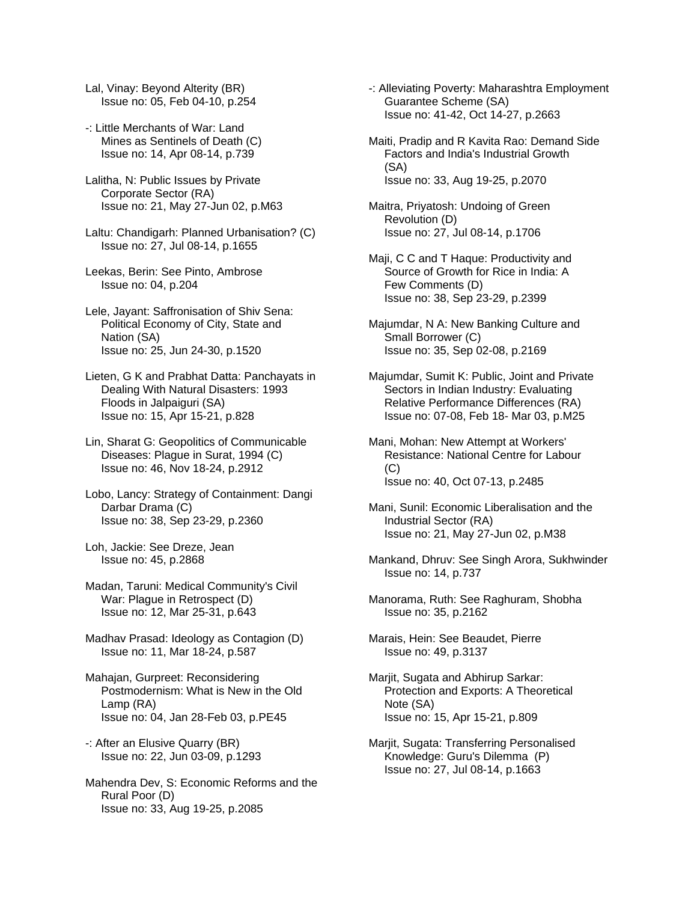Lal, Vinay: Beyond Alterity (BR)
Issue no: 05, Feb 04-10, p.254

-: Little Merchants of War: Land Mines as Sentinels of Death (C)
Issue no: 14, Apr 08-14, p.739

Lalitha, N: Public Issues by Private Corporate Sector (RA)
Issue no: 21, May 27-Jun 02, p.M63

Laltu: Chandigarh: Planned Urbanisation? (C)
Issue no: 27, Jul 08-14, p.1655

Leekas, Berin: See Pinto, Ambrose
Issue no: 04, p.204

Lele, Jayant: Saffronisation of Shiv Sena: Political Economy of City, State and Nation (SA)
Issue no: 25, Jun 24-30, p.1520

Lieten, G K and Prabhat Datta: Panchayats in Dealing With Natural Disasters: 1993 Floods in Jalpaiguri (SA)
Issue no: 15, Apr 15-21, p.828

Lin, Sharat G: Geopolitics of Communicable Diseases: Plague in Surat, 1994 (C)
Issue no: 46, Nov 18-24, p.2912

Lobo, Lancy: Strategy of Containment: Dangi Darbar Drama (C)
Issue no: 38, Sep 23-29, p.2360

Loh, Jackie: See Dreze, Jean
Issue no: 45, p.2868

Madan, Taruni: Medical Community's Civil War: Plague in Retrospect (D)
Issue no: 12, Mar 25-31, p.643

Madhav Prasad: Ideology as Contagion (D)
Issue no: 11, Mar 18-24, p.587

Mahajan, Gurpreet: Reconsidering Postmodernism: What is New in the Old Lamp (RA)
Issue no: 04, Jan 28-Feb 03, p.PE45

-: After an Elusive Quarry (BR)
Issue no: 22, Jun 03-09, p.1293

Mahendra Dev, S: Economic Reforms and the Rural Poor (D)
Issue no: 33, Aug 19-25, p.2085

-: Alleviating Poverty: Maharashtra Employment Guarantee Scheme (SA)
Issue no: 41-42, Oct 14-27, p.2663

Maiti, Pradip and R Kavita Rao: Demand Side Factors and India's Industrial Growth (SA)
Issue no: 33, Aug 19-25, p.2070

Maitra, Priyatosh: Undoing of Green Revolution (D)
Issue no: 27, Jul 08-14, p.1706

Maji, C C and T Haque: Productivity and Source of Growth for Rice in India: A Few Comments (D)
Issue no: 38, Sep 23-29, p.2399

Majumdar, N A: New Banking Culture and Small Borrower (C)
Issue no: 35, Sep 02-08, p.2169

Majumdar, Sumit K: Public, Joint and Private Sectors in Indian Industry: Evaluating Relative Performance Differences (RA)
Issue no: 07-08, Feb 18- Mar 03, p.M25

Mani, Mohan: New Attempt at Workers' Resistance: National Centre for Labour (C)
Issue no: 40, Oct 07-13, p.2485

Mani, Sunil: Economic Liberalisation and the Industrial Sector (RA)
Issue no: 21, May 27-Jun 02, p.M38

Mankand, Dhruv: See Singh Arora, Sukhwinder
Issue no: 14, p.737

Manorama, Ruth: See Raghuram, Shobha
Issue no: 35, p.2162

Marais, Hein: See Beaudet, Pierre
Issue no: 49, p.3137

Marjit, Sugata and Abhirup Sarkar: Protection and Exports: A Theoretical Note (SA)
Issue no: 15, Apr 15-21, p.809

Marjit, Sugata: Transferring Personalised Knowledge: Guru's Dilemma (P)
Issue no: 27, Jul 08-14, p.1663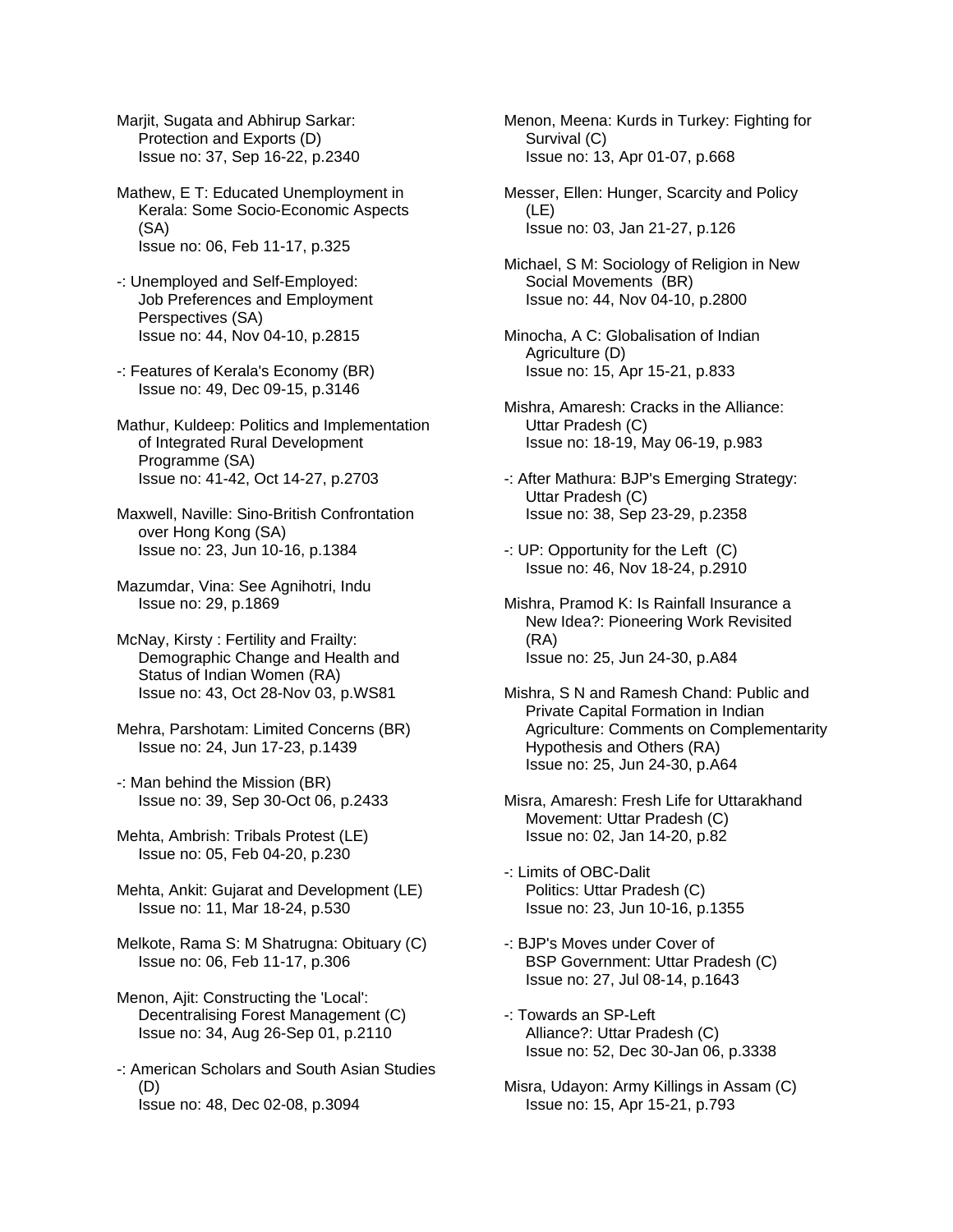Marjit, Sugata and Abhirup Sarkar: Protection and Exports (D)
Issue no: 37, Sep 16-22, p.2340

Mathew, E T: Educated Unemployment in Kerala: Some Socio-Economic Aspects (SA)
Issue no: 06, Feb 11-17, p.325

-: Unemployed and Self-Employed: Job Preferences and Employment Perspectives (SA)
Issue no: 44, Nov 04-10, p.2815

-: Features of Kerala's Economy (BR)
Issue no: 49, Dec 09-15, p.3146

Mathur, Kuldeep: Politics and Implementation of Integrated Rural Development Programme (SA)
Issue no: 41-42, Oct 14-27, p.2703

Maxwell, Naville: Sino-British Confrontation over Hong Kong (SA)
Issue no: 23, Jun 10-16, p.1384

Mazumdar, Vina: See Agnihotri, Indu
Issue no: 29, p.1869

McNay, Kirsty : Fertility and Frailty: Demographic Change and Health and Status of Indian Women (RA)
Issue no: 43, Oct 28-Nov 03, p.WS81

Mehra, Parshotam: Limited Concerns (BR)
Issue no: 24, Jun 17-23, p.1439

-: Man behind the Mission (BR)
Issue no: 39, Sep 30-Oct 06, p.2433

Mehta, Ambrish: Tribals Protest (LE)
Issue no: 05, Feb 04-20, p.230

Mehta, Ankit: Gujarat and Development (LE)
Issue no: 11, Mar 18-24, p.530

Melkote, Rama S: M Shatrugna: Obituary (C)
Issue no: 06, Feb 11-17, p.306

Menon, Ajit: Constructing the 'Local': Decentralising Forest Management (C)
Issue no: 34, Aug 26-Sep 01, p.2110

-: American Scholars and South Asian Studies (D)
Issue no: 48, Dec 02-08, p.3094

Menon, Meena: Kurds in Turkey: Fighting for Survival (C)
Issue no: 13, Apr 01-07, p.668

Messer, Ellen: Hunger, Scarcity and Policy (LE)
Issue no: 03, Jan 21-27, p.126

Michael, S M: Sociology of Religion in New Social Movements (BR)
Issue no: 44, Nov 04-10, p.2800

Minocha, A C: Globalisation of Indian Agriculture (D)
Issue no: 15, Apr 15-21, p.833

Mishra, Amaresh: Cracks in the Alliance: Uttar Pradesh (C)
Issue no: 18-19, May 06-19, p.983

-: After Mathura: BJP's Emerging Strategy: Uttar Pradesh (C)
Issue no: 38, Sep 23-29, p.2358

-: UP: Opportunity for the Left (C)
Issue no: 46, Nov 18-24, p.2910

Mishra, Pramod K: Is Rainfall Insurance a New Idea?: Pioneering Work Revisited (RA)
Issue no: 25, Jun 24-30, p.A84

Mishra, S N and Ramesh Chand: Public and Private Capital Formation in Indian Agriculture: Comments on Complementarity Hypothesis and Others (RA)
Issue no: 25, Jun 24-30, p.A64

Misra, Amaresh: Fresh Life for Uttarakhand Movement: Uttar Pradesh (C)
Issue no: 02, Jan 14-20, p.82

-: Limits of OBC-Dalit Politics: Uttar Pradesh (C)
Issue no: 23, Jun 10-16, p.1355

-: BJP's Moves under Cover of BSP Government: Uttar Pradesh (C)
Issue no: 27, Jul 08-14, p.1643

-: Towards an SP-Left Alliance?: Uttar Pradesh (C)
Issue no: 52, Dec 30-Jan 06, p.3338

Misra, Udayon: Army Killings in Assam (C)
Issue no: 15, Apr 15-21, p.793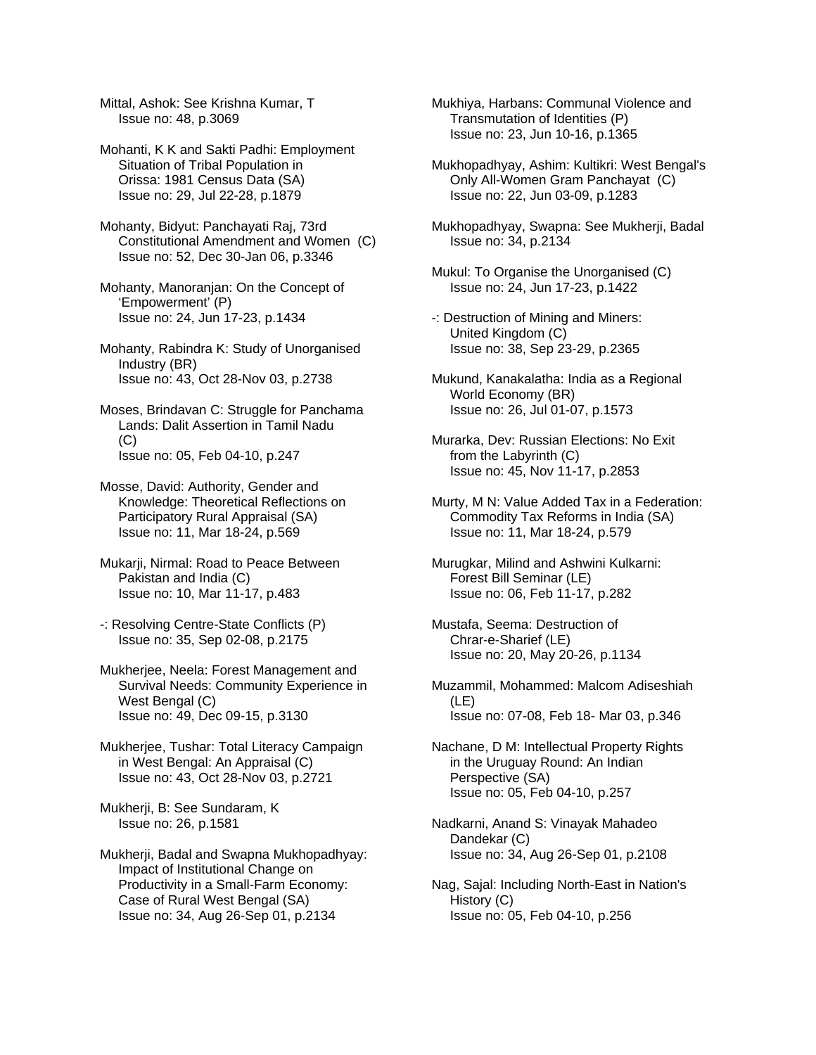Mittal, Ashok: See Krishna Kumar, T
Issue no: 48, p.3069

Mohanti, K K and Sakti Padhi: Employment Situation of Tribal Population in Orissa: 1981 Census Data (SA)
Issue no: 29, Jul 22-28, p.1879

Mohanty, Bidyut: Panchayati Raj, 73rd Constitutional Amendment and Women (C)
Issue no: 52, Dec 30-Jan 06, p.3346

Mohanty, Manoranjan: On the Concept of 'Empowerment' (P)
Issue no: 24, Jun 17-23, p.1434

Mohanty, Rabindra K: Study of Unorganised Industry (BR)
Issue no: 43, Oct 28-Nov 03, p.2738

Moses, Brindavan C: Struggle for Panchama Lands: Dalit Assertion in Tamil Nadu (C)
Issue no: 05, Feb 04-10, p.247

Mosse, David: Authority, Gender and Knowledge: Theoretical Reflections on Participatory Rural Appraisal (SA)
Issue no: 11, Mar 18-24, p.569

Mukarji, Nirmal: Road to Peace Between Pakistan and India (C)
Issue no: 10, Mar 11-17, p.483

-: Resolving Centre-State Conflicts (P)
Issue no: 35, Sep 02-08, p.2175

Mukherjee, Neela: Forest Management and Survival Needs: Community Experience in West Bengal (C)
Issue no: 49, Dec 09-15, p.3130

Mukherjee, Tushar: Total Literacy Campaign in West Bengal: An Appraisal (C)
Issue no: 43, Oct 28-Nov 03, p.2721

Mukherji, B: See Sundaram, K
Issue no: 26, p.1581

Mukherji, Badal and Swapna Mukhopadhyay: Impact of Institutional Change on Productivity in a Small-Farm Economy: Case of Rural West Bengal (SA)
Issue no: 34, Aug 26-Sep 01, p.2134

Mukhiya, Harbans: Communal Violence and Transmutation of Identities (P)
Issue no: 23, Jun 10-16, p.1365

Mukhopadhyay, Ashim: Kultikri: West Bengal's Only All-Women Gram Panchayat (C)
Issue no: 22, Jun 03-09, p.1283

Mukhopadhyay, Swapna: See Mukherji, Badal
Issue no: 34, p.2134

Mukul: To Organise the Unorganised (C)
Issue no: 24, Jun 17-23, p.1422

-: Destruction of Mining and Miners: United Kingdom (C)
Issue no: 38, Sep 23-29, p.2365

Mukund, Kanakalatha: India as a Regional World Economy (BR)
Issue no: 26, Jul 01-07, p.1573

Murarka, Dev: Russian Elections: No Exit from the Labyrinth (C)
Issue no: 45, Nov 11-17, p.2853

Murty, M N: Value Added Tax in a Federation: Commodity Tax Reforms in India (SA)
Issue no: 11, Mar 18-24, p.579

Murugkar, Milind and Ashwini Kulkarni: Forest Bill Seminar (LE)
Issue no: 06, Feb 11-17, p.282

Mustafa, Seema: Destruction of Chrar-e-Sharief (LE)
Issue no: 20, May 20-26, p.1134

Muzammil, Mohammed: Malcom Adiseshiah (LE)
Issue no: 07-08, Feb 18- Mar 03, p.346

Nachane, D M: Intellectual Property Rights in the Uruguay Round: An Indian Perspective (SA)
Issue no: 05, Feb 04-10, p.257

Nadkarni, Anand S: Vinayak Mahadeo Dandekar (C)
Issue no: 34, Aug 26-Sep 01, p.2108

Nag, Sajal: Including North-East in Nation's History (C)
Issue no: 05, Feb 04-10, p.256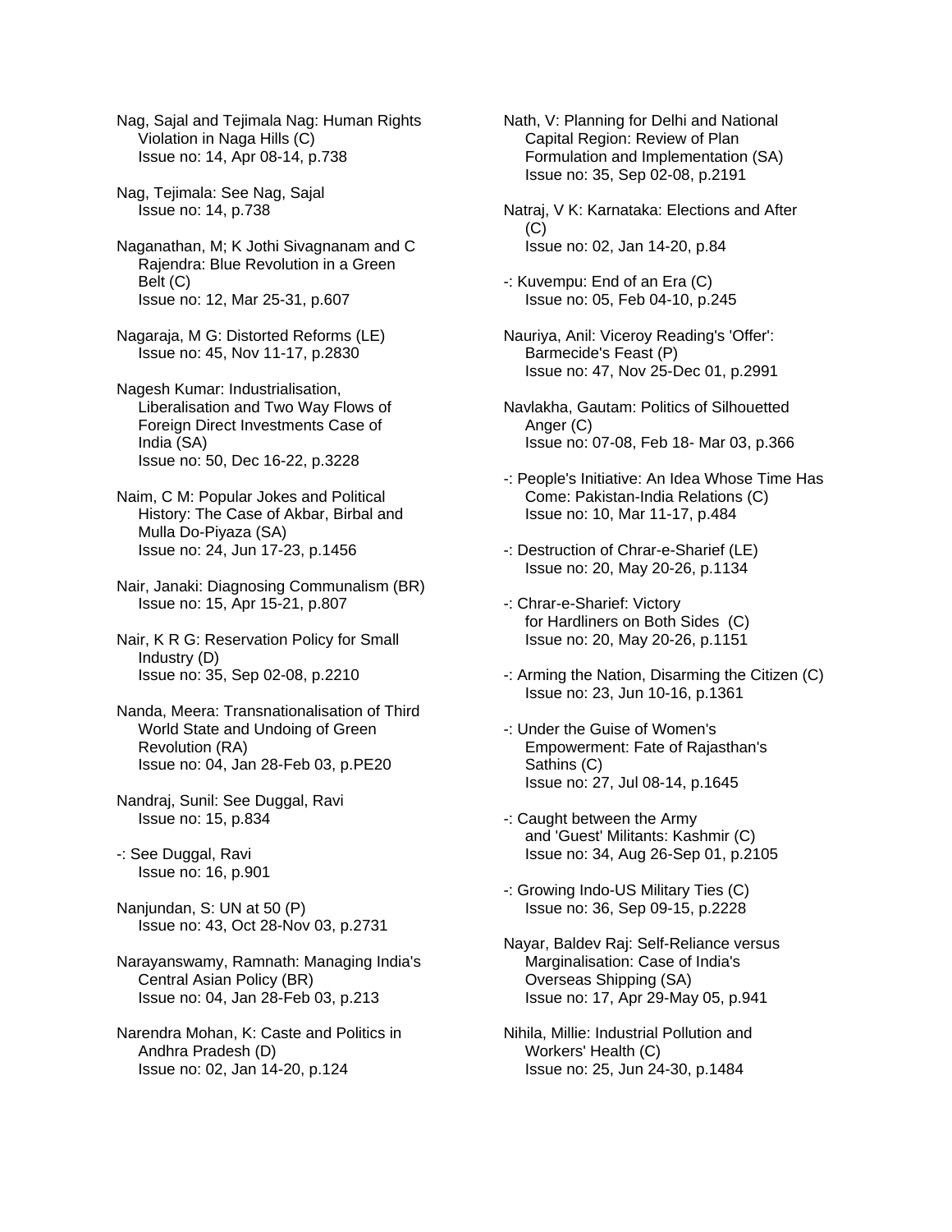Nag, Sajal and Tejimala Nag: Human Rights Violation in Naga Hills (C)
Issue no: 14, Apr 08-14, p.738

Nag, Tejimala: See Nag, Sajal
Issue no: 14, p.738

Naganathan, M; K Jothi Sivagnanam and C Rajendra: Blue Revolution in a Green Belt (C)
Issue no: 12, Mar 25-31, p.607

Nagaraja, M G: Distorted Reforms (LE)
Issue no: 45, Nov 11-17, p.2830

Nagesh Kumar: Industrialisation, Liberalisation and Two Way Flows of Foreign Direct Investments Case of India (SA)
Issue no: 50, Dec 16-22, p.3228

Naim, C M: Popular Jokes and Political History: The Case of Akbar, Birbal and Mulla Do-Piyaza (SA)
Issue no: 24, Jun 17-23, p.1456

Nair, Janaki: Diagnosing Communalism (BR)
Issue no: 15, Apr 15-21, p.807

Nair, K R G: Reservation Policy for Small Industry (D)
Issue no: 35, Sep 02-08, p.2210

Nanda, Meera: Transnationalisation of Third World State and Undoing of Green Revolution (RA)
Issue no: 04, Jan 28-Feb 03, p.PE20

Nandraj, Sunil: See Duggal, Ravi
Issue no: 15, p.834

-: See Duggal, Ravi
Issue no: 16, p.901

Nanjundan, S: UN at 50 (P)
Issue no: 43, Oct 28-Nov 03, p.2731

Narayanswamy, Ramnath: Managing India's Central Asian Policy (BR)
Issue no: 04, Jan 28-Feb 03, p.213

Narendra Mohan, K: Caste and Politics in Andhra Pradesh (D)
Issue no: 02, Jan 14-20, p.124

Nath, V: Planning for Delhi and National Capital Region: Review of Plan Formulation and Implementation (SA)
Issue no: 35, Sep 02-08, p.2191

Natraj, V K: Karnataka: Elections and After (C)
Issue no: 02, Jan 14-20, p.84

-: Kuvempu: End of an Era (C)
Issue no: 05, Feb 04-10, p.245

Nauriya, Anil: Viceroy Reading's 'Offer': Barmecide's Feast (P)
Issue no: 47, Nov 25-Dec 01, p.2991

Navlakha, Gautam: Politics of Silhouetted Anger (C)
Issue no: 07-08, Feb 18- Mar 03, p.366

-: People's Initiative: An Idea Whose Time Has Come: Pakistan-India Relations (C)
Issue no: 10, Mar 11-17, p.484

-: Destruction of Chrar-e-Sharief (LE)
Issue no: 20, May 20-26, p.1134

-: Chrar-e-Sharief: Victory for Hardliners on Both Sides (C)
Issue no: 20, May 20-26, p.1151

-: Arming the Nation, Disarming the Citizen (C)
Issue no: 23, Jun 10-16, p.1361

-: Under the Guise of Women's Empowerment: Fate of Rajasthan's Sathins (C)
Issue no: 27, Jul 08-14, p.1645

-: Caught between the Army and 'Guest' Militants: Kashmir (C)
Issue no: 34, Aug 26-Sep 01, p.2105

-: Growing Indo-US Military Ties (C)
Issue no: 36, Sep 09-15, p.2228

Nayar, Baldev Raj: Self-Reliance versus Marginalisation: Case of India's Overseas Shipping (SA)
Issue no: 17, Apr 29-May 05, p.941

Nihila, Millie: Industrial Pollution and Workers' Health (C)
Issue no: 25, Jun 24-30, p.1484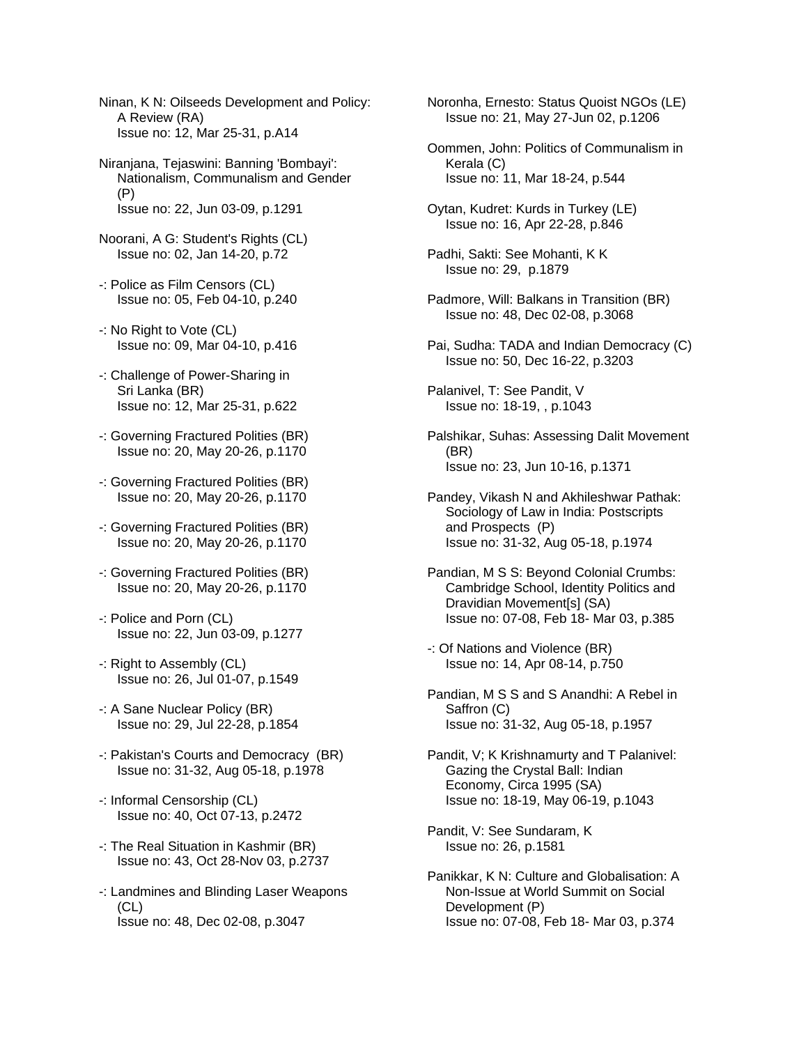Ninan, K N: Oilseeds Development and Policy: A Review (RA)
Issue no: 12, Mar 25-31, p.A14

Niranjana, Tejaswini: Banning 'Bombayi': Nationalism, Communalism and Gender (P)
Issue no: 22, Jun 03-09, p.1291

Noorani, A G: Student's Rights (CL)
Issue no: 02, Jan 14-20, p.72

-: Police as Film Censors (CL)
Issue no: 05, Feb 04-10, p.240

-: No Right to Vote (CL)
Issue no: 09, Mar 04-10, p.416

-: Challenge of Power-Sharing in Sri Lanka (BR)
Issue no: 12, Mar 25-31, p.622

-: Governing Fractured Polities (BR)
Issue no: 20, May 20-26, p.1170

-: Governing Fractured Polities (BR)
Issue no: 20, May 20-26, p.1170

-: Governing Fractured Polities (BR)
Issue no: 20, May 20-26, p.1170

-: Governing Fractured Polities (BR)
Issue no: 20, May 20-26, p.1170

-: Police and Porn (CL)
Issue no: 22, Jun 03-09, p.1277

-: Right to Assembly (CL)
Issue no: 26, Jul 01-07, p.1549

-: A Sane Nuclear Policy (BR)
Issue no: 29, Jul 22-28, p.1854

-: Pakistan's Courts and Democracy (BR)
Issue no: 31-32, Aug 05-18, p.1978

-: Informal Censorship (CL)
Issue no: 40, Oct 07-13, p.2472

-: The Real Situation in Kashmir (BR)
Issue no: 43, Oct 28-Nov 03, p.2737

-: Landmines and Blinding Laser Weapons (CL)
Issue no: 48, Dec 02-08, p.3047

Noronha, Ernesto: Status Quoist NGOs (LE)
Issue no: 21, May 27-Jun 02, p.1206

Oommen, John: Politics of Communalism in Kerala (C)
Issue no: 11, Mar 18-24, p.544

Oytan, Kudret: Kurds in Turkey (LE)
Issue no: 16, Apr 22-28, p.846

Padhi, Sakti: See Mohanti, K K
Issue no: 29, p.1879

Padmore, Will: Balkans in Transition (BR)
Issue no: 48, Dec 02-08, p.3068

Pai, Sudha: TADA and Indian Democracy (C)
Issue no: 50, Dec 16-22, p.3203

Palanivel, T: See Pandit, V
Issue no: 18-19, , p.1043

Palshikar, Suhas: Assessing Dalit Movement (BR)
Issue no: 23, Jun 10-16, p.1371

Pandey, Vikash N and Akhileshwar Pathak: Sociology of Law in India: Postscripts and Prospects (P)
Issue no: 31-32, Aug 05-18, p.1974

Pandian, M S S: Beyond Colonial Crumbs: Cambridge School, Identity Politics and Dravidian Movement[s] (SA)
Issue no: 07-08, Feb 18- Mar 03, p.385

-: Of Nations and Violence (BR)
Issue no: 14, Apr 08-14, p.750

Pandian, M S S and S Anandhi: A Rebel in Saffron (C)
Issue no: 31-32, Aug 05-18, p.1957

Pandit, V; K Krishnamurty and T Palanivel: Gazing the Crystal Ball: Indian Economy, Circa 1995 (SA)
Issue no: 18-19, May 06-19, p.1043

Pandit, V: See Sundaram, K
Issue no: 26, p.1581

Panikkar, K N: Culture and Globalisation: A Non-Issue at World Summit on Social Development (P)
Issue no: 07-08, Feb 18- Mar 03, p.374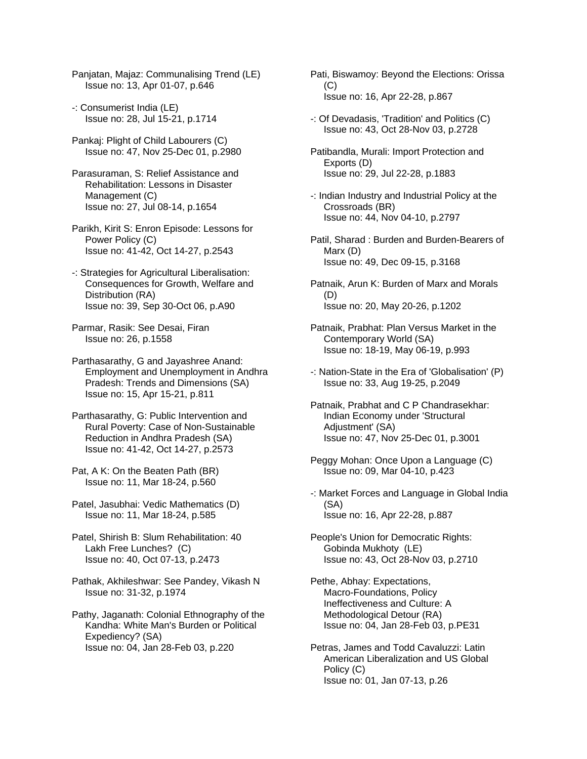Panjatan, Majaz: Communalising Trend (LE)
Issue no: 13, Apr 01-07, p.646

-: Consumerist India (LE)
Issue no: 28, Jul 15-21, p.1714

Pankaj: Plight of Child Labourers (C)
Issue no: 47, Nov 25-Dec 01, p.2980

Parasuraman, S: Relief Assistance and Rehabilitation: Lessons in Disaster Management (C)
Issue no: 27, Jul 08-14, p.1654

Parikh, Kirit S: Enron Episode: Lessons for Power Policy (C)
Issue no: 41-42, Oct 14-27, p.2543

-: Strategies for Agricultural Liberalisation: Consequences for Growth, Welfare and Distribution (RA)
Issue no: 39, Sep 30-Oct 06, p.A90

Parmar, Rasik: See Desai, Firan
Issue no: 26, p.1558

Parthasarathy, G and Jayashree Anand: Employment and Unemployment in Andhra Pradesh: Trends and Dimensions (SA)
Issue no: 15, Apr 15-21, p.811

Parthasarathy, G: Public Intervention and Rural Poverty: Case of Non-Sustainable Reduction in Andhra Pradesh (SA)
Issue no: 41-42, Oct 14-27, p.2573

Pat, A K: On the Beaten Path (BR)
Issue no: 11, Mar 18-24, p.560

Patel, Jasubhai: Vedic Mathematics (D)
Issue no: 11, Mar 18-24, p.585

Patel, Shirish B: Slum Rehabilitation: 40 Lakh Free Lunches? (C)
Issue no: 40, Oct 07-13, p.2473

Pathak, Akhileshwar: See Pandey, Vikash N
Issue no: 31-32, p.1974

Pathy, Jaganath: Colonial Ethnography of the Kandha: White Man's Burden or Political Expediency? (SA)
Issue no: 04, Jan 28-Feb 03, p.220

Pati, Biswamoy: Beyond the Elections: Orissa (C)
Issue no: 16, Apr 22-28, p.867

-: Of Devadasis, 'Tradition' and Politics (C)
Issue no: 43, Oct 28-Nov 03, p.2728

Patibandla, Murali: Import Protection and Exports (D)
Issue no: 29, Jul 22-28, p.1883

-: Indian Industry and Industrial Policy at the Crossroads (BR)
Issue no: 44, Nov 04-10, p.2797

Patil, Sharad : Burden and Burden-Bearers of Marx (D)
Issue no: 49, Dec 09-15, p.3168

Patnaik, Arun K: Burden of Marx and Morals (D)
Issue no: 20, May 20-26, p.1202

Patnaik, Prabhat: Plan Versus Market in the Contemporary World (SA)
Issue no: 18-19, May 06-19, p.993

-: Nation-State in the Era of 'Globalisation' (P)
Issue no: 33, Aug 19-25, p.2049

Patnaik, Prabhat and C P Chandrasekhar: Indian Economy under 'Structural Adjustment' (SA)
Issue no: 47, Nov 25-Dec 01, p.3001

Peggy Mohan: Once Upon a Language (C)
Issue no: 09, Mar 04-10, p.423

-: Market Forces and Language in Global India (SA)
Issue no: 16, Apr 22-28, p.887

People's Union for Democratic Rights: Gobinda Mukhoty (LE)
Issue no: 43, Oct 28-Nov 03, p.2710

Pethe, Abhay: Expectations, Macro-Foundations, Policy Ineffectiveness and Culture: A Methodological Detour (RA)
Issue no: 04, Jan 28-Feb 03, p.PE31

Petras, James and Todd Cavaluzzi: Latin American Liberalization and US Global Policy (C)
Issue no: 01, Jan 07-13, p.26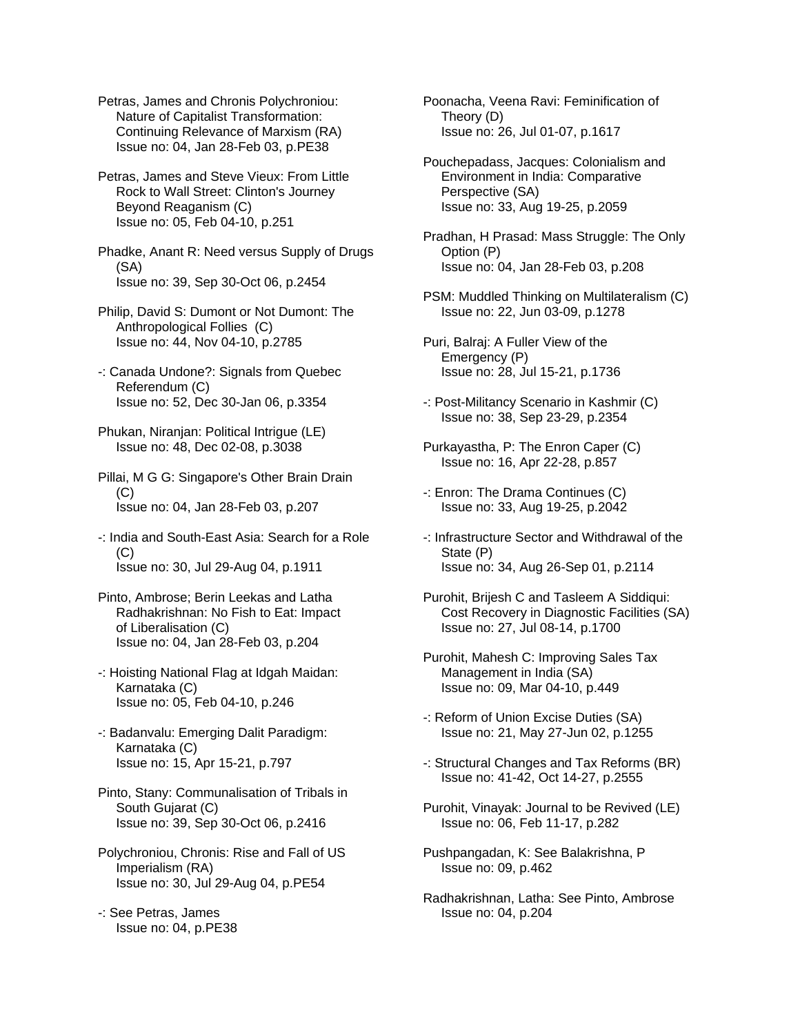Petras, James and Chronis Polychroniou: Nature of Capitalist Transformation: Continuing Relevance of Marxism (RA)
Issue no: 04, Jan 28-Feb 03, p.PE38

Petras, James and Steve Vieux: From Little Rock to Wall Street: Clinton's Journey Beyond Reaganism (C)
Issue no: 05, Feb 04-10, p.251

Phadke, Anant R: Need versus Supply of Drugs (SA)
Issue no: 39, Sep 30-Oct 06, p.2454

Philip, David S: Dumont or Not Dumont: The Anthropological Follies (C)
Issue no: 44, Nov 04-10, p.2785

-: Canada Undone?: Signals from Quebec Referendum (C)
Issue no: 52, Dec 30-Jan 06, p.3354

Phukan, Niranjan: Political Intrigue (LE)
Issue no: 48, Dec 02-08, p.3038

Pillai, M G G: Singapore's Other Brain Drain (C)
Issue no: 04, Jan 28-Feb 03, p.207

-: India and South-East Asia: Search for a Role (C)
Issue no: 30, Jul 29-Aug 04, p.1911

Pinto, Ambrose; Berin Leekas and Latha Radhakrishnan: No Fish to Eat: Impact of Liberalisation (C)
Issue no: 04, Jan 28-Feb 03, p.204

-: Hoisting National Flag at Idgah Maidan: Karnataka (C)
Issue no: 05, Feb 04-10, p.246

-: Badanvalu: Emerging Dalit Paradigm: Karnataka (C)
Issue no: 15, Apr 15-21, p.797

Pinto, Stany: Communalisation of Tribals in South Gujarat (C)
Issue no: 39, Sep 30-Oct 06, p.2416

Polychroniou, Chronis: Rise and Fall of US Imperialism (RA)
Issue no: 30, Jul 29-Aug 04, p.PE54

-: See Petras, James
Issue no: 04, p.PE38

Poonacha, Veena Ravi: Feminification of Theory (D)
Issue no: 26, Jul 01-07, p.1617

Pouchepadass, Jacques: Colonialism and Environment in India: Comparative Perspective (SA)
Issue no: 33, Aug 19-25, p.2059

Pradhan, H Prasad: Mass Struggle: The Only Option (P)
Issue no: 04, Jan 28-Feb 03, p.208

PSM: Muddled Thinking on Multilateralism (C)
Issue no: 22, Jun 03-09, p.1278

Puri, Balraj: A Fuller View of the Emergency (P)
Issue no: 28, Jul 15-21, p.1736

-: Post-Militancy Scenario in Kashmir (C)
Issue no: 38, Sep 23-29, p.2354

Purkayastha, P: The Enron Caper (C)
Issue no: 16, Apr 22-28, p.857

-: Enron: The Drama Continues (C)
Issue no: 33, Aug 19-25, p.2042

-: Infrastructure Sector and Withdrawal of the State (P)
Issue no: 34, Aug 26-Sep 01, p.2114

Purohit, Brijesh C and Tasleem A Siddiqui: Cost Recovery in Diagnostic Facilities (SA)
Issue no: 27, Jul 08-14, p.1700

Purohit, Mahesh C: Improving Sales Tax Management in India (SA)
Issue no: 09, Mar 04-10, p.449

-: Reform of Union Excise Duties (SA)
Issue no: 21, May 27-Jun 02, p.1255

-: Structural Changes and Tax Reforms (BR)
Issue no: 41-42, Oct 14-27, p.2555

Purohit, Vinayak: Journal to be Revived (LE)
Issue no: 06, Feb 11-17, p.282

Pushpangadan, K: See Balakrishna, P
Issue no: 09, p.462

Radhakrishnan, Latha: See Pinto, Ambrose
Issue no: 04, p.204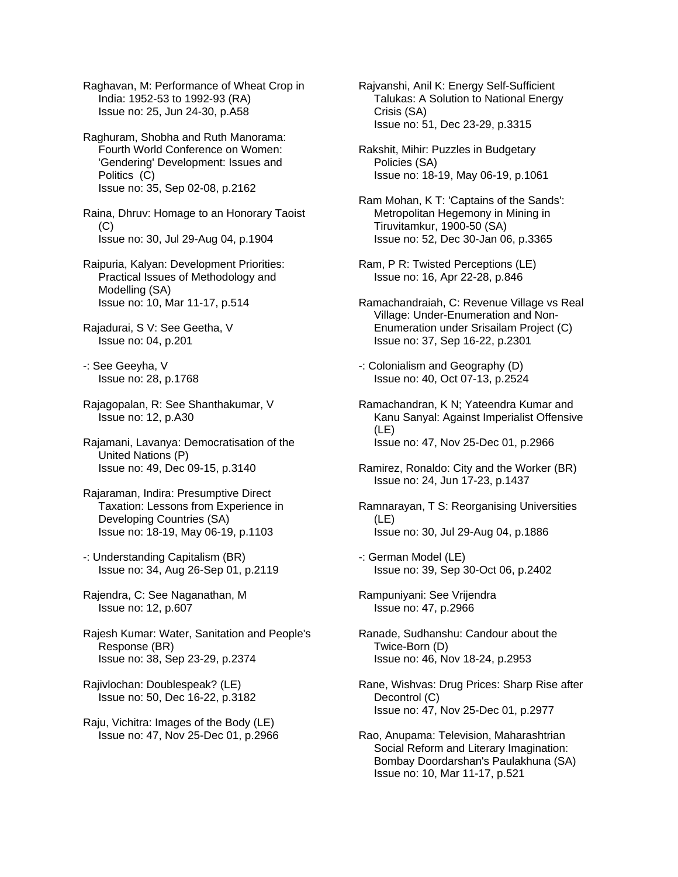Raghavan, M: Performance of Wheat Crop in India: 1952-53 to 1992-93 (RA)
Issue no: 25, Jun 24-30, p.A58

Raghuram, Shobha and Ruth Manorama: Fourth World Conference on Women: 'Gendering' Development: Issues and Politics (C)
Issue no: 35, Sep 02-08, p.2162

Raina, Dhruv: Homage to an Honorary Taoist (C)
Issue no: 30, Jul 29-Aug 04, p.1904

Raipuria, Kalyan: Development Priorities: Practical Issues of Methodology and Modelling (SA)
Issue no: 10, Mar 11-17, p.514

Rajadurai, S V: See Geetha, V
Issue no: 04, p.201

-: See Geeyha, V
Issue no: 28, p.1768

Rajagopalan, R: See Shanthakumar, V
Issue no: 12, p.A30

Rajamani, Lavanya: Democratisation of the United Nations (P)
Issue no: 49, Dec 09-15, p.3140

Rajaraman, Indira: Presumptive Direct Taxation: Lessons from Experience in Developing Countries (SA)
Issue no: 18-19, May 06-19, p.1103

-: Understanding Capitalism (BR)
Issue no: 34, Aug 26-Sep 01, p.2119

Rajendra, C: See Naganathan, M
Issue no: 12, p.607

Rajesh Kumar: Water, Sanitation and People's Response (BR)
Issue no: 38, Sep 23-29, p.2374

Rajivlochan: Doublespeak? (LE)
Issue no: 50, Dec 16-22, p.3182

Raju, Vichitra: Images of the Body (LE)
Issue no: 47, Nov 25-Dec 01, p.2966

Rajvanshi, Anil K: Energy Self-Sufficient Talukas: A Solution to National Energy Crisis (SA)
Issue no: 51, Dec 23-29, p.3315

Rakshit, Mihir: Puzzles in Budgetary Policies (SA)
Issue no: 18-19, May 06-19, p.1061

Ram Mohan, K T: 'Captains of the Sands': Metropolitan Hegemony in Mining in Tiruvitamkur, 1900-50 (SA)
Issue no: 52, Dec 30-Jan 06, p.3365

Ram, P R: Twisted Perceptions (LE)
Issue no: 16, Apr 22-28, p.846

Ramachandraiah, C: Revenue Village vs Real Village: Under-Enumeration and Non-Enumeration under Srisailam Project (C)
Issue no: 37, Sep 16-22, p.2301

-: Colonialism and Geography (D)
Issue no: 40, Oct 07-13, p.2524

Ramachandran, K N; Yateendra Kumar and Kanu Sanyal: Against Imperialist Offensive (LE)
Issue no: 47, Nov 25-Dec 01, p.2966

Ramirez, Ronaldo: City and the Worker (BR)
Issue no: 24, Jun 17-23, p.1437

Ramnarayan, T S: Reorganising Universities (LE)
Issue no: 30, Jul 29-Aug 04, p.1886

-: German Model (LE)
Issue no: 39, Sep 30-Oct 06, p.2402

Rampuniyani: See Vrijendra
Issue no: 47, p.2966

Ranade, Sudhanshu: Candour about the Twice-Born (D)
Issue no: 46, Nov 18-24, p.2953

Rane, Wishvas: Drug Prices: Sharp Rise after Decontrol (C)
Issue no: 47, Nov 25-Dec 01, p.2977

Rao, Anupama: Television, Maharashtrian Social Reform and Literary Imagination: Bombay Doordarshan's Paulakhuna (SA)
Issue no: 10, Mar 11-17, p.521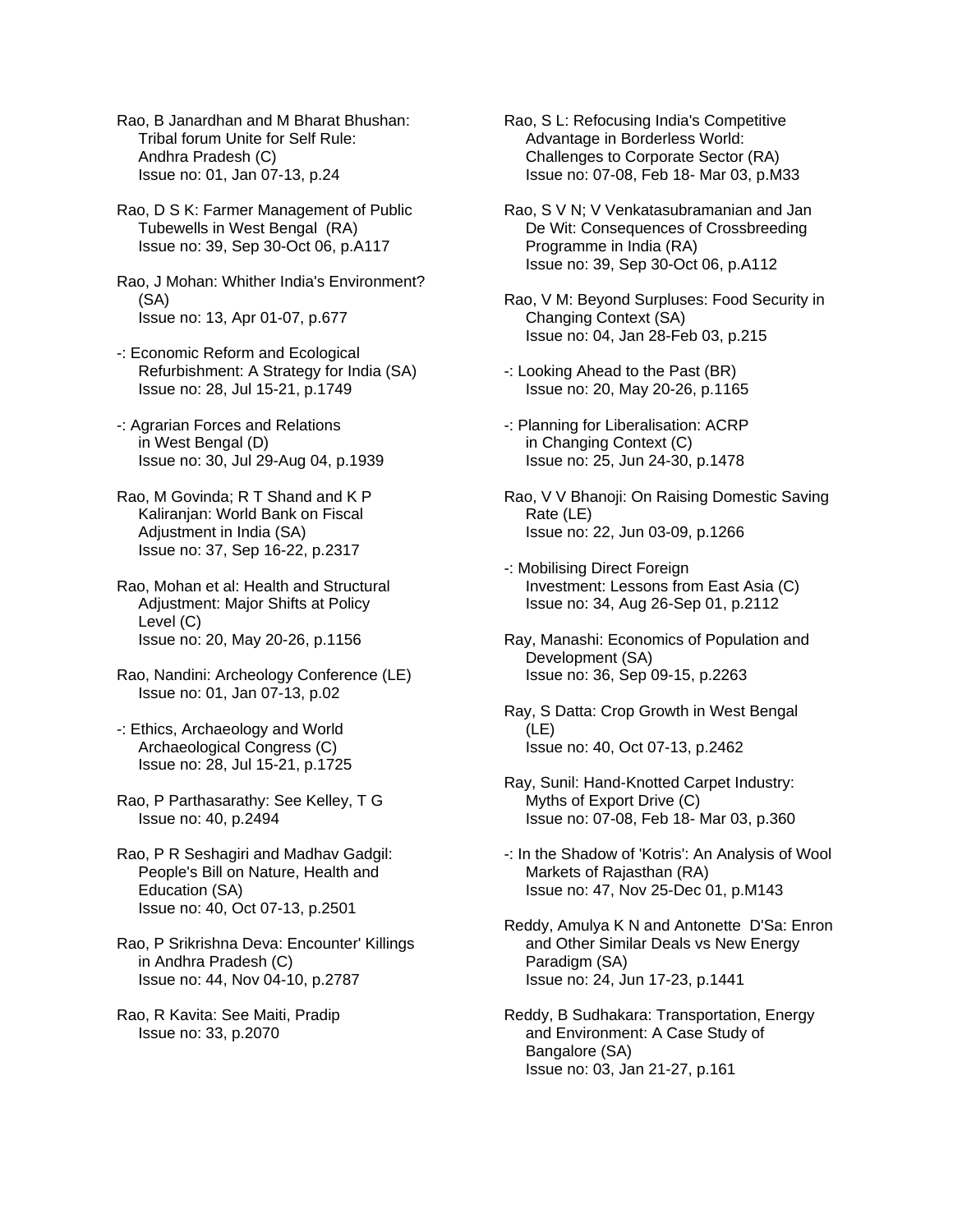Rao, B Janardhan and M Bharat Bhushan: Tribal forum Unite for Self Rule: Andhra Pradesh (C)
Issue no: 01, Jan 07-13, p.24

Rao, D S K: Farmer Management of Public Tubewells in West Bengal (RA)
Issue no: 39, Sep 30-Oct 06, p.A117

Rao, J Mohan: Whither India's Environment? (SA)
Issue no: 13, Apr 01-07, p.677

-: Economic Reform and Ecological Refurbishment: A Strategy for India (SA)
Issue no: 28, Jul 15-21, p.1749

-: Agrarian Forces and Relations in West Bengal (D)
Issue no: 30, Jul 29-Aug 04, p.1939

Rao, M Govinda; R T Shand and K P Kaliranjan: World Bank on Fiscal Adjustment in India (SA)
Issue no: 37, Sep 16-22, p.2317

Rao, Mohan et al: Health and Structural Adjustment: Major Shifts at Policy Level (C)
Issue no: 20, May 20-26, p.1156

Rao, Nandini: Archeology Conference (LE)
Issue no: 01, Jan 07-13, p.02

-: Ethics, Archaeology and World Archaeological Congress (C)
Issue no: 28, Jul 15-21, p.1725

Rao, P Parthasarathy: See Kelley, T G
Issue no: 40, p.2494

Rao, P R Seshagiri and Madhav Gadgil: People's Bill on Nature, Health and Education (SA)
Issue no: 40, Oct 07-13, p.2501

Rao, P Srikrishna Deva: Encounter' Killings in Andhra Pradesh (C)
Issue no: 44, Nov 04-10, p.2787

Rao, R Kavita: See Maiti, Pradip
Issue no: 33, p.2070

Rao, S L: Refocusing India's Competitive Advantage in Borderless World: Challenges to Corporate Sector (RA)
Issue no: 07-08, Feb 18- Mar 03, p.M33

Rao, S V N; V Venkatasubramanian and Jan De Wit: Consequences of Crossbreeding Programme in India (RA)
Issue no: 39, Sep 30-Oct 06, p.A112

Rao, V M: Beyond Surpluses: Food Security in Changing Context (SA)
Issue no: 04, Jan 28-Feb 03, p.215

-: Looking Ahead to the Past (BR)
Issue no: 20, May 20-26, p.1165

-: Planning for Liberalisation: ACRP in Changing Context (C)
Issue no: 25, Jun 24-30, p.1478

Rao, V V Bhanoji: On Raising Domestic Saving Rate (LE)
Issue no: 22, Jun 03-09, p.1266

-: Mobilising Direct Foreign Investment: Lessons from East Asia (C)
Issue no: 34, Aug 26-Sep 01, p.2112

Ray, Manashi: Economics of Population and Development (SA)
Issue no: 36, Sep 09-15, p.2263

Ray, S Datta: Crop Growth in West Bengal (LE)
Issue no: 40, Oct 07-13, p.2462

Ray, Sunil: Hand-Knotted Carpet Industry: Myths of Export Drive (C)
Issue no: 07-08, Feb 18- Mar 03, p.360

-: In the Shadow of 'Kotris': An Analysis of Wool Markets of Rajasthan (RA)
Issue no: 47, Nov 25-Dec 01, p.M143

Reddy, Amulya K N and Antonette D'Sa: Enron and Other Similar Deals vs New Energy Paradigm (SA)
Issue no: 24, Jun 17-23, p.1441

Reddy, B Sudhakara: Transportation, Energy and Environment: A Case Study of Bangalore (SA)
Issue no: 03, Jan 21-27, p.161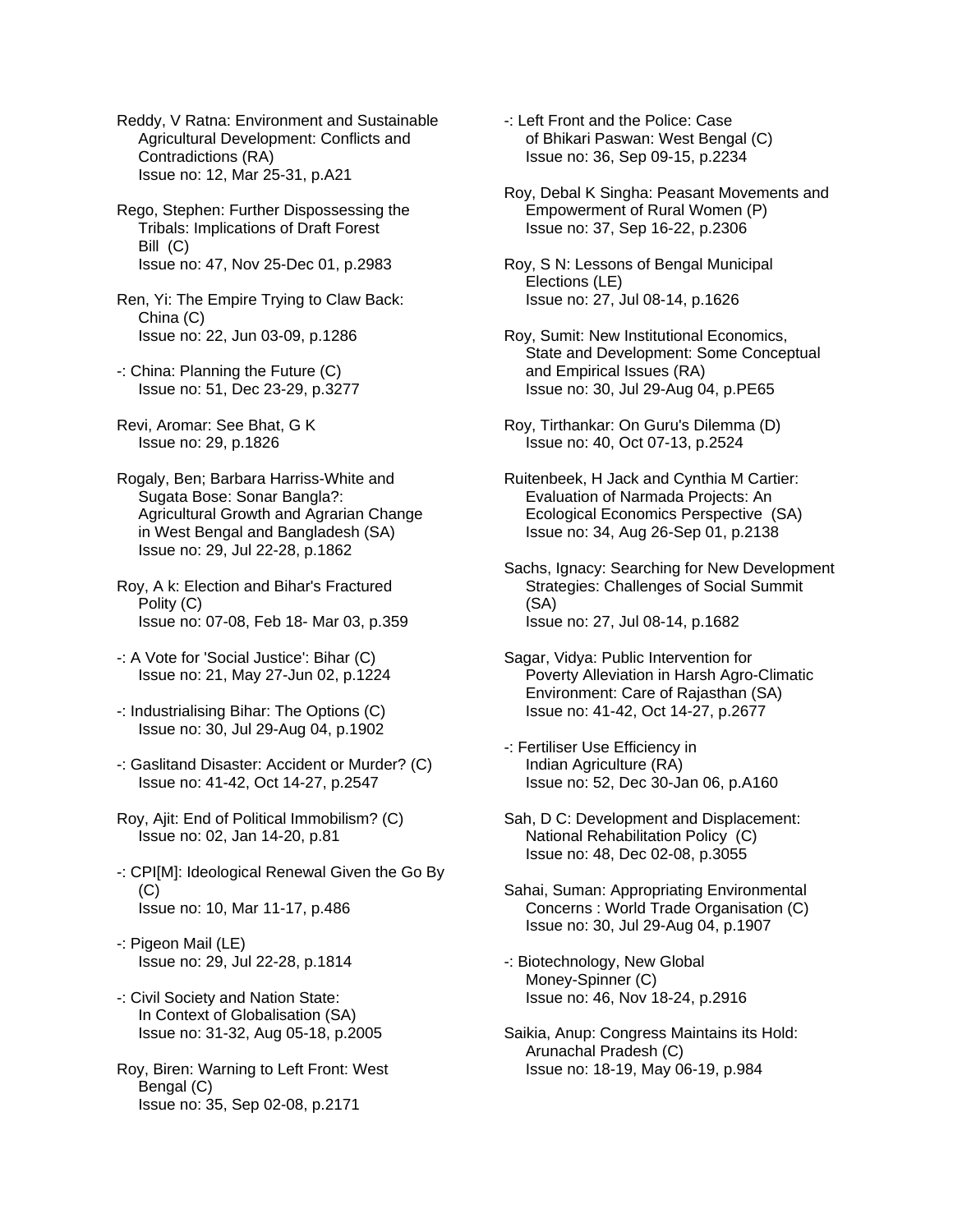Reddy, V Ratna: Environment and Sustainable Agricultural Development: Conflicts and Contradictions (RA)
Issue no: 12, Mar 25-31, p.A21

Rego, Stephen: Further Dispossessing the Tribals: Implications of Draft Forest Bill (C)
Issue no: 47, Nov 25-Dec 01, p.2983

Ren, Yi: The Empire Trying to Claw Back: China (C)
Issue no: 22, Jun 03-09, p.1286

-: China: Planning the Future (C)
Issue no: 51, Dec 23-29, p.3277

Revi, Aromar: See Bhat, G K
Issue no: 29, p.1826

Rogaly, Ben; Barbara Harriss-White and Sugata Bose: Sonar Bangla?: Agricultural Growth and Agrarian Change in West Bengal and Bangladesh (SA)
Issue no: 29, Jul 22-28, p.1862

Roy, A k: Election and Bihar's Fractured Polity (C)
Issue no: 07-08, Feb 18- Mar 03, p.359

-: A Vote for 'Social Justice': Bihar (C)
Issue no: 21, May 27-Jun 02, p.1224

-: Industrialising Bihar: The Options (C)
Issue no: 30, Jul 29-Aug 04, p.1902

-: Gaslitand Disaster: Accident or Murder? (C)
Issue no: 41-42, Oct 14-27, p.2547

Roy, Ajit: End of Political Immobilism? (C)
Issue no: 02, Jan 14-20, p.81

-: CPI[M]: Ideological Renewal Given the Go By (C)
Issue no: 10, Mar 11-17, p.486

-: Pigeon Mail (LE)
Issue no: 29, Jul 22-28, p.1814

-: Civil Society and Nation State: In Context of Globalisation (SA)
Issue no: 31-32, Aug 05-18, p.2005

Roy, Biren: Warning to Left Front: West Bengal (C)
Issue no: 35, Sep 02-08, p.2171

-: Left Front and the Police: Case of Bhikari Paswan: West Bengal (C)
Issue no: 36, Sep 09-15, p.2234

Roy, Debal K Singha: Peasant Movements and Empowerment of Rural Women (P)
Issue no: 37, Sep 16-22, p.2306

Roy, S N: Lessons of Bengal Municipal Elections (LE)
Issue no: 27, Jul 08-14, p.1626

Roy, Sumit: New Institutional Economics, State and Development: Some Conceptual and Empirical Issues (RA)
Issue no: 30, Jul 29-Aug 04, p.PE65

Roy, Tirthankar: On Guru's Dilemma (D)
Issue no: 40, Oct 07-13, p.2524

Ruitenbeek, H Jack and Cynthia M Cartier: Evaluation of Narmada Projects: An Ecological Economics Perspective (SA)
Issue no: 34, Aug 26-Sep 01, p.2138

Sachs, Ignacy: Searching for New Development Strategies: Challenges of Social Summit (SA)
Issue no: 27, Jul 08-14, p.1682

Sagar, Vidya: Public Intervention for Poverty Alleviation in Harsh Agro-Climatic Environment: Care of Rajasthan (SA)
Issue no: 41-42, Oct 14-27, p.2677

-: Fertiliser Use Efficiency in Indian Agriculture (RA)
Issue no: 52, Dec 30-Jan 06, p.A160

Sah, D C: Development and Displacement: National Rehabilitation Policy (C)
Issue no: 48, Dec 02-08, p.3055

Sahai, Suman: Appropriating Environmental Concerns : World Trade Organisation (C)
Issue no: 30, Jul 29-Aug 04, p.1907

-: Biotechnology, New Global Money-Spinner (C)
Issue no: 46, Nov 18-24, p.2916

Saikia, Anup: Congress Maintains its Hold: Arunachal Pradesh (C)
Issue no: 18-19, May 06-19, p.984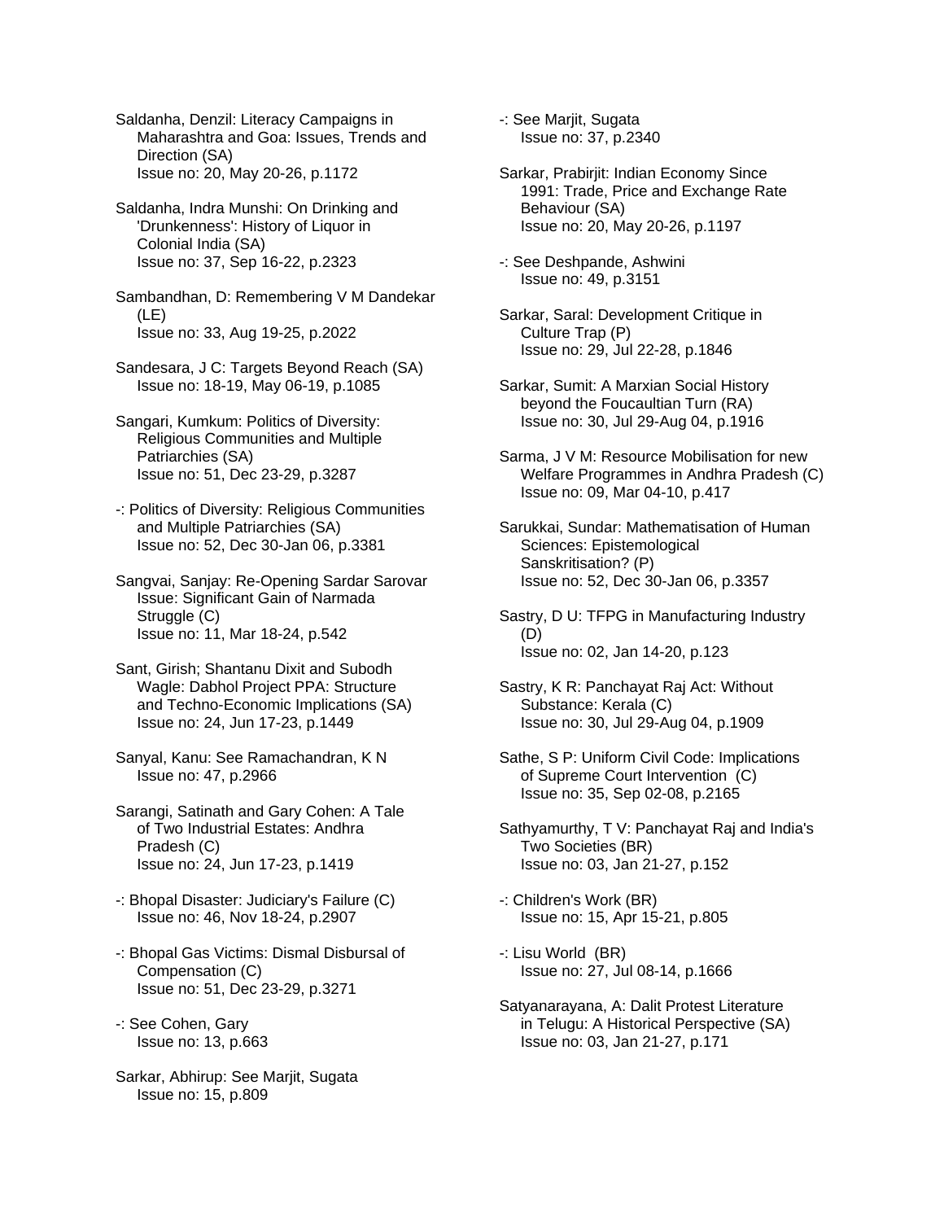Saldanha, Denzil: Literacy Campaigns in Maharashtra and Goa: Issues, Trends and Direction (SA)
Issue no: 20, May 20-26, p.1172

Saldanha, Indra Munshi: On Drinking and 'Drunkenness': History of Liquor in Colonial India (SA)
Issue no: 37, Sep 16-22, p.2323

Sambandhan, D: Remembering V M Dandekar (LE)
Issue no: 33, Aug 19-25, p.2022

Sandesara, J C: Targets Beyond Reach (SA)
Issue no: 18-19, May 06-19, p.1085

Sangari, Kumkum: Politics of Diversity: Religious Communities and Multiple Patriarchies (SA)
Issue no: 51, Dec 23-29, p.3287

-: Politics of Diversity: Religious Communities and Multiple Patriarchies (SA)
Issue no: 52, Dec 30-Jan 06, p.3381

Sangvai, Sanjay: Re-Opening Sardar Sarovar Issue: Significant Gain of Narmada Struggle (C)
Issue no: 11, Mar 18-24, p.542

Sant, Girish; Shantanu Dixit and Subodh Wagle: Dabhol Project PPA: Structure and Techno-Economic Implications (SA)
Issue no: 24, Jun 17-23, p.1449

Sanyal, Kanu: See Ramachandran, K N
Issue no: 47, p.2966

Sarangi, Satinath and Gary Cohen: A Tale of Two Industrial Estates: Andhra Pradesh (C)
Issue no: 24, Jun 17-23, p.1419

-: Bhopal Disaster: Judiciary's Failure (C)
Issue no: 46, Nov 18-24, p.2907

-: Bhopal Gas Victims: Dismal Disbursal of Compensation (C)
Issue no: 51, Dec 23-29, p.3271

-: See Cohen, Gary
Issue no: 13, p.663

Sarkar, Abhirup: See Marjit, Sugata
Issue no: 15, p.809

-: See Marjit, Sugata
Issue no: 37, p.2340

Sarkar, Prabirjit: Indian Economy Since 1991: Trade, Price and Exchange Rate Behaviour (SA)
Issue no: 20, May 20-26, p.1197

-: See Deshpande, Ashwini
Issue no: 49, p.3151

Sarkar, Saral: Development Critique in Culture Trap (P)
Issue no: 29, Jul 22-28, p.1846

Sarkar, Sumit: A Marxian Social History beyond the Foucaultian Turn (RA)
Issue no: 30, Jul 29-Aug 04, p.1916

Sarma, J V M: Resource Mobilisation for new Welfare Programmes in Andhra Pradesh (C)
Issue no: 09, Mar 04-10, p.417

Sarukkai, Sundar: Mathematisation of Human Sciences: Epistemological Sanskritisation? (P)
Issue no: 52, Dec 30-Jan 06, p.3357

Sastry, D U: TFPG in Manufacturing Industry (D)
Issue no: 02, Jan 14-20, p.123

Sastry, K R: Panchayat Raj Act: Without Substance: Kerala (C)
Issue no: 30, Jul 29-Aug 04, p.1909

Sathe, S P: Uniform Civil Code: Implications of Supreme Court Intervention (C)
Issue no: 35, Sep 02-08, p.2165

Sathyamurthy, T V: Panchayat Raj and India's Two Societies (BR)
Issue no: 03, Jan 21-27, p.152

-: Children's Work (BR)
Issue no: 15, Apr 15-21, p.805

-: Lisu World (BR)
Issue no: 27, Jul 08-14, p.1666

Satyanarayana, A: Dalit Protest Literature in Telugu: A Historical Perspective (SA)
Issue no: 03, Jan 21-27, p.171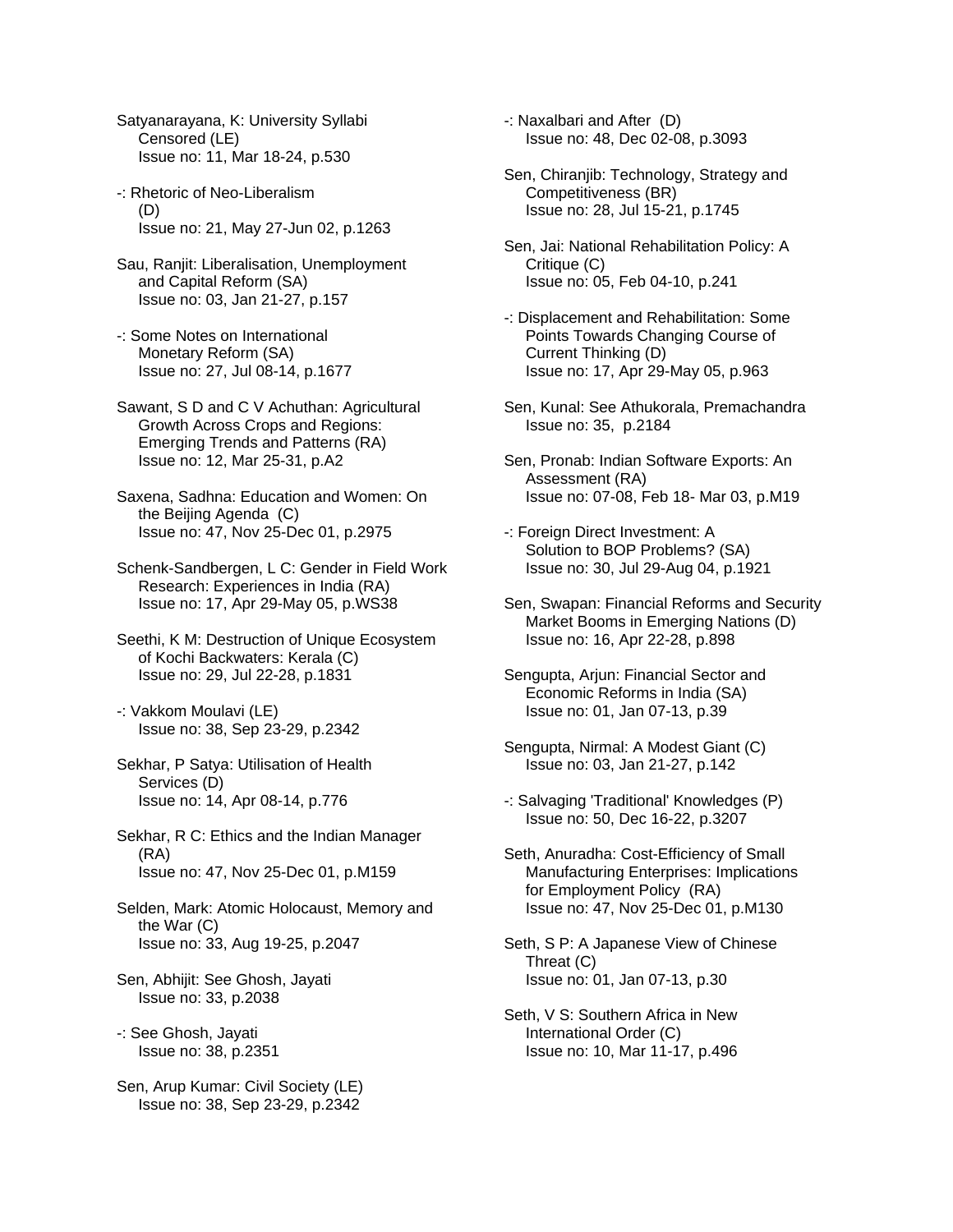Satyanarayana, K: University Syllabi Censored (LE)
Issue no: 11, Mar 18-24, p.530

-: Rhetoric of Neo-Liberalism (D)
Issue no: 21, May 27-Jun 02, p.1263

Sau, Ranjit: Liberalisation, Unemployment and Capital Reform (SA)
Issue no: 03, Jan 21-27, p.157

-: Some Notes on International Monetary Reform (SA)
Issue no: 27, Jul 08-14, p.1677

Sawant, S D and C V Achuthan: Agricultural Growth Across Crops and Regions: Emerging Trends and Patterns (RA)
Issue no: 12, Mar 25-31, p.A2

Saxena, Sadhna: Education and Women: On the Beijing Agenda (C)
Issue no: 47, Nov 25-Dec 01, p.2975

Schenk-Sandbergen, L C: Gender in Field Work Research: Experiences in India (RA)
Issue no: 17, Apr 29-May 05, p.WS38

Seethi, K M: Destruction of Unique Ecosystem of Kochi Backwaters: Kerala (C)
Issue no: 29, Jul 22-28, p.1831

-: Vakkom Moulavi (LE)
Issue no: 38, Sep 23-29, p.2342

Sekhar, P Satya: Utilisation of Health Services (D)
Issue no: 14, Apr 08-14, p.776

Sekhar, R C: Ethics and the Indian Manager (RA)
Issue no: 47, Nov 25-Dec 01, p.M159

Selden, Mark: Atomic Holocaust, Memory and the War (C)
Issue no: 33, Aug 19-25, p.2047

Sen, Abhijit: See Ghosh, Jayati
Issue no: 33, p.2038

-: See Ghosh, Jayati
Issue no: 38, p.2351

Sen, Arup Kumar: Civil Society (LE)
Issue no: 38, Sep 23-29, p.2342

-: Naxalbari and After (D)
Issue no: 48, Dec 02-08, p.3093

Sen, Chiranjib: Technology, Strategy and Competitiveness (BR)
Issue no: 28, Jul 15-21, p.1745

Sen, Jai: National Rehabilitation Policy: A Critique (C)
Issue no: 05, Feb 04-10, p.241

-: Displacement and Rehabilitation: Some Points Towards Changing Course of Current Thinking (D)
Issue no: 17, Apr 29-May 05, p.963

Sen, Kunal: See Athukorala, Premachandra
Issue no: 35, p.2184

Sen, Pronab: Indian Software Exports: An Assessment (RA)
Issue no: 07-08, Feb 18- Mar 03, p.M19

-: Foreign Direct Investment: A Solution to BOP Problems? (SA)
Issue no: 30, Jul 29-Aug 04, p.1921

Sen, Swapan: Financial Reforms and Security Market Booms in Emerging Nations (D)
Issue no: 16, Apr 22-28, p.898

Sengupta, Arjun: Financial Sector and Economic Reforms in India (SA)
Issue no: 01, Jan 07-13, p.39

Sengupta, Nirmal: A Modest Giant (C)
Issue no: 03, Jan 21-27, p.142

-: Salvaging 'Traditional' Knowledges (P)
Issue no: 50, Dec 16-22, p.3207

Seth, Anuradha: Cost-Efficiency of Small Manufacturing Enterprises: Implications for Employment Policy (RA)
Issue no: 47, Nov 25-Dec 01, p.M130

Seth, S P: A Japanese View of Chinese Threat (C)
Issue no: 01, Jan 07-13, p.30

Seth, V S: Southern Africa in New International Order (C)
Issue no: 10, Mar 11-17, p.496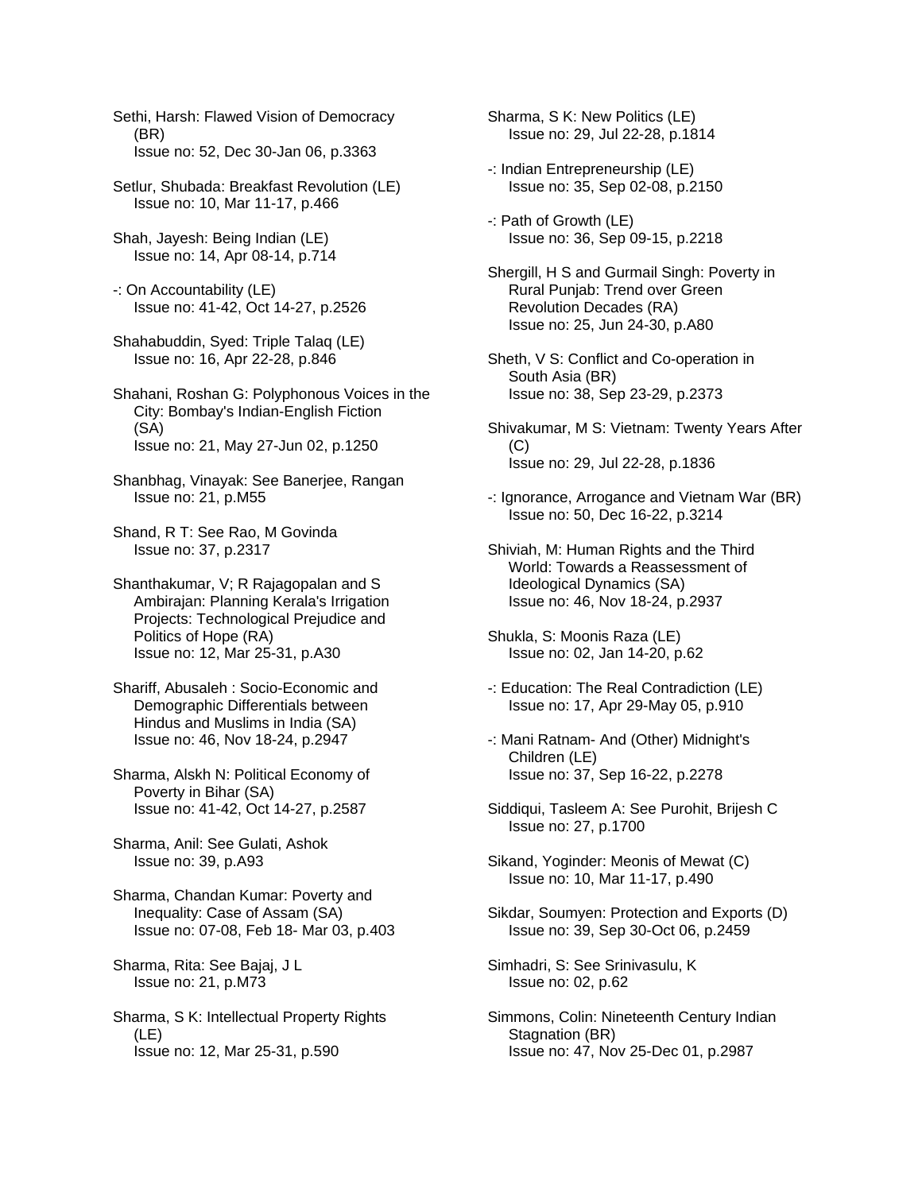Sethi, Harsh: Flawed Vision of Democracy (BR)
Issue no: 52, Dec 30-Jan 06, p.3363

Setlur, Shubada: Breakfast Revolution (LE)
Issue no: 10, Mar 11-17, p.466

Shah, Jayesh: Being Indian (LE)
Issue no: 14, Apr 08-14, p.714

-: On Accountability (LE)
Issue no: 41-42, Oct 14-27, p.2526

Shahabuddin, Syed: Triple Talaq (LE)
Issue no: 16, Apr 22-28, p.846

Shahani, Roshan G: Polyphonous Voices in the City: Bombay's Indian-English Fiction (SA)
Issue no: 21, May 27-Jun 02, p.1250

Shanbhag, Vinayak: See Banerjee, Rangan
Issue no: 21, p.M55

Shand, R T: See Rao, M Govinda
Issue no: 37, p.2317

Shanthakumar, V; R Rajagopalan and S Ambirajan: Planning Kerala's Irrigation Projects: Technological Prejudice and Politics of Hope (RA)
Issue no: 12, Mar 25-31, p.A30

Shariff, Abusaleh : Socio-Economic and Demographic Differentials between Hindus and Muslims in India (SA)
Issue no: 46, Nov 18-24, p.2947

Sharma, Alskh N: Political Economy of Poverty in Bihar (SA)
Issue no: 41-42, Oct 14-27, p.2587

Sharma, Anil: See Gulati, Ashok
Issue no: 39, p.A93

Sharma, Chandan Kumar: Poverty and Inequality: Case of Assam (SA)
Issue no: 07-08, Feb 18- Mar 03, p.403

Sharma, Rita: See Bajaj, J L
Issue no: 21, p.M73

Sharma, S K: Intellectual Property Rights (LE)
Issue no: 12, Mar 25-31, p.590

Sharma, S K: New Politics (LE)
Issue no: 29, Jul 22-28, p.1814

-: Indian Entrepreneurship (LE)
Issue no: 35, Sep 02-08, p.2150

-: Path of Growth (LE)
Issue no: 36, Sep 09-15, p.2218

Shergill, H S and Gurmail Singh: Poverty in Rural Punjab: Trend over Green Revolution Decades (RA)
Issue no: 25, Jun 24-30, p.A80

Sheth, V S: Conflict and Co-operation in South Asia (BR)
Issue no: 38, Sep 23-29, p.2373

Shivakumar, M S: Vietnam: Twenty Years After (C)
Issue no: 29, Jul 22-28, p.1836

-: Ignorance, Arrogance and Vietnam War (BR)
Issue no: 50, Dec 16-22, p.3214

Shiviah, M: Human Rights and the Third World: Towards a Reassessment of Ideological Dynamics (SA)
Issue no: 46, Nov 18-24, p.2937

Shukla, S: Moonis Raza (LE)
Issue no: 02, Jan 14-20, p.62

-: Education: The Real Contradiction (LE)
Issue no: 17, Apr 29-May 05, p.910

-: Mani Ratnam- And (Other) Midnight's Children (LE)
Issue no: 37, Sep 16-22, p.2278

Siddiqui, Tasleem A: See Purohit, Brijesh C
Issue no: 27, p.1700

Sikand, Yoginder: Meonis of Mewat (C)
Issue no: 10, Mar 11-17, p.490

Sikdar, Soumyen: Protection and Exports (D)
Issue no: 39, Sep 30-Oct 06, p.2459

Simhadri, S: See Srinivasulu, K
Issue no: 02, p.62

Simmons, Colin: Nineteenth Century Indian Stagnation (BR)
Issue no: 47, Nov 25-Dec 01, p.2987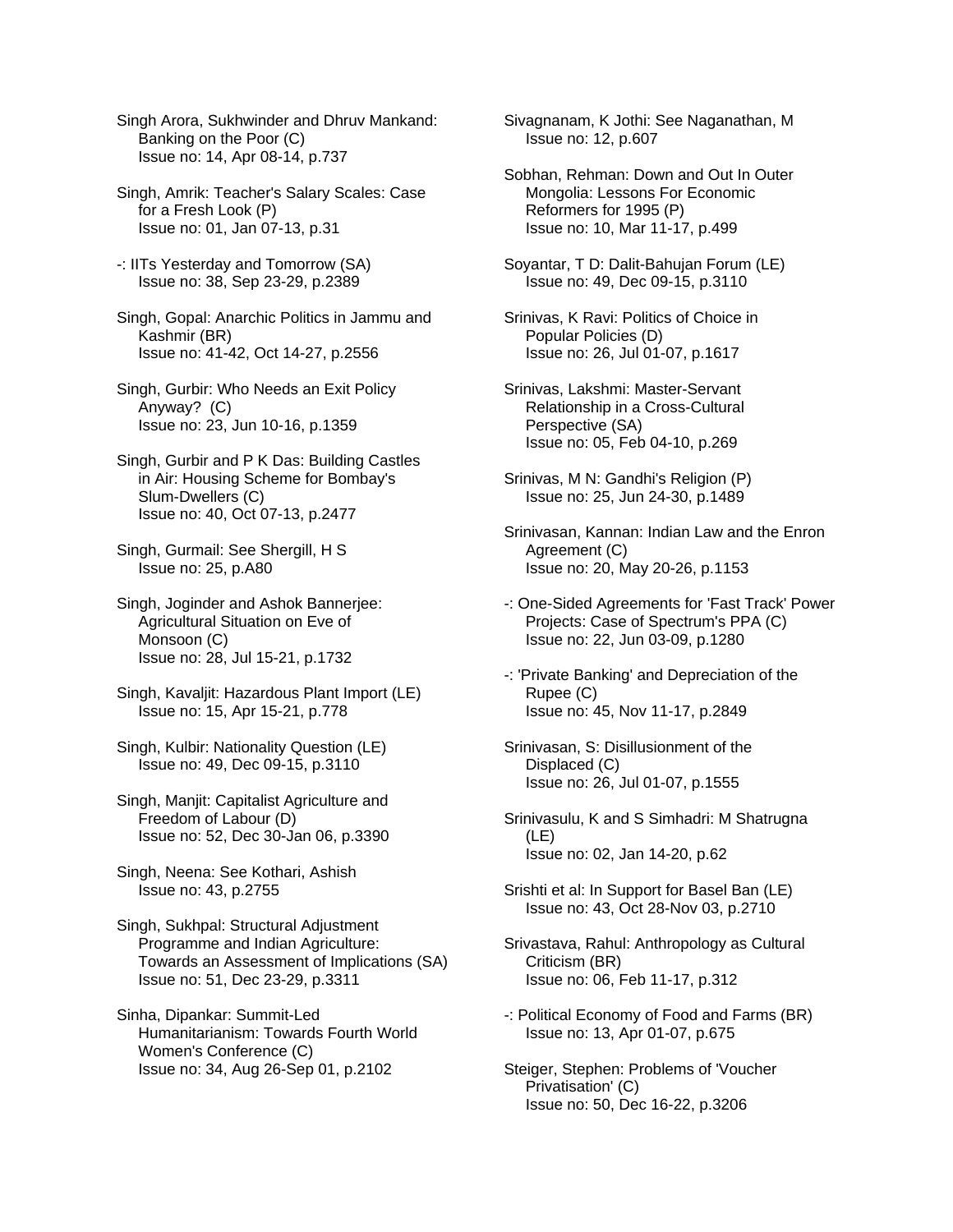Singh Arora, Sukhwinder and Dhruv Mankand: Banking on the Poor (C)
Issue no: 14, Apr 08-14, p.737

Singh, Amrik: Teacher's Salary Scales: Case for a Fresh Look (P)
Issue no: 01, Jan 07-13, p.31

-: IITs Yesterday and Tomorrow (SA)
Issue no: 38, Sep 23-29, p.2389

Singh, Gopal: Anarchic Politics in Jammu and Kashmir (BR)
Issue no: 41-42, Oct 14-27, p.2556

Singh, Gurbir: Who Needs an Exit Policy Anyway? (C)
Issue no: 23, Jun 10-16, p.1359

Singh, Gurbir and P K Das: Building Castles in Air: Housing Scheme for Bombay's Slum-Dwellers (C)
Issue no: 40, Oct 07-13, p.2477

Singh, Gurmail: See Shergill, H S
Issue no: 25, p.A80

Singh, Joginder and Ashok Bannerjee: Agricultural Situation on Eve of Monsoon (C)
Issue no: 28, Jul 15-21, p.1732

Singh, Kavaljit: Hazardous Plant Import (LE)
Issue no: 15, Apr 15-21, p.778

Singh, Kulbir: Nationality Question (LE)
Issue no: 49, Dec 09-15, p.3110

Singh, Manjit: Capitalist Agriculture and Freedom of Labour (D)
Issue no: 52, Dec 30-Jan 06, p.3390

Singh, Neena: See Kothari, Ashish
Issue no: 43, p.2755

Singh, Sukhpal: Structural Adjustment Programme and Indian Agriculture: Towards an Assessment of Implications (SA)
Issue no: 51, Dec 23-29, p.3311

Sinha, Dipankar: Summit-Led Humanitarianism: Towards Fourth World Women's Conference (C)
Issue no: 34, Aug 26-Sep 01, p.2102

Sivagnanam, K Jothi: See Naganathan, M
Issue no: 12, p.607

Sobhan, Rehman: Down and Out In Outer Mongolia: Lessons For Economic Reformers for 1995 (P)
Issue no: 10, Mar 11-17, p.499

Soyantar, T D: Dalit-Bahujan Forum (LE)
Issue no: 49, Dec 09-15, p.3110

Srinivas, K Ravi: Politics of Choice in Popular Policies (D)
Issue no: 26, Jul 01-07, p.1617

Srinivas, Lakshmi: Master-Servant Relationship in a Cross-Cultural Perspective (SA)
Issue no: 05, Feb 04-10, p.269

Srinivas, M N: Gandhi's Religion (P)
Issue no: 25, Jun 24-30, p.1489

Srinivasan, Kannan: Indian Law and the Enron Agreement (C)
Issue no: 20, May 20-26, p.1153

-: One-Sided Agreements for 'Fast Track' Power Projects: Case of Spectrum's PPA (C)
Issue no: 22, Jun 03-09, p.1280

-: 'Private Banking' and Depreciation of the Rupee (C)
Issue no: 45, Nov 11-17, p.2849

Srinivasan, S: Disillusionment of the Displaced (C)
Issue no: 26, Jul 01-07, p.1555

Srinivasulu, K and S Simhadri: M Shatrugna (LE)
Issue no: 02, Jan 14-20, p.62

Srishti et al: In Support for Basel Ban (LE)
Issue no: 43, Oct 28-Nov 03, p.2710

Srivastava, Rahul: Anthropology as Cultural Criticism (BR)
Issue no: 06, Feb 11-17, p.312

-: Political Economy of Food and Farms (BR)
Issue no: 13, Apr 01-07, p.675

Steiger, Stephen: Problems of 'Voucher Privatisation' (C)
Issue no: 50, Dec 16-22, p.3206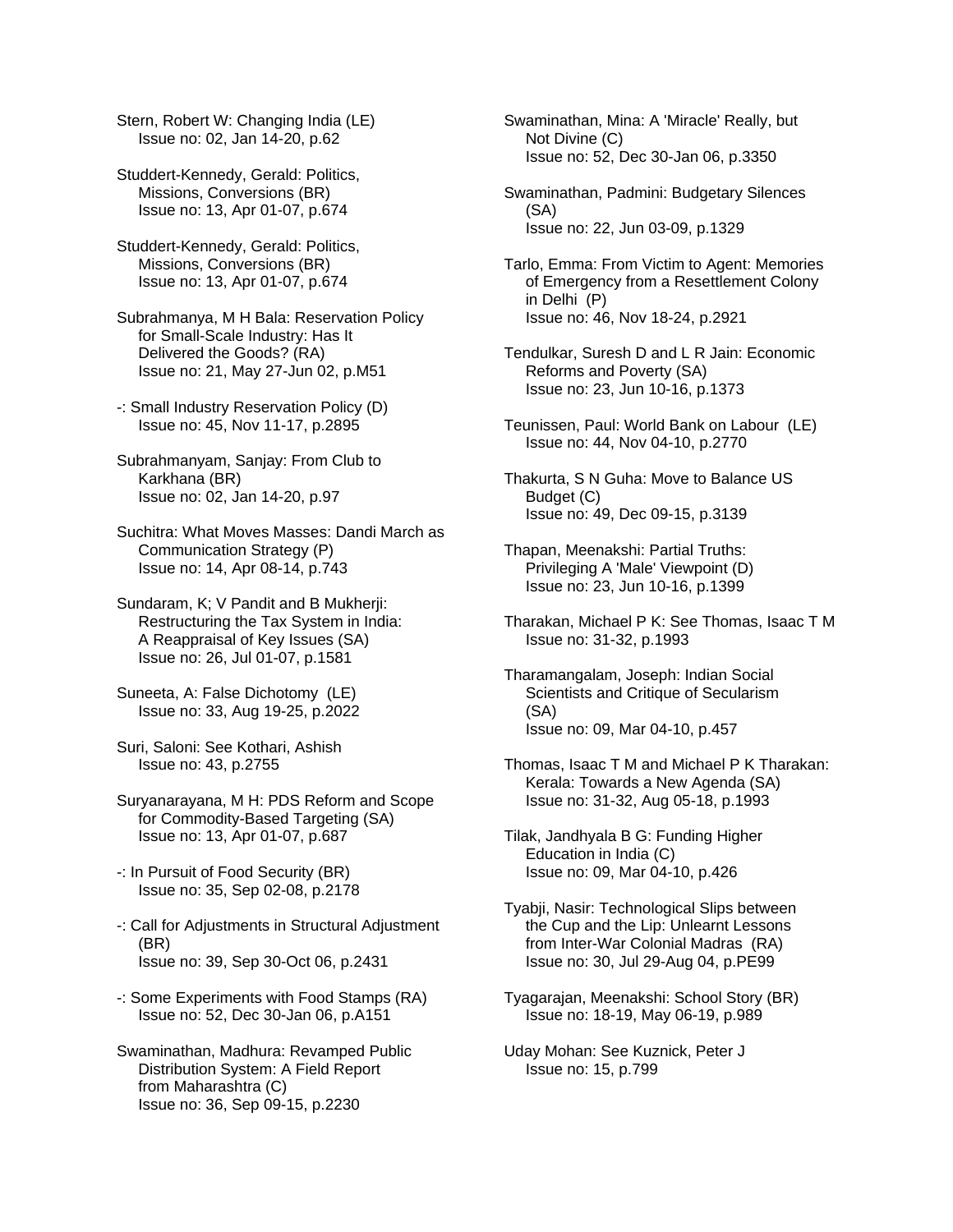Stern, Robert W: Changing India (LE)
Issue no: 02, Jan 14-20, p.62

Studdert-Kennedy, Gerald: Politics, Missions, Conversions (BR)
Issue no: 13, Apr 01-07, p.674

Studdert-Kennedy, Gerald: Politics, Missions, Conversions (BR)
Issue no: 13, Apr 01-07, p.674

Subrahmanya, M H Bala: Reservation Policy for Small-Scale Industry: Has It Delivered the Goods? (RA)
Issue no: 21, May 27-Jun 02, p.M51

-: Small Industry Reservation Policy (D)
Issue no: 45, Nov 11-17, p.2895

Subrahmanyam, Sanjay: From Club to Karkhana (BR)
Issue no: 02, Jan 14-20, p.97

Suchitra: What Moves Masses: Dandi March as Communication Strategy (P)
Issue no: 14, Apr 08-14, p.743

Sundaram, K; V Pandit and B Mukherji: Restructuring the Tax System in India: A Reappraisal of Key Issues (SA)
Issue no: 26, Jul 01-07, p.1581

Suneeta, A: False Dichotomy (LE)
Issue no: 33, Aug 19-25, p.2022

Suri, Saloni: See Kothari, Ashish
Issue no: 43, p.2755

Suryanarayana, M H: PDS Reform and Scope for Commodity-Based Targeting (SA)
Issue no: 13, Apr 01-07, p.687

-: In Pursuit of Food Security (BR)
Issue no: 35, Sep 02-08, p.2178

-: Call for Adjustments in Structural Adjustment (BR)
Issue no: 39, Sep 30-Oct 06, p.2431

-: Some Experiments with Food Stamps (RA)
Issue no: 52, Dec 30-Jan 06, p.A151

Swaminathan, Madhura: Revamped Public Distribution System: A Field Report from Maharashtra (C)
Issue no: 36, Sep 09-15, p.2230

Swaminathan, Mina: A 'Miracle' Really, but Not Divine (C)
Issue no: 52, Dec 30-Jan 06, p.3350

Swaminathan, Padmini: Budgetary Silences (SA)
Issue no: 22, Jun 03-09, p.1329

Tarlo, Emma: From Victim to Agent: Memories of Emergency from a Resettlement Colony in Delhi (P)
Issue no: 46, Nov 18-24, p.2921

Tendulkar, Suresh D and L R Jain: Economic Reforms and Poverty (SA)
Issue no: 23, Jun 10-16, p.1373

Teunissen, Paul: World Bank on Labour (LE)
Issue no: 44, Nov 04-10, p.2770

Thakurta, S N Guha: Move to Balance US Budget (C)
Issue no: 49, Dec 09-15, p.3139

Thapan, Meenakshi: Partial Truths: Privileging A 'Male' Viewpoint (D)
Issue no: 23, Jun 10-16, p.1399

Tharakan, Michael P K: See Thomas, Isaac T M
Issue no: 31-32, p.1993

Tharamangalam, Joseph: Indian Social Scientists and Critique of Secularism (SA)
Issue no: 09, Mar 04-10, p.457

Thomas, Isaac T M and Michael P K Tharakan: Kerala: Towards a New Agenda (SA)
Issue no: 31-32, Aug 05-18, p.1993

Tilak, Jandhyala B G: Funding Higher Education in India (C)
Issue no: 09, Mar 04-10, p.426

Tyabji, Nasir: Technological Slips between the Cup and the Lip: Unlearnt Lessons from Inter-War Colonial Madras (RA)
Issue no: 30, Jul 29-Aug 04, p.PE99

Tyagarajan, Meenakshi: School Story (BR)
Issue no: 18-19, May 06-19, p.989

Uday Mohan: See Kuznick, Peter J
Issue no: 15, p.799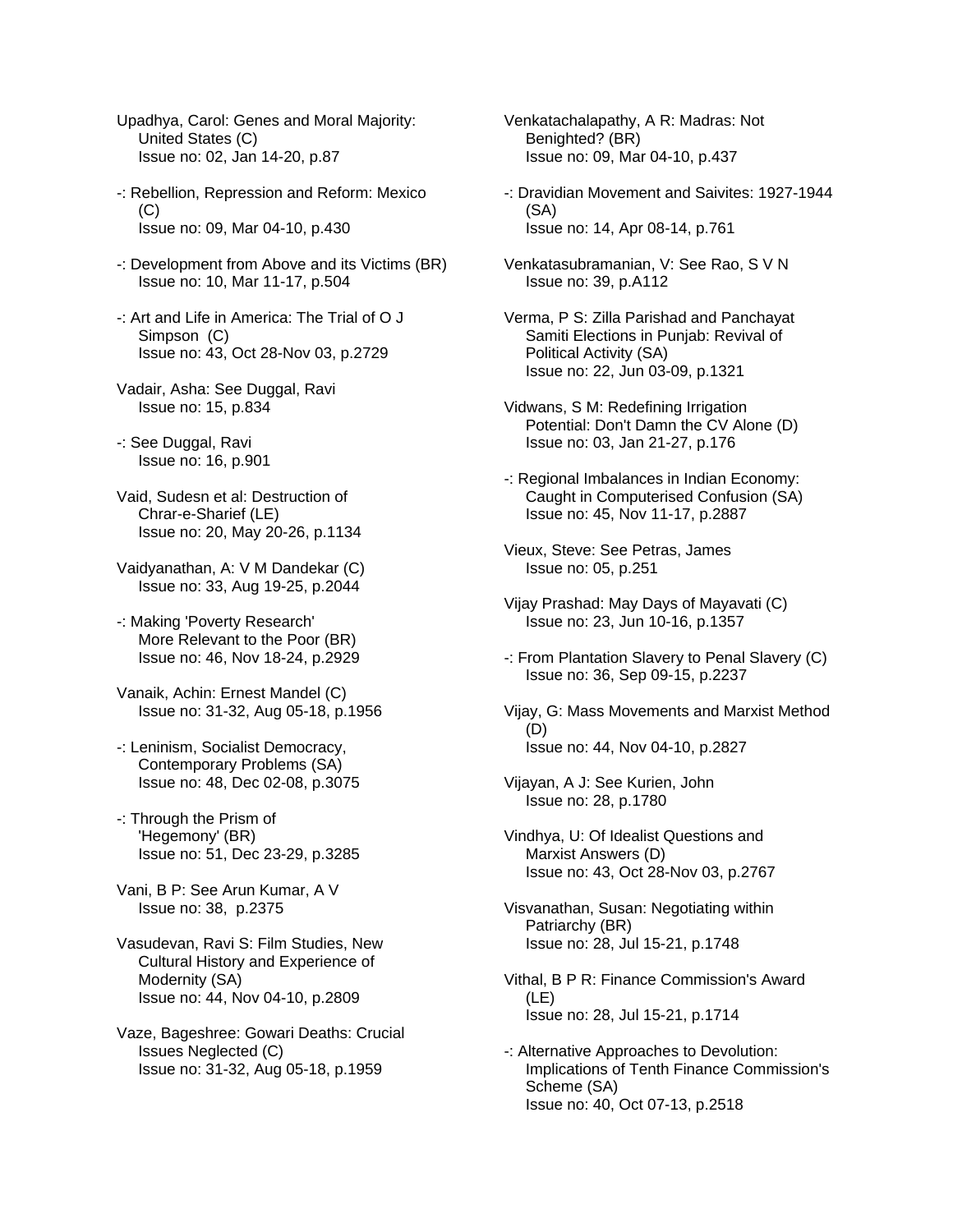Upadhya, Carol: Genes and Moral Majority: United States (C)
Issue no: 02, Jan 14-20, p.87

-: Rebellion, Repression and Reform: Mexico (C)
Issue no: 09, Mar 04-10, p.430

-: Development from Above and its Victims (BR)
Issue no: 10, Mar 11-17, p.504

-: Art and Life in America: The Trial of O J Simpson (C)
Issue no: 43, Oct 28-Nov 03, p.2729

Vadair, Asha: See Duggal, Ravi
Issue no: 15, p.834

-: See Duggal, Ravi
Issue no: 16, p.901

Vaid, Sudesn et al: Destruction of Chrar-e-Sharief (LE)
Issue no: 20, May 20-26, p.1134

Vaidyanathan, A: V M Dandekar (C)
Issue no: 33, Aug 19-25, p.2044

-: Making 'Poverty Research' More Relevant to the Poor (BR)
Issue no: 46, Nov 18-24, p.2929

Vanaik, Achin: Ernest Mandel (C)
Issue no: 31-32, Aug 05-18, p.1956

-: Leninism, Socialist Democracy, Contemporary Problems (SA)
Issue no: 48, Dec 02-08, p.3075

-: Through the Prism of 'Hegemony' (BR)
Issue no: 51, Dec 23-29, p.3285

Vani, B P: See Arun Kumar, A V
Issue no: 38, p.2375

Vasudevan, Ravi S: Film Studies, New Cultural History and Experience of Modernity (SA)
Issue no: 44, Nov 04-10, p.2809

Vaze, Bageshree: Gowari Deaths: Crucial Issues Neglected (C)
Issue no: 31-32, Aug 05-18, p.1959

Venkatachalapathy, A R: Madras: Not Benighted? (BR)
Issue no: 09, Mar 04-10, p.437

-: Dravidian Movement and Saivites: 1927-1944 (SA)
Issue no: 14, Apr 08-14, p.761

Venkatasubramanian, V: See Rao, S V N
Issue no: 39, p.A112

Verma, P S: Zilla Parishad and Panchayat Samiti Elections in Punjab: Revival of Political Activity (SA)
Issue no: 22, Jun 03-09, p.1321

Vidwans, S M: Redefining Irrigation Potential: Don't Damn the CV Alone (D)
Issue no: 03, Jan 21-27, p.176

-: Regional Imbalances in Indian Economy: Caught in Computerised Confusion (SA)
Issue no: 45, Nov 11-17, p.2887

Vieux, Steve: See Petras, James
Issue no: 05, p.251

Vijay Prashad: May Days of Mayavati (C)
Issue no: 23, Jun 10-16, p.1357

-: From Plantation Slavery to Penal Slavery (C)
Issue no: 36, Sep 09-15, p.2237

Vijay, G: Mass Movements and Marxist Method (D)
Issue no: 44, Nov 04-10, p.2827

Vijayan, A J: See Kurien, John
Issue no: 28, p.1780

Vindhya, U: Of Idealist Questions and Marxist Answers (D)
Issue no: 43, Oct 28-Nov 03, p.2767

Visvanathan, Susan: Negotiating within Patriarchy (BR)
Issue no: 28, Jul 15-21, p.1748

Vithal, B P R: Finance Commission's Award (LE)
Issue no: 28, Jul 15-21, p.1714

-: Alternative Approaches to Devolution: Implications of Tenth Finance Commission's Scheme (SA)
Issue no: 40, Oct 07-13, p.2518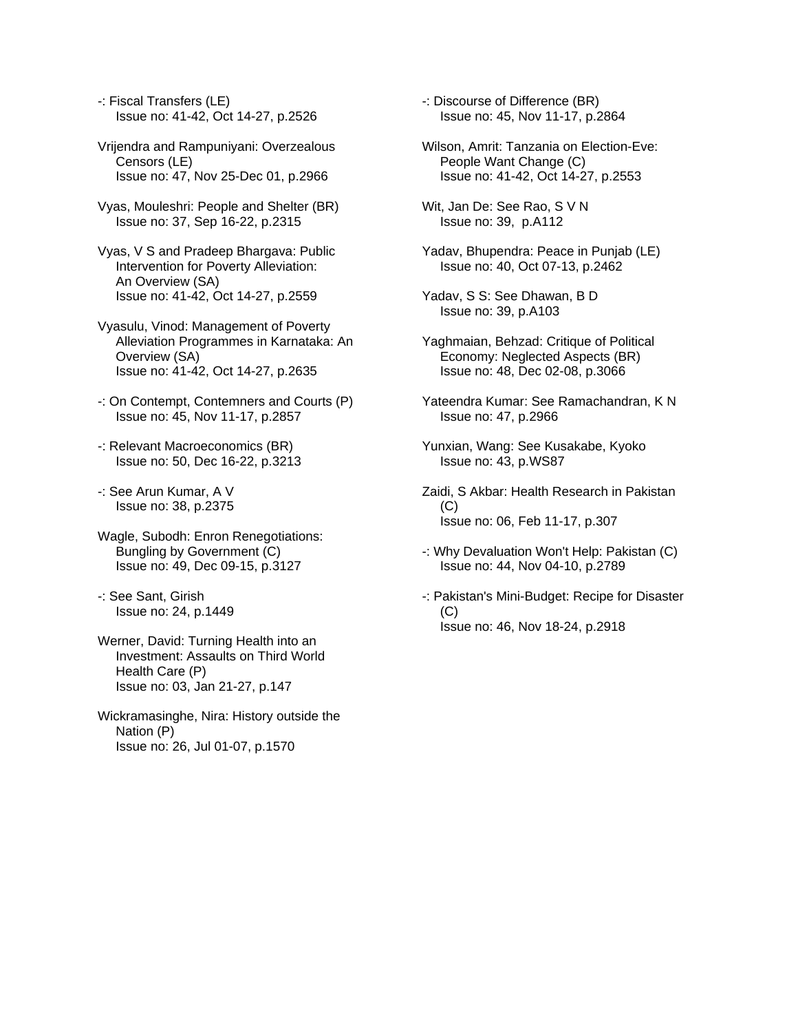-: Fiscal Transfers (LE)
Issue no: 41-42, Oct 14-27, p.2526

Vrijendra and Rampuniyani: Overzealous Censors (LE)
Issue no: 47, Nov 25-Dec 01, p.2966

Vyas, Mouleshri: People and Shelter (BR)
Issue no: 37, Sep 16-22, p.2315

Vyas, V S and Pradeep Bhargava: Public Intervention for Poverty Alleviation: An Overview (SA)
Issue no: 41-42, Oct 14-27, p.2559

Vyasulu, Vinod: Management of Poverty Alleviation Programmes in Karnataka: An Overview (SA)
Issue no: 41-42, Oct 14-27, p.2635

-: On Contempt, Contemners and Courts (P)
Issue no: 45, Nov 11-17, p.2857

-: Relevant Macroeconomics (BR)
Issue no: 50, Dec 16-22, p.3213

-: See Arun Kumar, A V
Issue no: 38, p.2375

Wagle, Subodh: Enron Renegotiations: Bungling by Government (C)
Issue no: 49, Dec 09-15, p.3127

-: See Sant, Girish
Issue no: 24, p.1449

Werner, David: Turning Health into an Investment: Assaults on Third World Health Care (P)
Issue no: 03, Jan 21-27, p.147

Wickramasinghe, Nira: History outside the Nation (P)
Issue no: 26, Jul 01-07, p.1570

-: Discourse of Difference (BR)
Issue no: 45, Nov 11-17, p.2864

Wilson, Amrit: Tanzania on Election-Eve: People Want Change (C)
Issue no: 41-42, Oct 14-27, p.2553

Wit, Jan De: See Rao, S V N
Issue no: 39, p.A112

Yadav, Bhupendra: Peace in Punjab (LE)
Issue no: 40, Oct 07-13, p.2462

Yadav, S S: See Dhawan, B D
Issue no: 39, p.A103

Yaghmaian, Behzad: Critique of Political Economy: Neglected Aspects (BR)
Issue no: 48, Dec 02-08, p.3066

Yateendra Kumar: See Ramachandran, K N
Issue no: 47, p.2966

Yunxian, Wang: See Kusakabe, Kyoko
Issue no: 43, p.WS87

Zaidi, S Akbar: Health Research in Pakistan (C)
Issue no: 06, Feb 11-17, p.307

-: Why Devaluation Won't Help: Pakistan (C)
Issue no: 44, Nov 04-10, p.2789

-: Pakistan's Mini-Budget: Recipe for Disaster (C)
Issue no: 46, Nov 18-24, p.2918